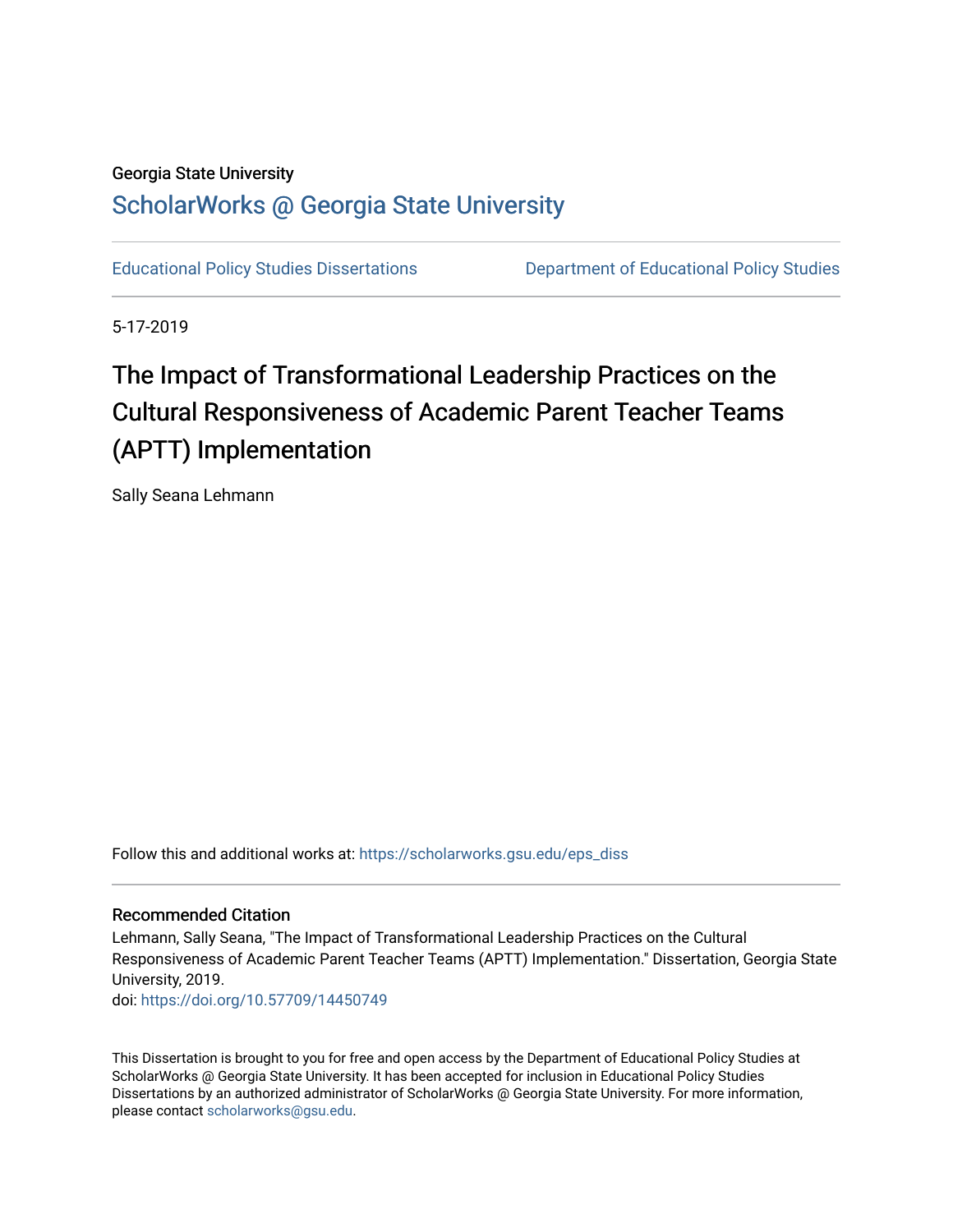Georgia State University

# ScholarWorks @ Georgia State University

Educational Policy Studies Dissertations

Department of Educational Policy Studies

5-17-2019

# The Impact of Transformational Leadership Practices on the Cultural Responsiveness of Academic Parent Teacher Teams (APTT) Implementation

Sally Seana Lehmann

Follow this and additional works at: https://scholarworks.gsu.edu/eps_diss

## Recommended Citation

Lehmann, Sally Seana, "The Impact of Transformational Leadership Practices on the Cultural Responsiveness of Academic Parent Teacher Teams (APTT) Implementation." Dissertation, Georgia State University, 2019.
doi: https://doi.org/10.57709/14450749

This Dissertation is brought to you for free and open access by the Department of Educational Policy Studies at ScholarWorks @ Georgia State University. It has been accepted for inclusion in Educational Policy Studies Dissertations by an authorized administrator of ScholarWorks @ Georgia State University. For more information, please contact scholarworks@gsu.edu.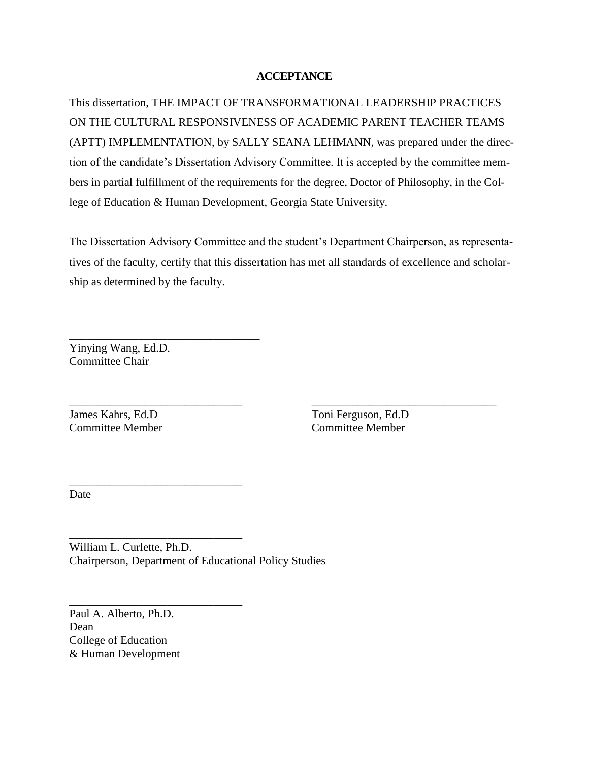## ACCEPTANCE

This dissertation, THE IMPACT OF TRANSFORMATIONAL LEADERSHIP PRACTICES ON THE CULTURAL RESPONSIVENESS OF ACADEMIC PARENT TEACHER TEAMS (APTT) IMPLEMENTATION, by SALLY SEANA LEHMANN, was prepared under the direction of the candidate's Dissertation Advisory Committee. It is accepted by the committee members in partial fulfillment of the requirements for the degree, Doctor of Philosophy, in the College of Education & Human Development, Georgia State University.

The Dissertation Advisory Committee and the student's Department Chairperson, as representatives of the faculty, certify that this dissertation has met all standards of excellence and scholarship as determined by the faculty.

_______________________________
Yinying Wang, Ed.D.
Committee Chair

_______________________________
James Kahrs, Ed.D
Committee Member

_______________________________
Toni Ferguson, Ed.D
Committee Member

_______________________________
Date

_______________________________
William L. Curlette, Ph.D.
Chairperson, Department of Educational Policy Studies

_______________________________
Paul A. Alberto, Ph.D.
Dean
College of Education
& Human Development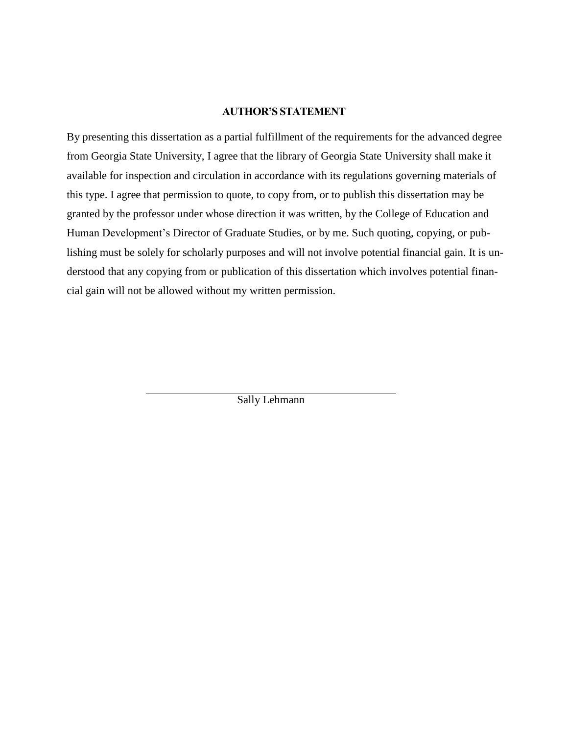## AUTHOR'S STATEMENT

By presenting this dissertation as a partial fulfillment of the requirements for the advanced degree from Georgia State University, I agree that the library of Georgia State University shall make it available for inspection and circulation in accordance with its regulations governing materials of this type. I agree that permission to quote, to copy from, or to publish this dissertation may be granted by the professor under whose direction it was written, by the College of Education and Human Development's Director of Graduate Studies, or by me. Such quoting, copying, or publishing must be solely for scholarly purposes and will not involve potential financial gain. It is understood that any copying from or publication of this dissertation which involves potential financial gain will not be allowed without my written permission.

\_\_\_\_\_\_\_\_\_\_\_\_\_\_\_\_\_\_\_\_\_\_\_\_\_\_\_\_\_\_\_\_\_\_\_\_\_\_\_\_\_\_\_\_

Sally Lehmann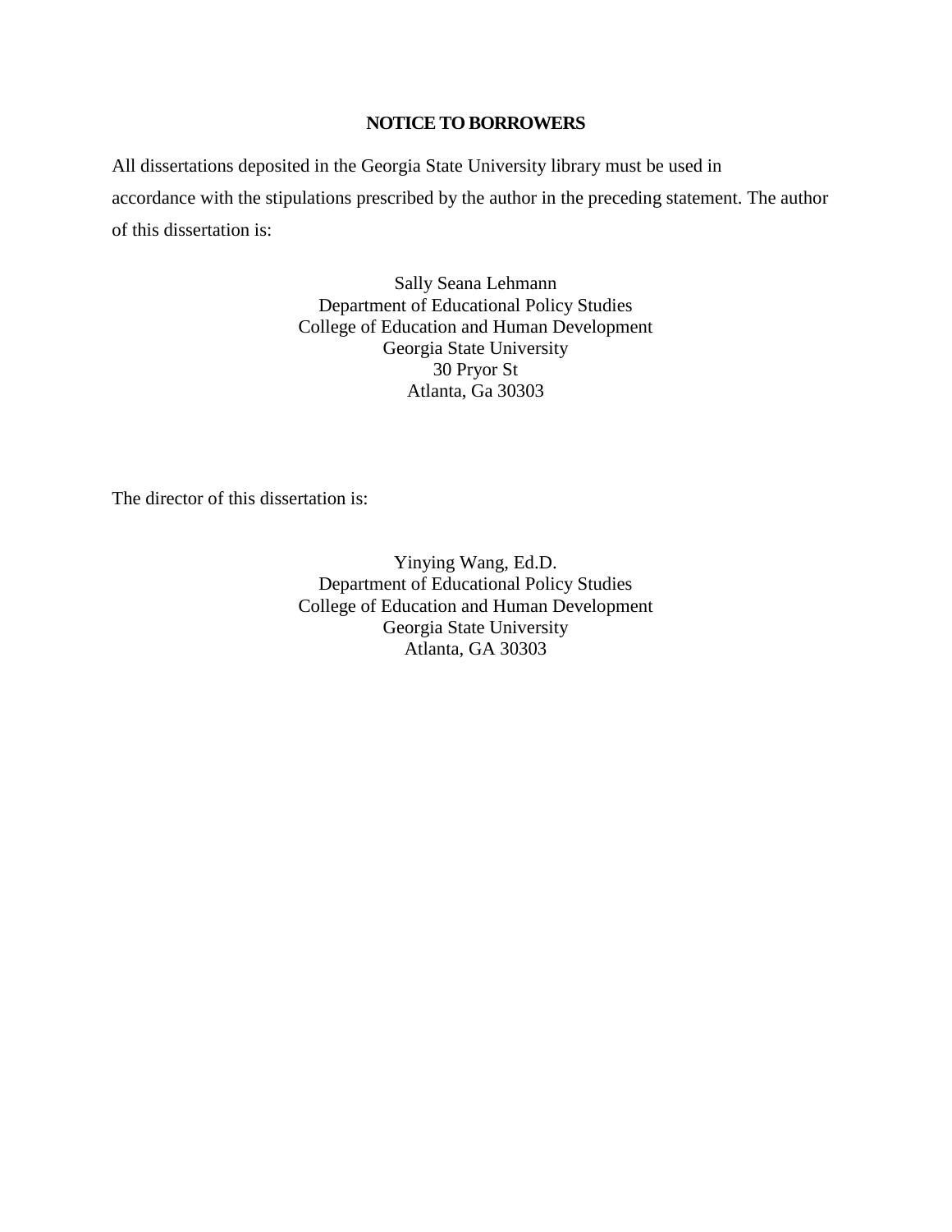**NOTICE TO BORROWERS**

All dissertations deposited in the Georgia State University library must be used in accordance with the stipulations prescribed by the author in the preceding statement. The author of this dissertation is:

Sally Seana Lehmann
Department of Educational Policy Studies
College of Education and Human Development
Georgia State University
30 Pryor St
Atlanta, Ga 30303

The director of this dissertation is:

Yinying Wang, Ed.D.
Department of Educational Policy Studies
College of Education and Human Development
Georgia State University
Atlanta, GA 30303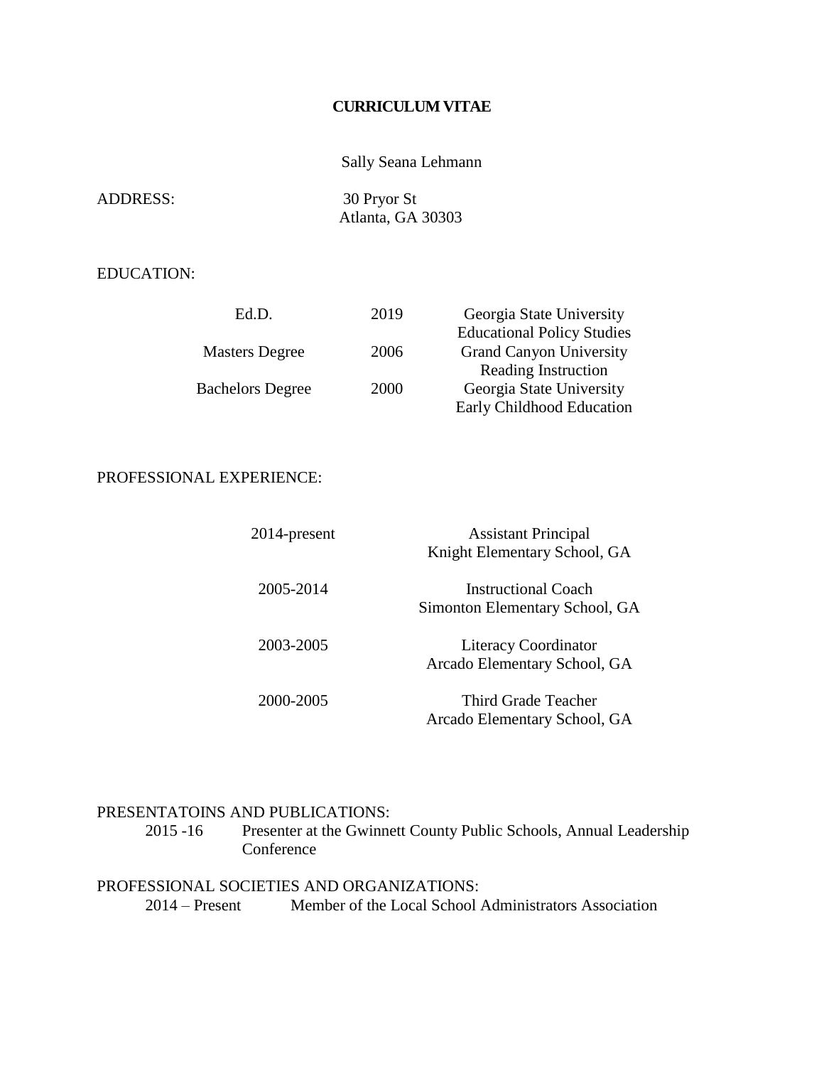# CURRICULUM VITAE

Sally Seana Lehmann

ADDRESS: 30 Pryor St
Atlanta, GA 30303

EDUCATION:

| | | |
|---|---|---|
| Ed.D. | 2019 | Georgia State University<br>Educational Policy Studies |
| Masters Degree | 2006 | Grand Canyon University<br>Reading Instruction |
| Bachelors Degree | 2000 | Georgia State University<br>Early Childhood Education |

PROFESSIONAL EXPERIENCE:

| | |
|---|---|
| 2014-present | Assistant Principal<br>Knight Elementary School, GA |
| 2005-2014 | Instructional Coach<br>Simonton Elementary School, GA |
| 2003-2005 | Literacy Coordinator<br>Arcado Elementary School, GA |
| 2000-2005 | Third Grade Teacher<br>Arcado Elementary School, GA |

PRESENTATOINS AND PUBLICATIONS:

2015 -16 Presenter at the Gwinnett County Public Schools, Annual Leadership Conference

PROFESSIONAL SOCIETIES AND ORGANIZATIONS:

2014 – Present Member of the Local School Administrators Association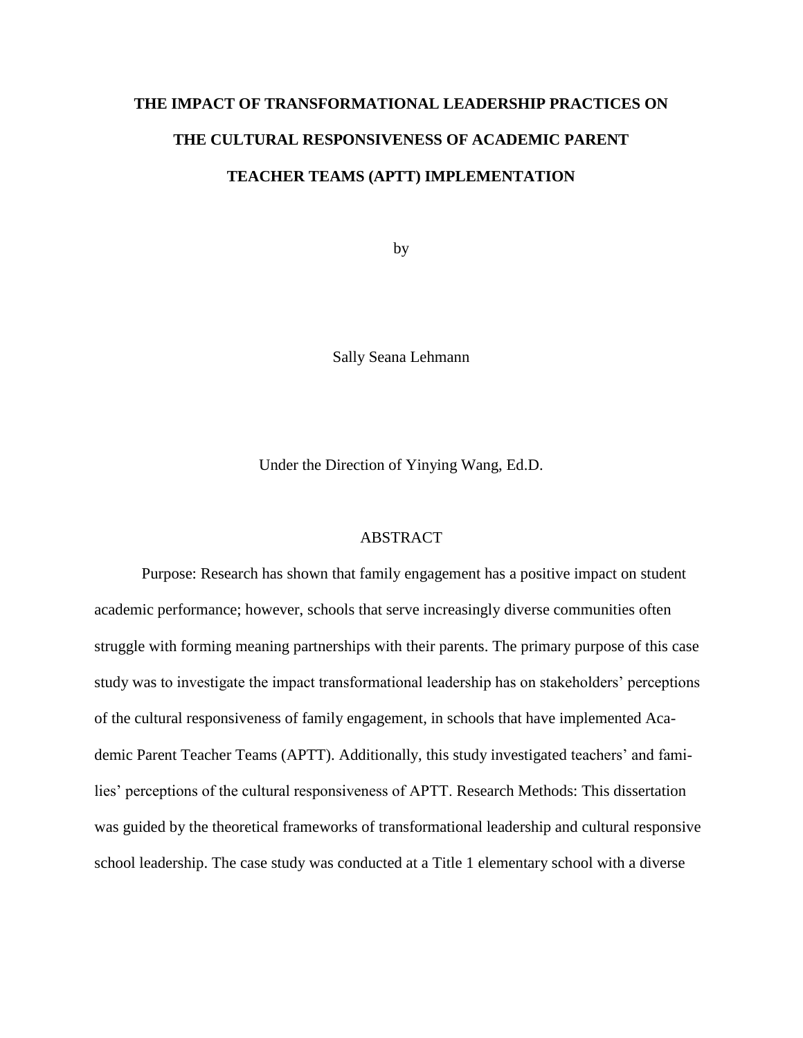# THE IMPACT OF TRANSFORMATIONAL LEADERSHIP PRACTICES ON THE CULTURAL RESPONSIVENESS OF ACADEMIC PARENT TEACHER TEAMS (APTT) IMPLEMENTATION

by

Sally Seana Lehmann

Under the Direction of Yinying Wang, Ed.D.

## ABSTRACT

Purpose: Research has shown that family engagement has a positive impact on student academic performance; however, schools that serve increasingly diverse communities often struggle with forming meaning partnerships with their parents. The primary purpose of this case study was to investigate the impact transformational leadership has on stakeholders' perceptions of the cultural responsiveness of family engagement, in schools that have implemented Academic Parent Teacher Teams (APTT). Additionally, this study investigated teachers' and families' perceptions of the cultural responsiveness of APTT. Research Methods: This dissertation was guided by the theoretical frameworks of transformational leadership and cultural responsive school leadership. The case study was conducted at a Title 1 elementary school with a diverse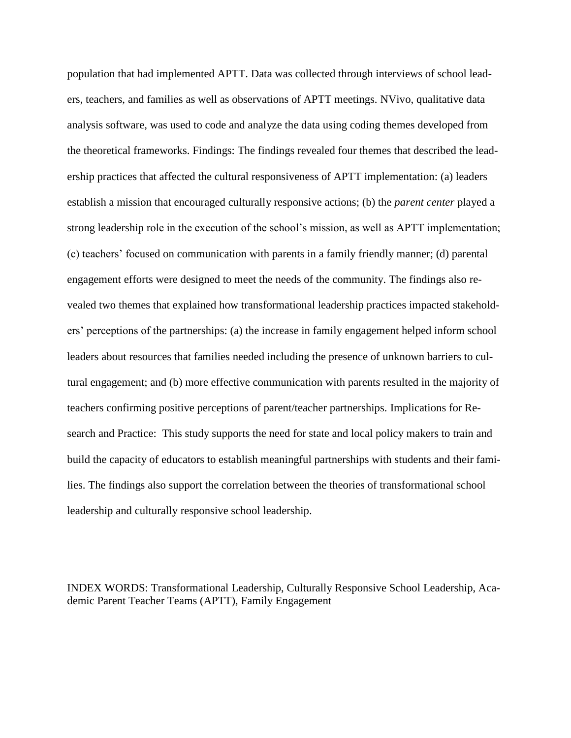population that had implemented APTT. Data was collected through interviews of school leaders, teachers, and families as well as observations of APTT meetings. NVivo, qualitative data analysis software, was used to code and analyze the data using coding themes developed from the theoretical frameworks. Findings: The findings revealed four themes that described the leadership practices that affected the cultural responsiveness of APTT implementation: (a) leaders establish a mission that encouraged culturally responsive actions; (b) the *parent center* played a strong leadership role in the execution of the school's mission, as well as APTT implementation; (c) teachers' focused on communication with parents in a family friendly manner; (d) parental engagement efforts were designed to meet the needs of the community. The findings also revealed two themes that explained how transformational leadership practices impacted stakeholders' perceptions of the partnerships: (a) the increase in family engagement helped inform school leaders about resources that families needed including the presence of unknown barriers to cultural engagement; and (b) more effective communication with parents resulted in the majority of teachers confirming positive perceptions of parent/teacher partnerships. Implications for Research and Practice: This study supports the need for state and local policy makers to train and build the capacity of educators to establish meaningful partnerships with students and their families. The findings also support the correlation between the theories of transformational school leadership and culturally responsive school leadership.

INDEX WORDS: Transformational Leadership, Culturally Responsive School Leadership, Academic Parent Teacher Teams (APTT), Family Engagement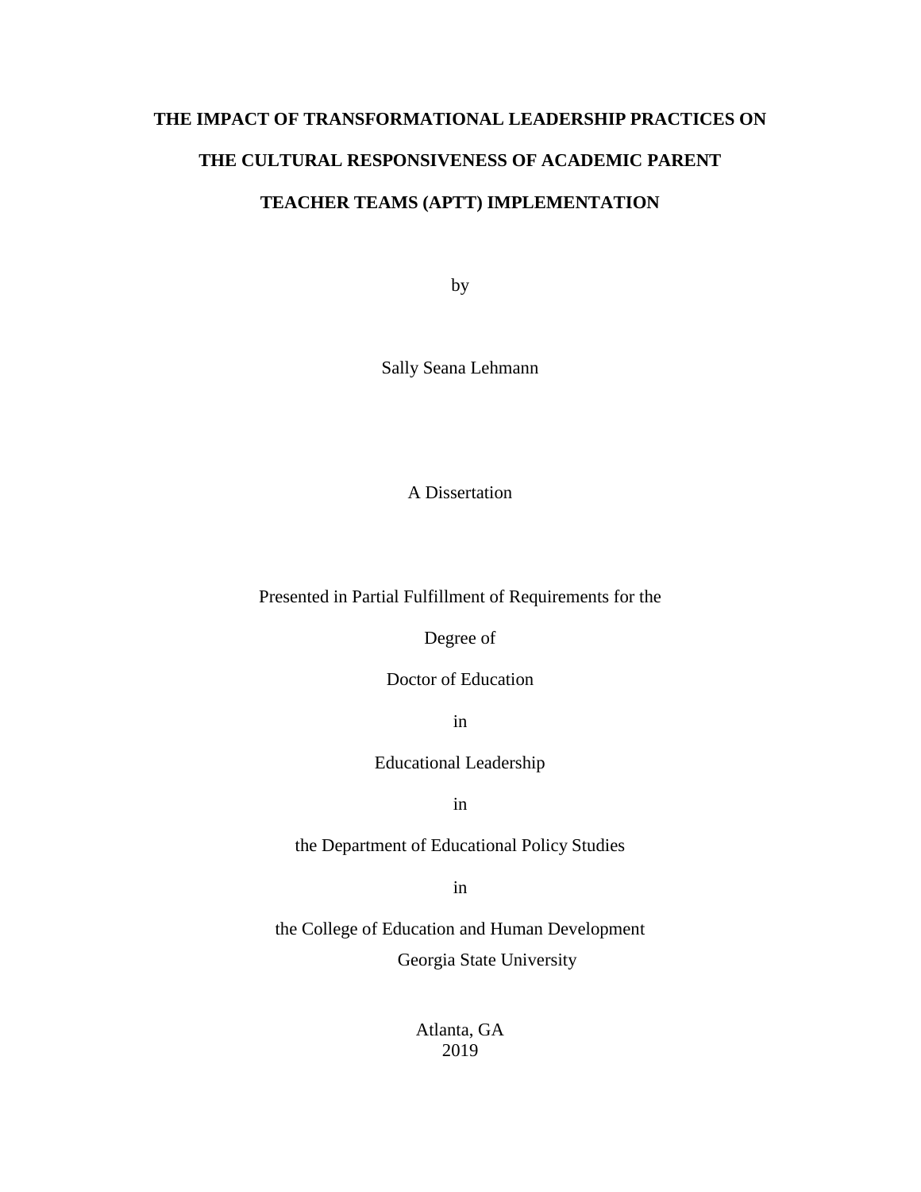**THE IMPACT OF TRANSFORMATIONAL LEADERSHIP PRACTICES ON THE CULTURAL RESPONSIVENESS OF ACADEMIC PARENT TEACHER TEAMS (APTT) IMPLEMENTATION**

by

Sally Seana Lehmann

A Dissertation

Presented in Partial Fulfillment of Requirements for the

Degree of

Doctor of Education

in

Educational Leadership

in

the Department of Educational Policy Studies

in

the College of Education and Human Development

Georgia State University

Atlanta, GA

2019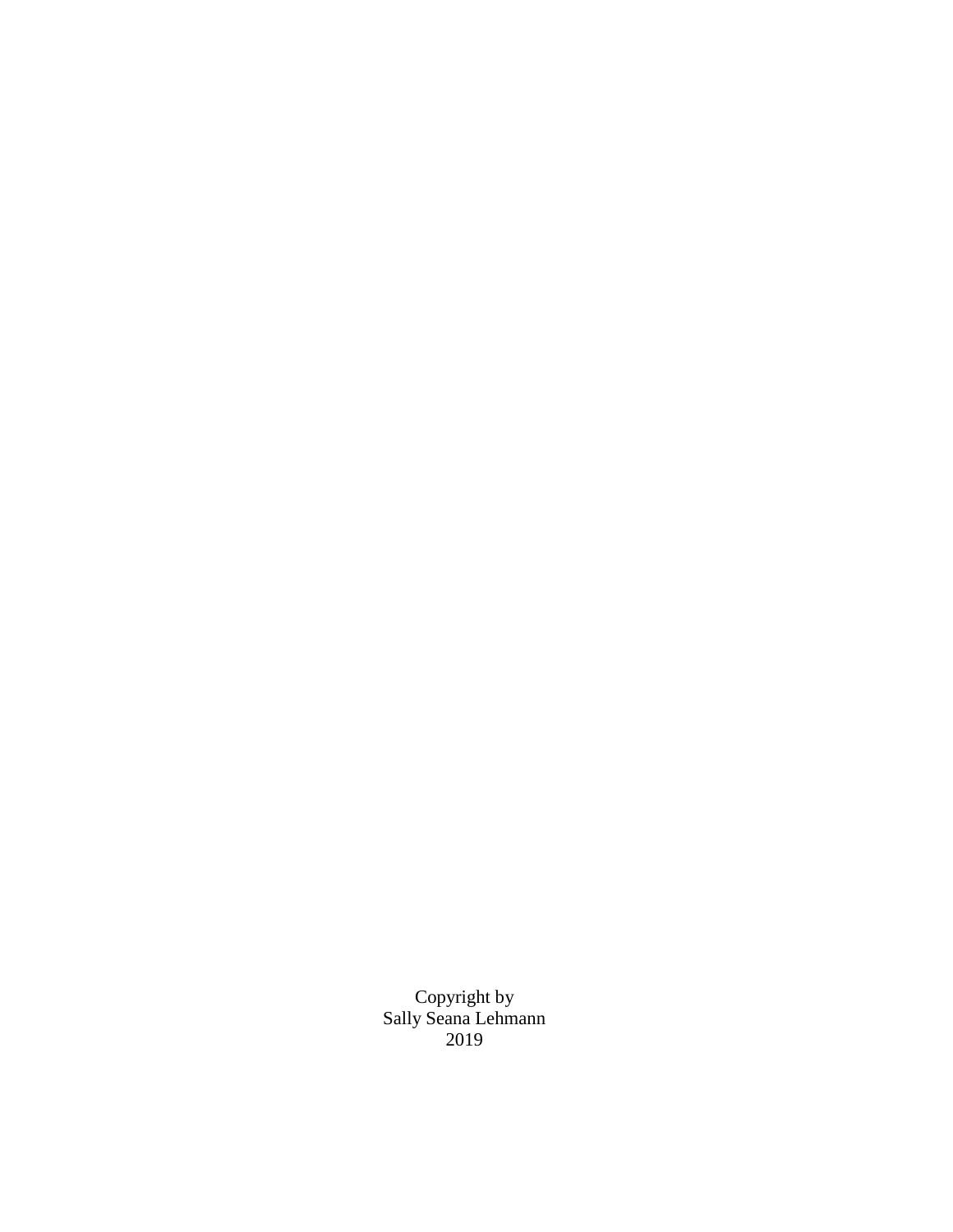Copyright by
Sally Seana Lehmann
2019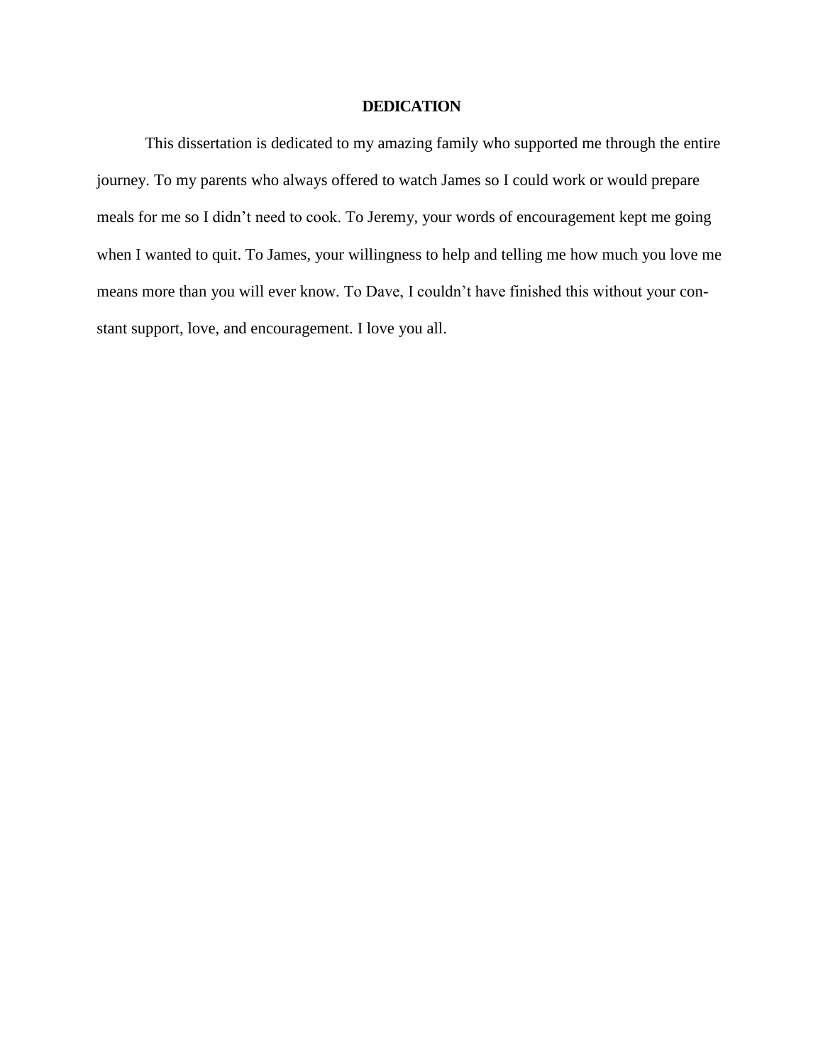# DEDICATION

This dissertation is dedicated to my amazing family who supported me through the entire journey. To my parents who always offered to watch James so I could work or would prepare meals for me so I didn't need to cook. To Jeremy, your words of encouragement kept me going when I wanted to quit. To James, your willingness to help and telling me how much you love me means more than you will ever know. To Dave, I couldn't have finished this without your constant support, love, and encouragement. I love you all.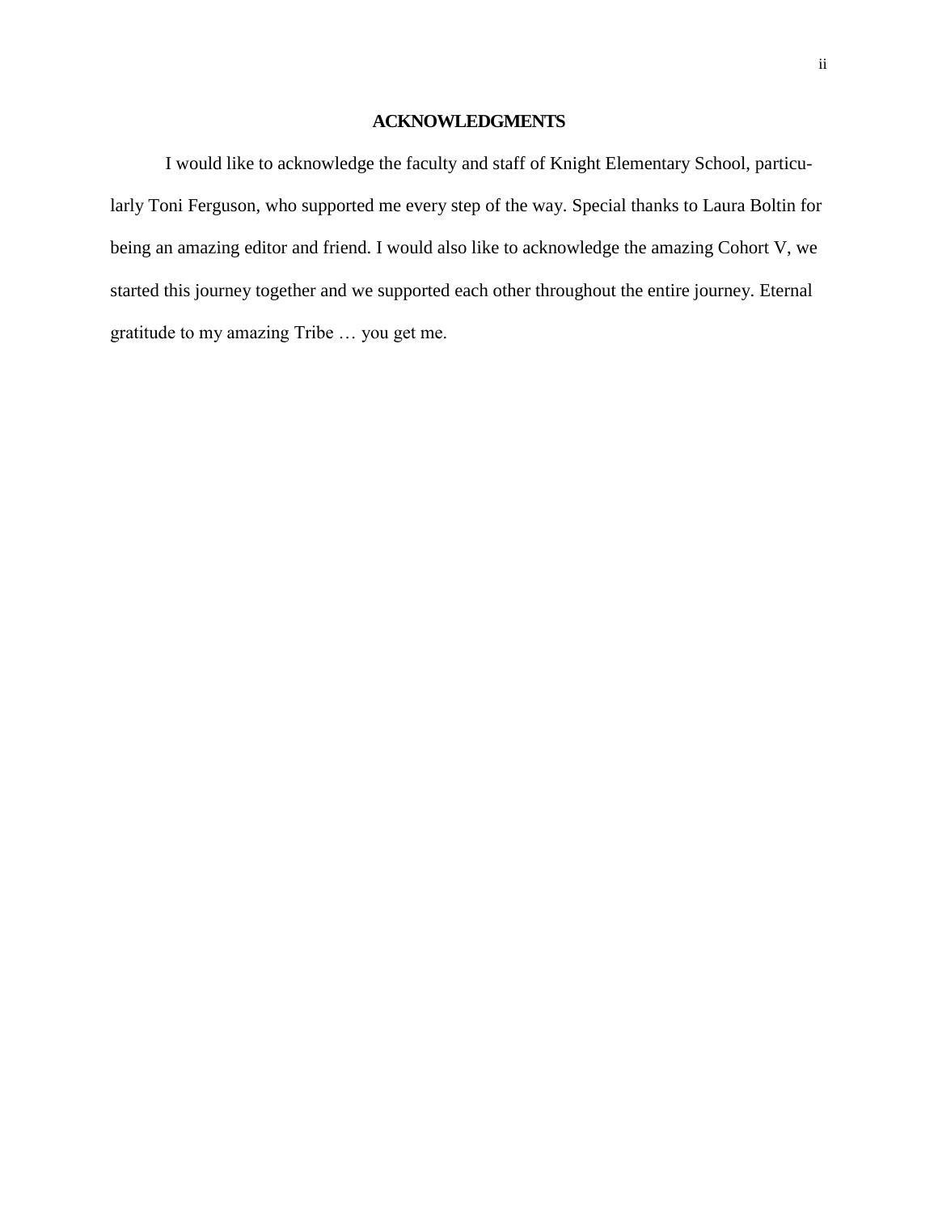# ACKNOWLEDGMENTS

I would like to acknowledge the faculty and staff of Knight Elementary School, particularly Toni Ferguson, who supported me every step of the way. Special thanks to Laura Boltin for being an amazing editor and friend. I would also like to acknowledge the amazing Cohort V, we started this journey together and we supported each other throughout the entire journey. Eternal gratitude to my amazing Tribe … you get me.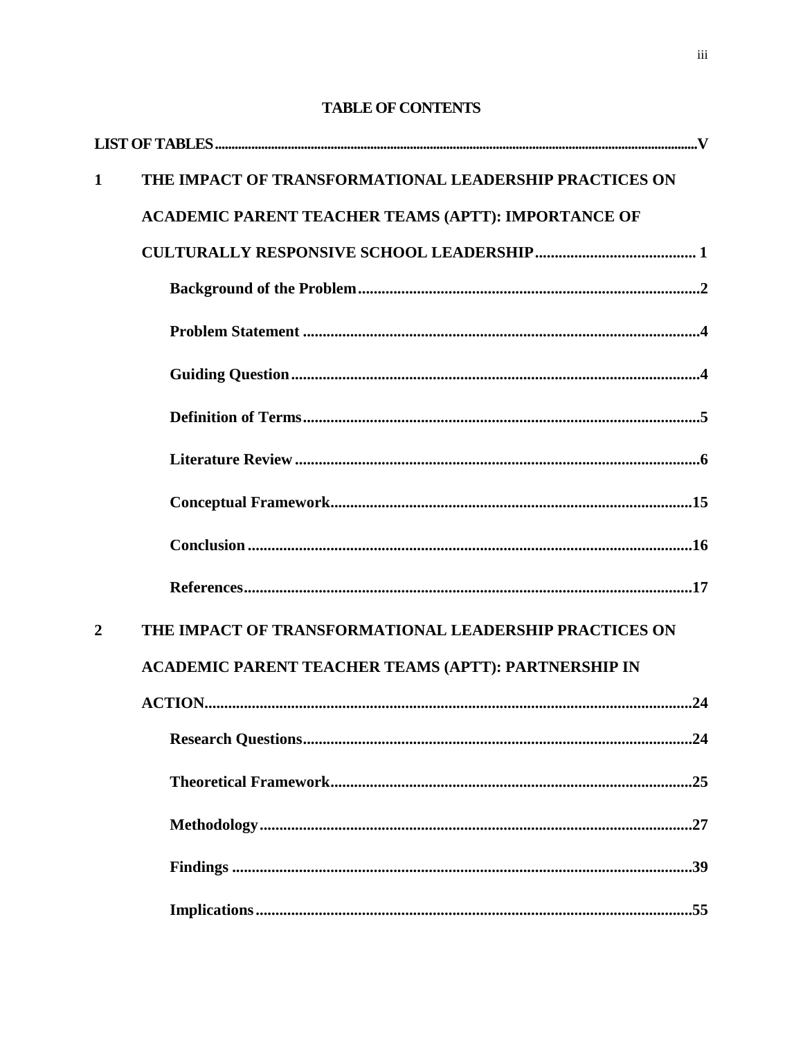# TABLE OF CONTENTS

**LIST OF TABLES** .......... **V**

**1 THE IMPACT OF TRANSFORMATIONAL LEADERSHIP PRACTICES ON ACADEMIC PARENT TEACHER TEAMS (APTT): IMPORTANCE OF CULTURALLY RESPONSIVE SCHOOL LEADERSHIP** .......... **1**

- **Background of the Problem** .......... **2**
- **Problem Statement** .......... **4**
- **Guiding Question** .......... **4**
- **Definition of Terms** .......... **5**
- **Literature Review** .......... **6**
- **Conceptual Framework** .......... **15**
- **Conclusion** .......... **16**
- **References** .......... **17**

**2 THE IMPACT OF TRANSFORMATIONAL LEADERSHIP PRACTICES ON ACADEMIC PARENT TEACHER TEAMS (APTT): PARTNERSHIP IN ACTION** .......... **24**

- **Research Questions** .......... **24**
- **Theoretical Framework** .......... **25**
- **Methodology** .......... **27**
- **Findings** .......... **39**
- **Implications** .......... **55**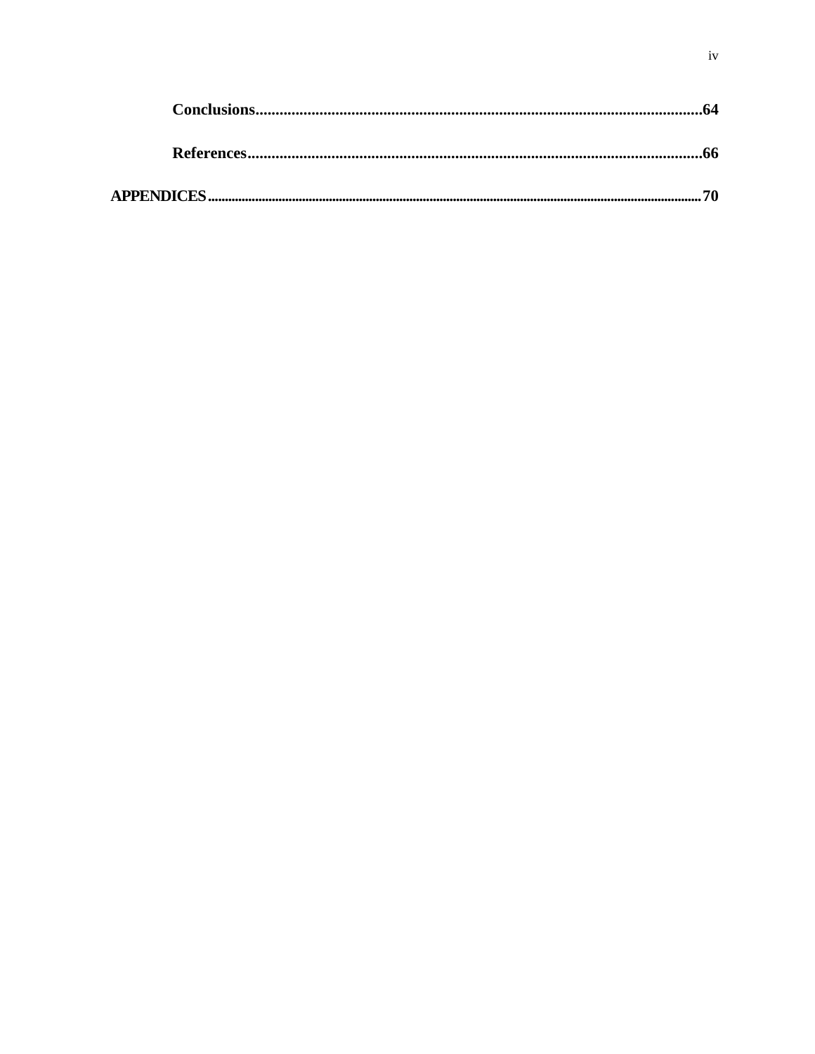**Conclusions**..............................................................................................................64

**References**................................................................................................................66

**APPENDICES**...........................................................................................................70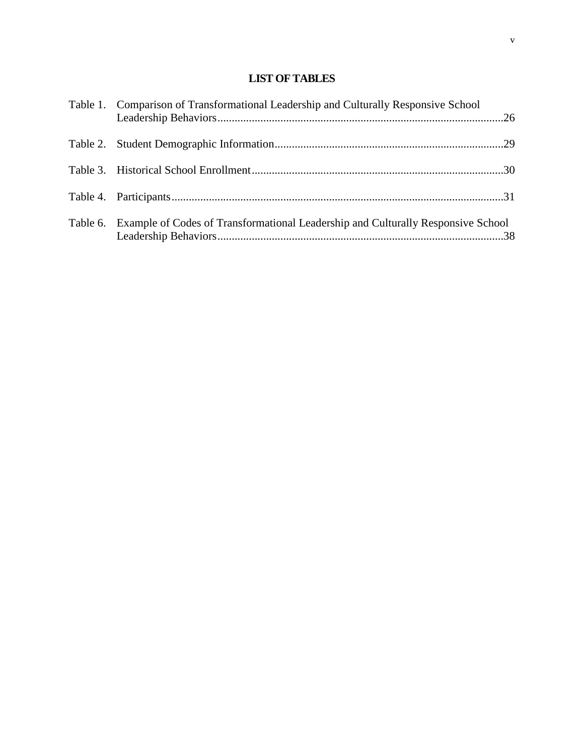# LIST OF TABLES

Table 1. Comparison of Transformational Leadership and Culturally Responsive School Leadership Behaviors....26

Table 2. Student Demographic Information....29

Table 3. Historical School Enrollment....30

Table 4. Participants....31

Table 6. Example of Codes of Transformational Leadership and Culturally Responsive School Leadership Behaviors....38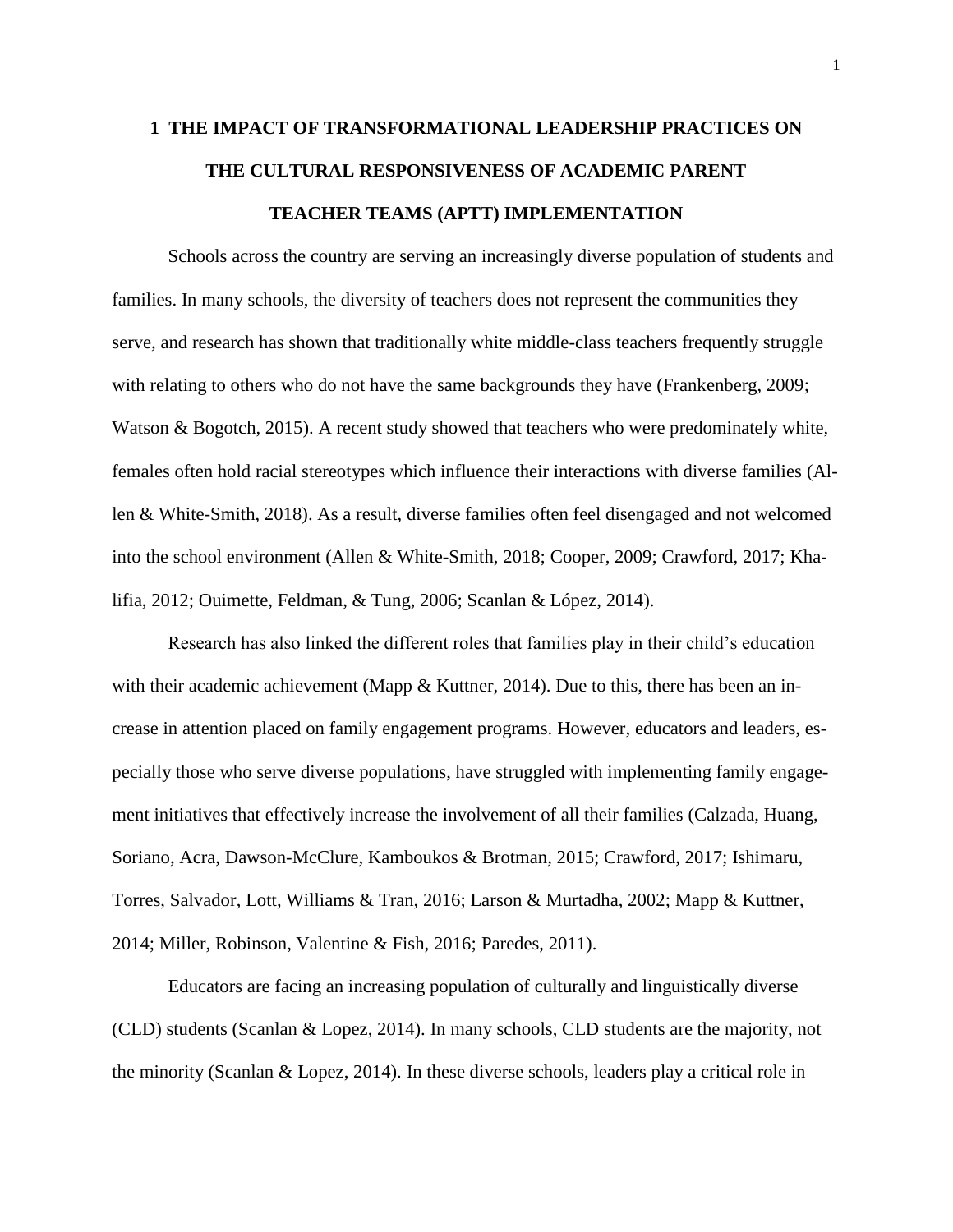# 1 THE IMPACT OF TRANSFORMATIONAL LEADERSHIP PRACTICES ON THE CULTURAL RESPONSIVENESS OF ACADEMIC PARENT TEACHER TEAMS (APTT) IMPLEMENTATION

Schools across the country are serving an increasingly diverse population of students and families. In many schools, the diversity of teachers does not represent the communities they serve, and research has shown that traditionally white middle-class teachers frequently struggle with relating to others who do not have the same backgrounds they have (Frankenberg, 2009; Watson & Bogotch, 2015). A recent study showed that teachers who were predominately white, females often hold racial stereotypes which influence their interactions with diverse families (Allen & White-Smith, 2018). As a result, diverse families often feel disengaged and not welcomed into the school environment (Allen & White-Smith, 2018; Cooper, 2009; Crawford, 2017; Khalifia, 2012; Ouimette, Feldman, & Tung, 2006; Scanlan & López, 2014).

Research has also linked the different roles that families play in their child's education with their academic achievement (Mapp & Kuttner, 2014). Due to this, there has been an increase in attention placed on family engagement programs. However, educators and leaders, especially those who serve diverse populations, have struggled with implementing family engagement initiatives that effectively increase the involvement of all their families (Calzada, Huang, Soriano, Acra, Dawson-McClure, Kamboukos & Brotman, 2015; Crawford, 2017; Ishimaru, Torres, Salvador, Lott, Williams & Tran, 2016; Larson & Murtadha, 2002; Mapp & Kuttner, 2014; Miller, Robinson, Valentine & Fish, 2016; Paredes, 2011).

Educators are facing an increasing population of culturally and linguistically diverse (CLD) students (Scanlan & Lopez, 2014). In many schools, CLD students are the majority, not the minority (Scanlan & Lopez, 2014). In these diverse schools, leaders play a critical role in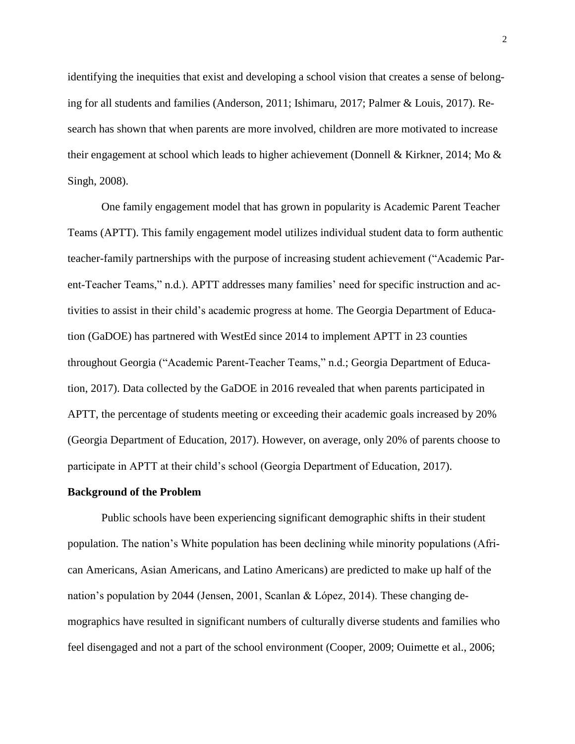identifying the inequities that exist and developing a school vision that creates a sense of belonging for all students and families (Anderson, 2011; Ishimaru, 2017; Palmer & Louis, 2017). Research has shown that when parents are more involved, children are more motivated to increase their engagement at school which leads to higher achievement (Donnell & Kirkner, 2014; Mo & Singh, 2008).

One family engagement model that has grown in popularity is Academic Parent Teacher Teams (APTT). This family engagement model utilizes individual student data to form authentic teacher-family partnerships with the purpose of increasing student achievement ("Academic Parent-Teacher Teams," n.d.). APTT addresses many families' need for specific instruction and activities to assist in their child's academic progress at home. The Georgia Department of Education (GaDOE) has partnered with WestEd since 2014 to implement APTT in 23 counties throughout Georgia ("Academic Parent-Teacher Teams," n.d.; Georgia Department of Education, 2017). Data collected by the GaDOE in 2016 revealed that when parents participated in APTT, the percentage of students meeting or exceeding their academic goals increased by 20% (Georgia Department of Education, 2017). However, on average, only 20% of parents choose to participate in APTT at their child's school (Georgia Department of Education, 2017).

**Background of the Problem**

Public schools have been experiencing significant demographic shifts in their student population. The nation's White population has been declining while minority populations (African Americans, Asian Americans, and Latino Americans) are predicted to make up half of the nation's population by 2044 (Jensen, 2001, Scanlan & López, 2014). These changing demographics have resulted in significant numbers of culturally diverse students and families who feel disengaged and not a part of the school environment (Cooper, 2009; Ouimette et al., 2006;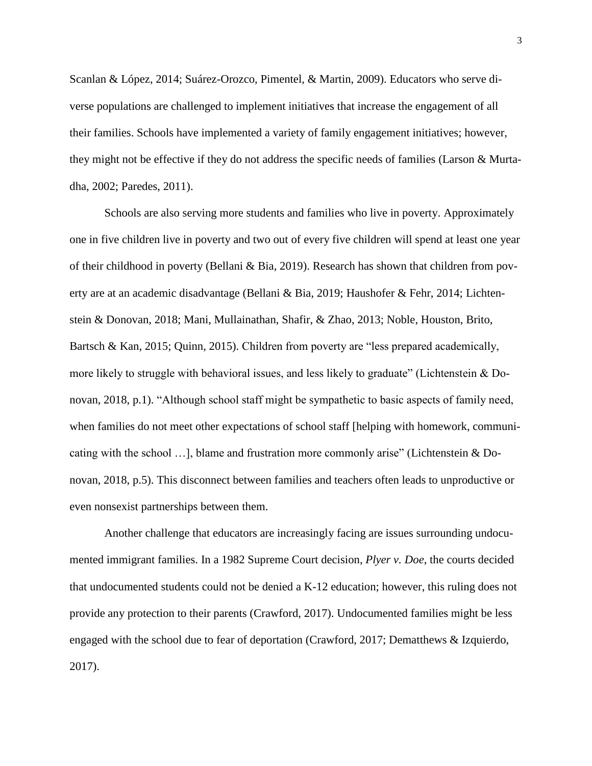Scanlan & López, 2014; Suárez-Orozco, Pimentel, & Martin, 2009). Educators who serve diverse populations are challenged to implement initiatives that increase the engagement of all their families. Schools have implemented a variety of family engagement initiatives; however, they might not be effective if they do not address the specific needs of families (Larson & Murtadha, 2002; Paredes, 2011).

Schools are also serving more students and families who live in poverty. Approximately one in five children live in poverty and two out of every five children will spend at least one year of their childhood in poverty (Bellani & Bia, 2019). Research has shown that children from poverty are at an academic disadvantage (Bellani & Bia, 2019; Haushofer & Fehr, 2014; Lichtenstein & Donovan, 2018; Mani, Mullainathan, Shafir, & Zhao, 2013; Noble, Houston, Brito, Bartsch & Kan, 2015; Quinn, 2015). Children from poverty are "less prepared academically, more likely to struggle with behavioral issues, and less likely to graduate" (Lichtenstein & Donovan, 2018, p.1). "Although school staff might be sympathetic to basic aspects of family need, when families do not meet other expectations of school staff [helping with homework, communicating with the school …], blame and frustration more commonly arise" (Lichtenstein & Donovan, 2018, p.5). This disconnect between families and teachers often leads to unproductive or even nonsexist partnerships between them.

Another challenge that educators are increasingly facing are issues surrounding undocumented immigrant families. In a 1982 Supreme Court decision, *Plyer v. Doe*, the courts decided that undocumented students could not be denied a K-12 education; however, this ruling does not provide any protection to their parents (Crawford, 2017). Undocumented families might be less engaged with the school due to fear of deportation (Crawford, 2017; Dematthews & Izquierdo, 2017).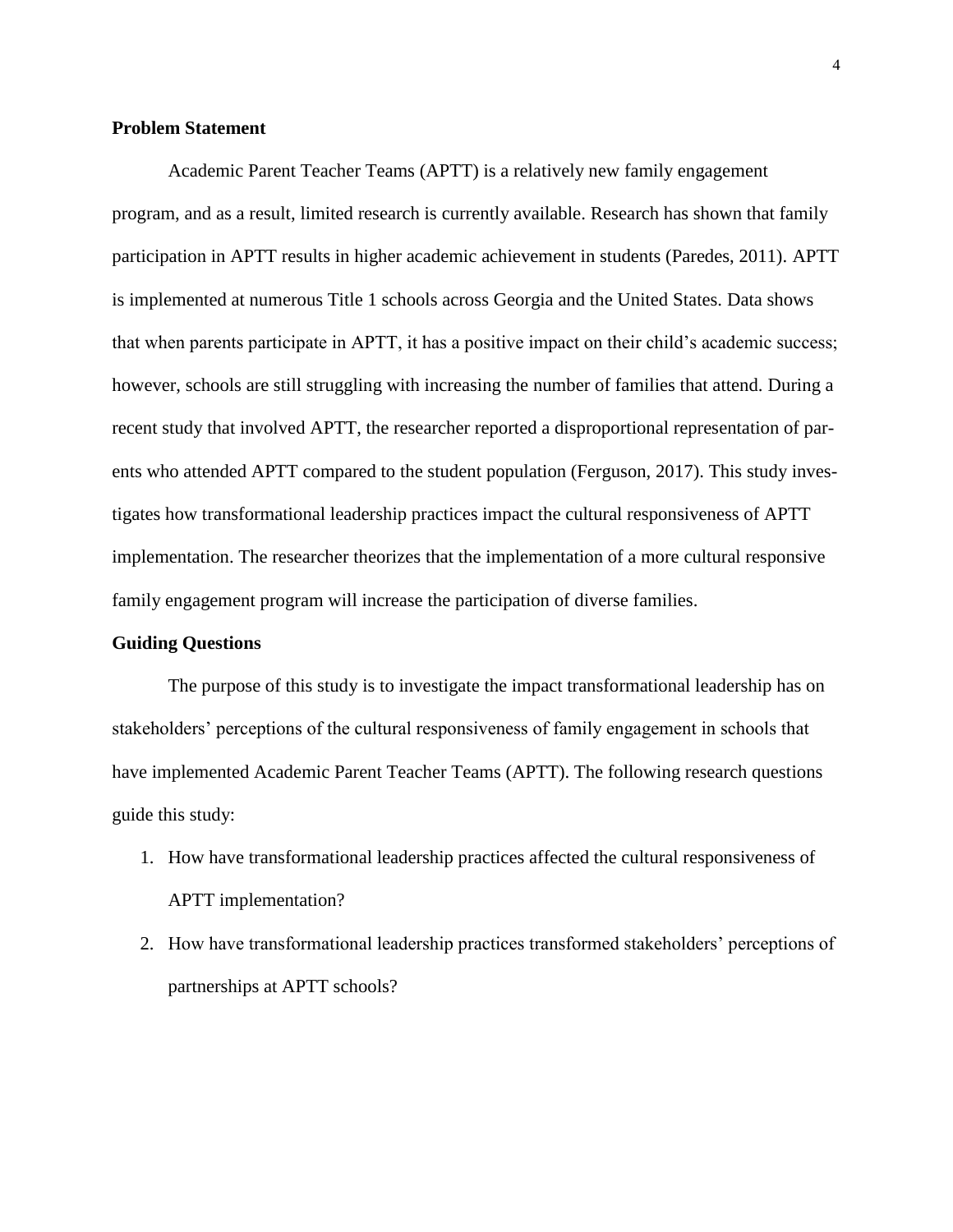**Problem Statement**

Academic Parent Teacher Teams (APTT) is a relatively new family engagement program, and as a result, limited research is currently available. Research has shown that family participation in APTT results in higher academic achievement in students (Paredes, 2011). APTT is implemented at numerous Title 1 schools across Georgia and the United States. Data shows that when parents participate in APTT, it has a positive impact on their child's academic success; however, schools are still struggling with increasing the number of families that attend. During a recent study that involved APTT, the researcher reported a disproportional representation of parents who attended APTT compared to the student population (Ferguson, 2017). This study investigates how transformational leadership practices impact the cultural responsiveness of APTT implementation. The researcher theorizes that the implementation of a more cultural responsive family engagement program will increase the participation of diverse families.

**Guiding Questions**

The purpose of this study is to investigate the impact transformational leadership has on stakeholders' perceptions of the cultural responsiveness of family engagement in schools that have implemented Academic Parent Teacher Teams (APTT). The following research questions guide this study:

1. How have transformational leadership practices affected the cultural responsiveness of APTT implementation?
2. How have transformational leadership practices transformed stakeholders' perceptions of partnerships at APTT schools?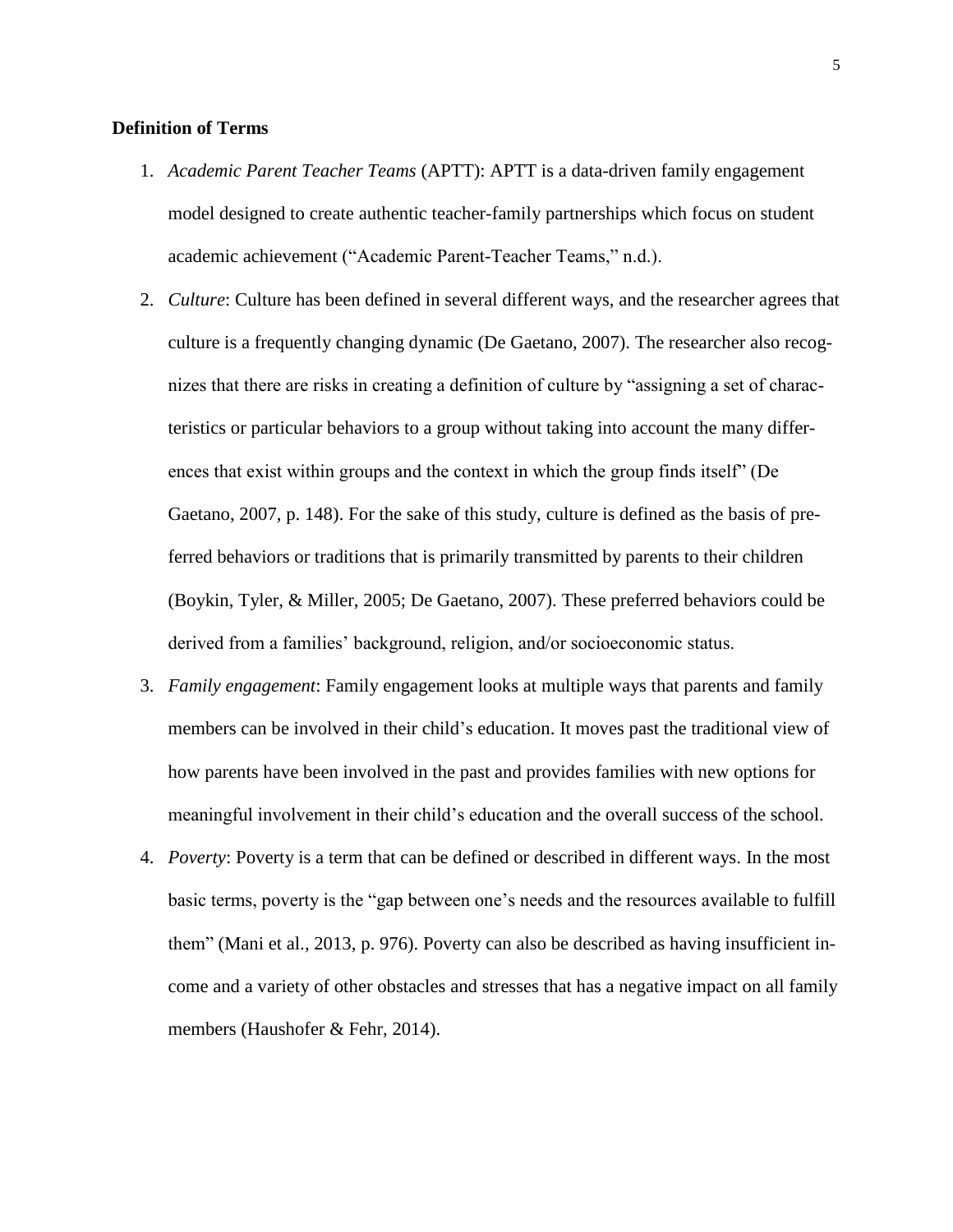**Definition of Terms**

1. *Academic Parent Teacher Teams* (APTT): APTT is a data-driven family engagement model designed to create authentic teacher-family partnerships which focus on student academic achievement ("Academic Parent-Teacher Teams," n.d.).
2. *Culture*: Culture has been defined in several different ways, and the researcher agrees that culture is a frequently changing dynamic (De Gaetano, 2007). The researcher also recognizes that there are risks in creating a definition of culture by "assigning a set of characteristics or particular behaviors to a group without taking into account the many differences that exist within groups and the context in which the group finds itself" (De Gaetano, 2007, p. 148). For the sake of this study, culture is defined as the basis of preferred behaviors or traditions that is primarily transmitted by parents to their children (Boykin, Tyler, & Miller, 2005; De Gaetano, 2007). These preferred behaviors could be derived from a families' background, religion, and/or socioeconomic status.
3. *Family engagement*: Family engagement looks at multiple ways that parents and family members can be involved in their child's education. It moves past the traditional view of how parents have been involved in the past and provides families with new options for meaningful involvement in their child's education and the overall success of the school.
4. *Poverty*: Poverty is a term that can be defined or described in different ways. In the most basic terms, poverty is the "gap between one's needs and the resources available to fulfill them" (Mani et al., 2013, p. 976). Poverty can also be described as having insufficient income and a variety of other obstacles and stresses that has a negative impact on all family members (Haushofer & Fehr, 2014).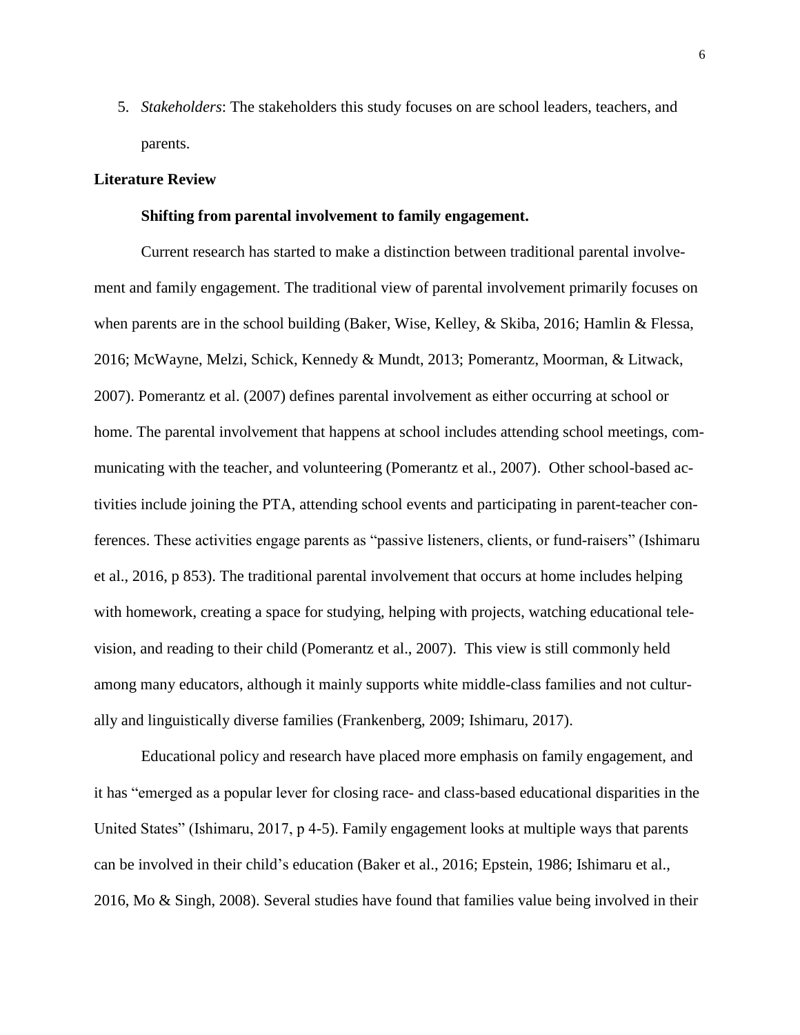5. *Stakeholders*: The stakeholders this study focuses on are school leaders, teachers, and parents.

## Literature Review

### Shifting from parental involvement to family engagement.

Current research has started to make a distinction between traditional parental involvement and family engagement. The traditional view of parental involvement primarily focuses on when parents are in the school building (Baker, Wise, Kelley, & Skiba, 2016; Hamlin & Flessa, 2016; McWayne, Melzi, Schick, Kennedy & Mundt, 2013; Pomerantz, Moorman, & Litwack, 2007). Pomerantz et al. (2007) defines parental involvement as either occurring at school or home. The parental involvement that happens at school includes attending school meetings, communicating with the teacher, and volunteering (Pomerantz et al., 2007). Other school-based activities include joining the PTA, attending school events and participating in parent-teacher conferences. These activities engage parents as "passive listeners, clients, or fund-raisers" (Ishimaru et al., 2016, p 853). The traditional parental involvement that occurs at home includes helping with homework, creating a space for studying, helping with projects, watching educational television, and reading to their child (Pomerantz et al., 2007). This view is still commonly held among many educators, although it mainly supports white middle-class families and not culturally and linguistically diverse families (Frankenberg, 2009; Ishimaru, 2017).

Educational policy and research have placed more emphasis on family engagement, and it has "emerged as a popular lever for closing race- and class-based educational disparities in the United States" (Ishimaru, 2017, p 4-5). Family engagement looks at multiple ways that parents can be involved in their child's education (Baker et al., 2016; Epstein, 1986; Ishimaru et al., 2016, Mo & Singh, 2008). Several studies have found that families value being involved in their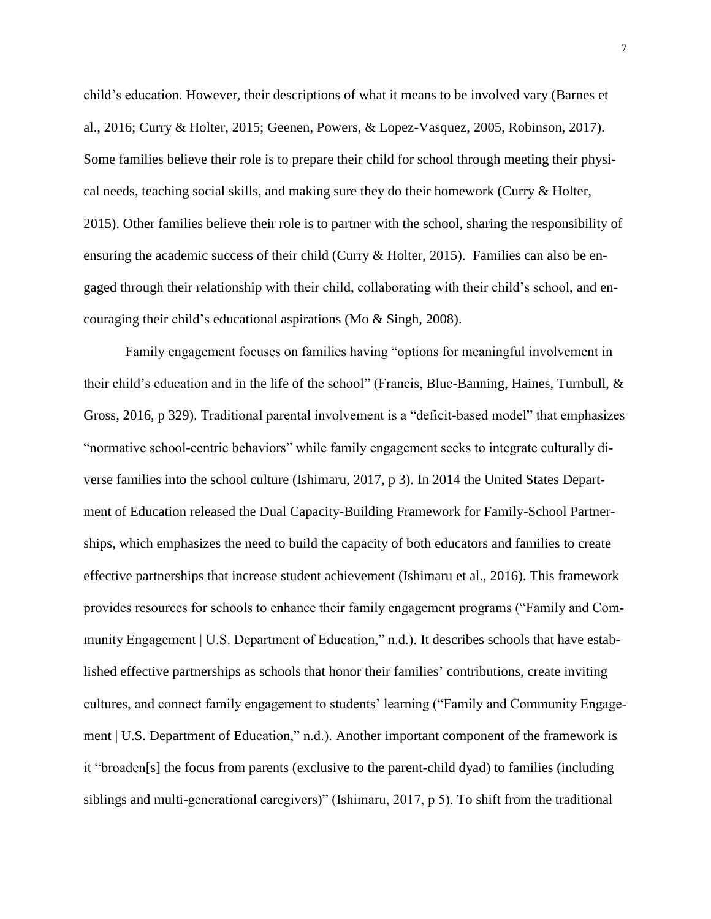child's education. However, their descriptions of what it means to be involved vary (Barnes et al., 2016; Curry & Holter, 2015; Geenen, Powers, & Lopez-Vasquez, 2005, Robinson, 2017). Some families believe their role is to prepare their child for school through meeting their physical needs, teaching social skills, and making sure they do their homework (Curry & Holter, 2015). Other families believe their role is to partner with the school, sharing the responsibility of ensuring the academic success of their child (Curry & Holter, 2015). Families can also be engaged through their relationship with their child, collaborating with their child's school, and encouraging their child's educational aspirations (Mo & Singh, 2008).

Family engagement focuses on families having "options for meaningful involvement in their child's education and in the life of the school" (Francis, Blue-Banning, Haines, Turnbull, & Gross, 2016, p 329). Traditional parental involvement is a "deficit-based model" that emphasizes "normative school-centric behaviors" while family engagement seeks to integrate culturally diverse families into the school culture (Ishimaru, 2017, p 3). In 2014 the United States Department of Education released the Dual Capacity-Building Framework for Family-School Partnerships, which emphasizes the need to build the capacity of both educators and families to create effective partnerships that increase student achievement (Ishimaru et al., 2016). This framework provides resources for schools to enhance their family engagement programs ("Family and Community Engagement | U.S. Department of Education," n.d.). It describes schools that have established effective partnerships as schools that honor their families' contributions, create inviting cultures, and connect family engagement to students' learning ("Family and Community Engagement | U.S. Department of Education," n.d.). Another important component of the framework is it "broaden[s] the focus from parents (exclusive to the parent-child dyad) to families (including siblings and multi-generational caregivers)" (Ishimaru, 2017, p 5). To shift from the traditional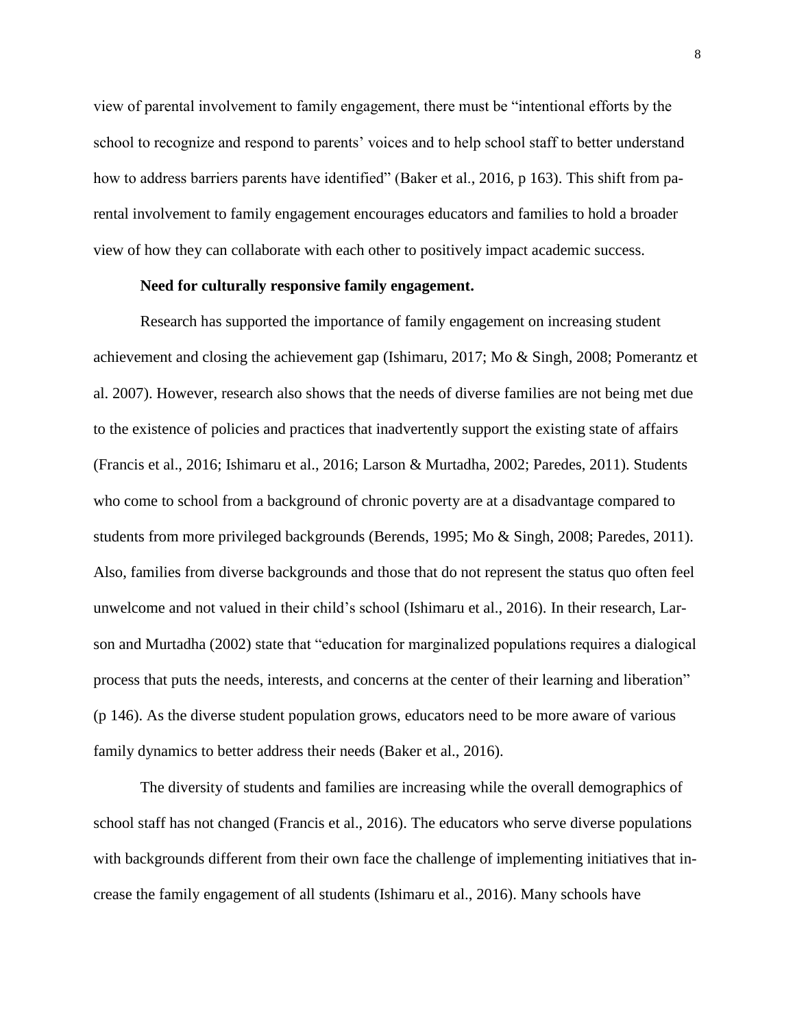view of parental involvement to family engagement, there must be "intentional efforts by the school to recognize and respond to parents' voices and to help school staff to better understand how to address barriers parents have identified" (Baker et al., 2016, p 163). This shift from parental involvement to family engagement encourages educators and families to hold a broader view of how they can collaborate with each other to positively impact academic success.

**Need for culturally responsive family engagement.**

Research has supported the importance of family engagement on increasing student achievement and closing the achievement gap (Ishimaru, 2017; Mo & Singh, 2008; Pomerantz et al. 2007). However, research also shows that the needs of diverse families are not being met due to the existence of policies and practices that inadvertently support the existing state of affairs (Francis et al., 2016; Ishimaru et al., 2016; Larson & Murtadha, 2002; Paredes, 2011). Students who come to school from a background of chronic poverty are at a disadvantage compared to students from more privileged backgrounds (Berends, 1995; Mo & Singh, 2008; Paredes, 2011). Also, families from diverse backgrounds and those that do not represent the status quo often feel unwelcome and not valued in their child's school (Ishimaru et al., 2016). In their research, Larson and Murtadha (2002) state that "education for marginalized populations requires a dialogical process that puts the needs, interests, and concerns at the center of their learning and liberation" (p 146). As the diverse student population grows, educators need to be more aware of various family dynamics to better address their needs (Baker et al., 2016).

The diversity of students and families are increasing while the overall demographics of school staff has not changed (Francis et al., 2016). The educators who serve diverse populations with backgrounds different from their own face the challenge of implementing initiatives that increase the family engagement of all students (Ishimaru et al., 2016). Many schools have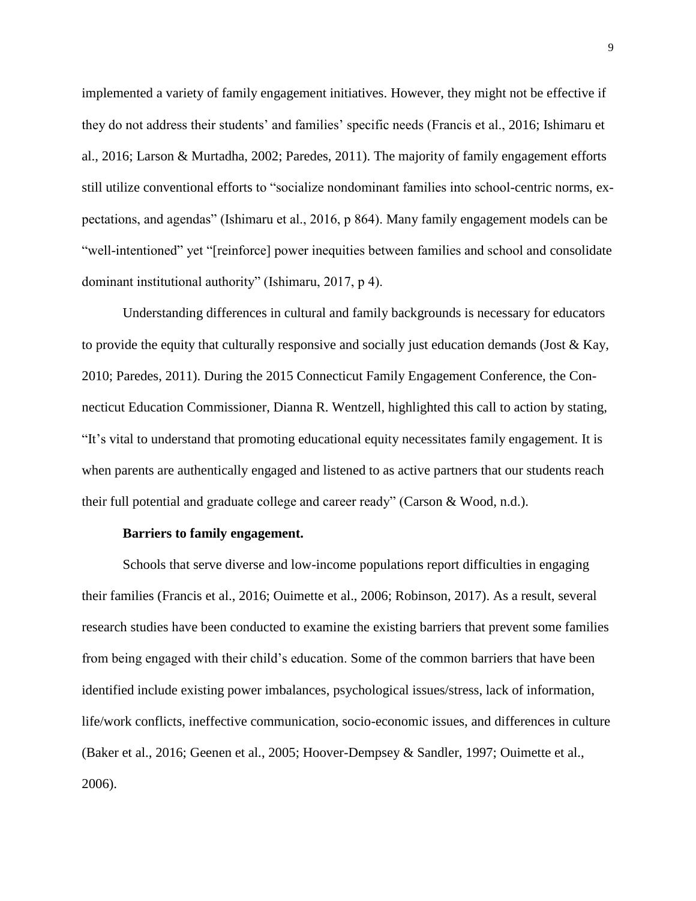implemented a variety of family engagement initiatives. However, they might not be effective if they do not address their students' and families' specific needs (Francis et al., 2016; Ishimaru et al., 2016; Larson & Murtadha, 2002; Paredes, 2011). The majority of family engagement efforts still utilize conventional efforts to "socialize nondominant families into school-centric norms, expectations, and agendas" (Ishimaru et al., 2016, p 864). Many family engagement models can be "well-intentioned" yet "[reinforce] power inequities between families and school and consolidate dominant institutional authority" (Ishimaru, 2017, p 4).

Understanding differences in cultural and family backgrounds is necessary for educators to provide the equity that culturally responsive and socially just education demands (Jost & Kay, 2010; Paredes, 2011). During the 2015 Connecticut Family Engagement Conference, the Connecticut Education Commissioner, Dianna R. Wentzell, highlighted this call to action by stating, "It's vital to understand that promoting educational equity necessitates family engagement. It is when parents are authentically engaged and listened to as active partners that our students reach their full potential and graduate college and career ready" (Carson & Wood, n.d.).

**Barriers to family engagement.**

Schools that serve diverse and low-income populations report difficulties in engaging their families (Francis et al., 2016; Ouimette et al., 2006; Robinson, 2017). As a result, several research studies have been conducted to examine the existing barriers that prevent some families from being engaged with their child's education. Some of the common barriers that have been identified include existing power imbalances, psychological issues/stress, lack of information, life/work conflicts, ineffective communication, socio-economic issues, and differences in culture (Baker et al., 2016; Geenen et al., 2005; Hoover-Dempsey & Sandler, 1997; Ouimette et al., 2006).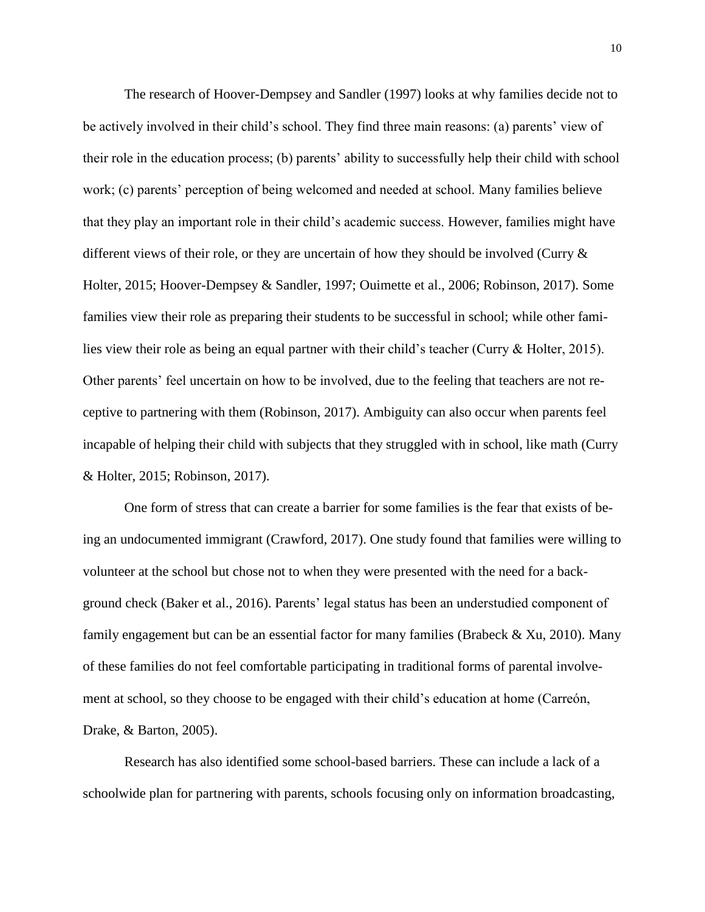The research of Hoover-Dempsey and Sandler (1997) looks at why families decide not to be actively involved in their child's school. They find three main reasons: (a) parents' view of their role in the education process; (b) parents' ability to successfully help their child with school work; (c) parents' perception of being welcomed and needed at school. Many families believe that they play an important role in their child's academic success. However, families might have different views of their role, or they are uncertain of how they should be involved (Curry & Holter, 2015; Hoover-Dempsey & Sandler, 1997; Ouimette et al., 2006; Robinson, 2017). Some families view their role as preparing their students to be successful in school; while other families view their role as being an equal partner with their child's teacher (Curry & Holter, 2015). Other parents' feel uncertain on how to be involved, due to the feeling that teachers are not receptive to partnering with them (Robinson, 2017). Ambiguity can also occur when parents feel incapable of helping their child with subjects that they struggled with in school, like math (Curry & Holter, 2015; Robinson, 2017).

One form of stress that can create a barrier for some families is the fear that exists of being an undocumented immigrant (Crawford, 2017). One study found that families were willing to volunteer at the school but chose not to when they were presented with the need for a background check (Baker et al., 2016). Parents' legal status has been an understudied component of family engagement but can be an essential factor for many families (Brabeck & Xu, 2010). Many of these families do not feel comfortable participating in traditional forms of parental involvement at school, so they choose to be engaged with their child's education at home (Carreón, Drake, & Barton, 2005).

Research has also identified some school-based barriers. These can include a lack of a schoolwide plan for partnering with parents, schools focusing only on information broadcasting,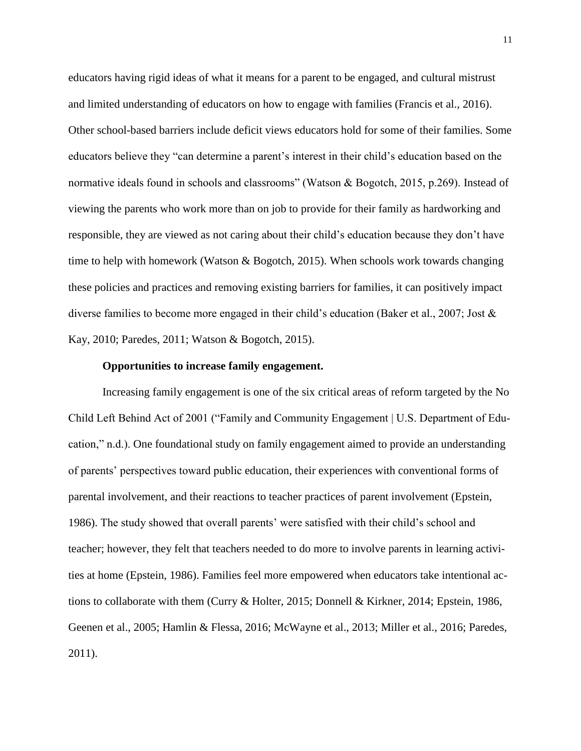educators having rigid ideas of what it means for a parent to be engaged, and cultural mistrust and limited understanding of educators on how to engage with families (Francis et al., 2016). Other school-based barriers include deficit views educators hold for some of their families. Some educators believe they "can determine a parent's interest in their child's education based on the normative ideals found in schools and classrooms" (Watson & Bogotch, 2015, p.269). Instead of viewing the parents who work more than on job to provide for their family as hardworking and responsible, they are viewed as not caring about their child's education because they don't have time to help with homework (Watson & Bogotch, 2015). When schools work towards changing these policies and practices and removing existing barriers for families, it can positively impact diverse families to become more engaged in their child's education (Baker et al., 2007; Jost & Kay, 2010; Paredes, 2011; Watson & Bogotch, 2015).

**Opportunities to increase family engagement.**

Increasing family engagement is one of the six critical areas of reform targeted by the No Child Left Behind Act of 2001 ("Family and Community Engagement | U.S. Department of Education," n.d.). One foundational study on family engagement aimed to provide an understanding of parents' perspectives toward public education, their experiences with conventional forms of parental involvement, and their reactions to teacher practices of parent involvement (Epstein, 1986). The study showed that overall parents' were satisfied with their child's school and teacher; however, they felt that teachers needed to do more to involve parents in learning activities at home (Epstein, 1986). Families feel more empowered when educators take intentional actions to collaborate with them (Curry & Holter, 2015; Donnell & Kirkner, 2014; Epstein, 1986, Geenen et al., 2005; Hamlin & Flessa, 2016; McWayne et al., 2013; Miller et al., 2016; Paredes, 2011).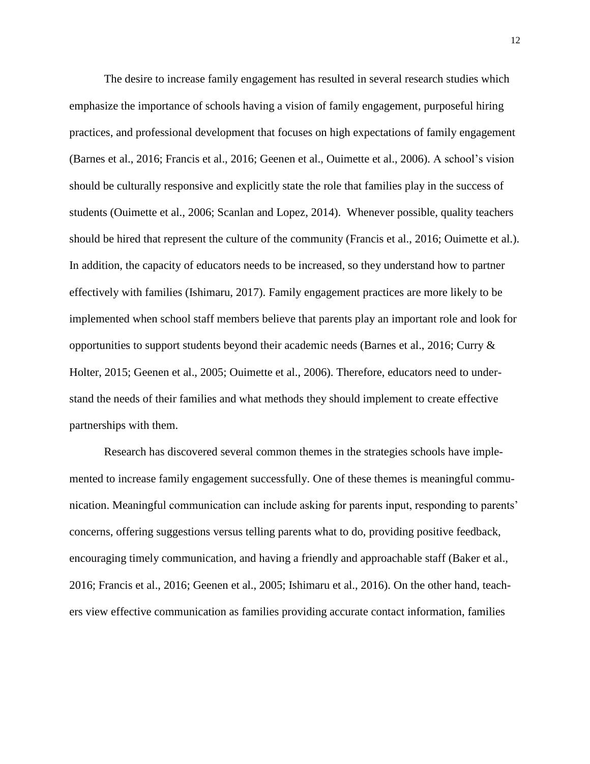The desire to increase family engagement has resulted in several research studies which emphasize the importance of schools having a vision of family engagement, purposeful hiring practices, and professional development that focuses on high expectations of family engagement (Barnes et al., 2016; Francis et al., 2016; Geenen et al., Ouimette et al., 2006). A school's vision should be culturally responsive and explicitly state the role that families play in the success of students (Ouimette et al., 2006; Scanlan and Lopez, 2014). Whenever possible, quality teachers should be hired that represent the culture of the community (Francis et al., 2016; Ouimette et al.). In addition, the capacity of educators needs to be increased, so they understand how to partner effectively with families (Ishimaru, 2017). Family engagement practices are more likely to be implemented when school staff members believe that parents play an important role and look for opportunities to support students beyond their academic needs (Barnes et al., 2016; Curry & Holter, 2015; Geenen et al., 2005; Ouimette et al., 2006). Therefore, educators need to understand the needs of their families and what methods they should implement to create effective partnerships with them.

Research has discovered several common themes in the strategies schools have implemented to increase family engagement successfully. One of these themes is meaningful communication. Meaningful communication can include asking for parents input, responding to parents' concerns, offering suggestions versus telling parents what to do, providing positive feedback, encouraging timely communication, and having a friendly and approachable staff (Baker et al., 2016; Francis et al., 2016; Geenen et al., 2005; Ishimaru et al., 2016). On the other hand, teachers view effective communication as families providing accurate contact information, families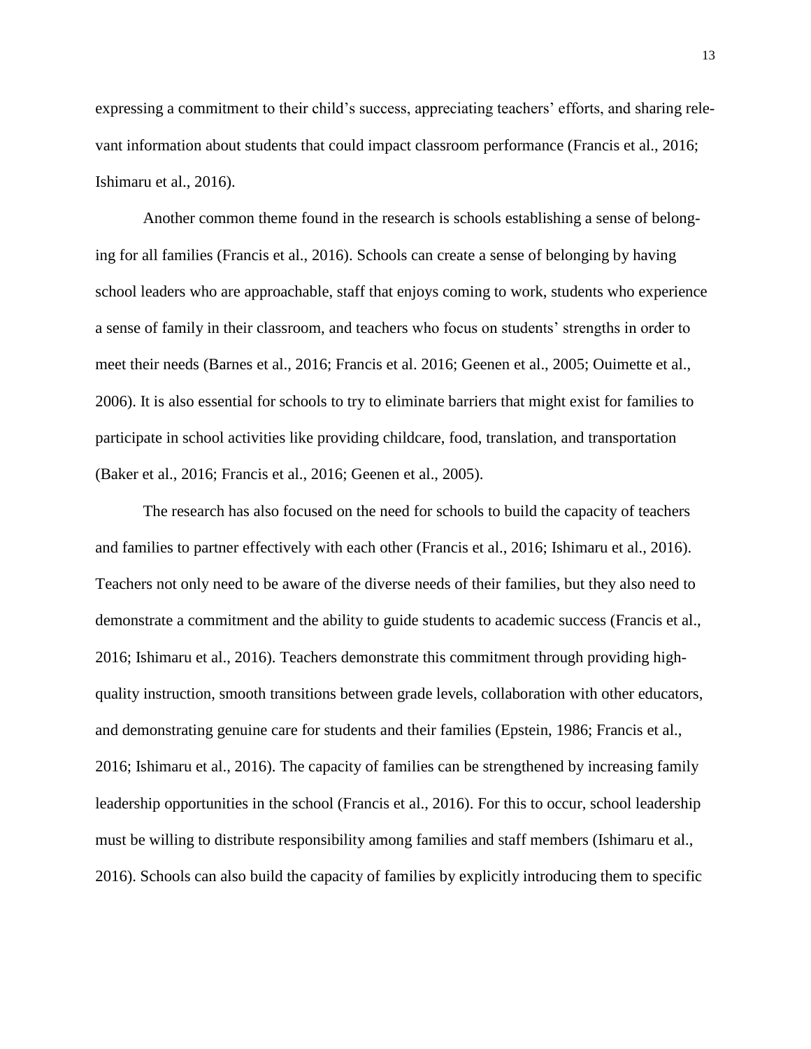expressing a commitment to their child's success, appreciating teachers' efforts, and sharing relevant information about students that could impact classroom performance (Francis et al., 2016; Ishimaru et al., 2016).

Another common theme found in the research is schools establishing a sense of belonging for all families (Francis et al., 2016). Schools can create a sense of belonging by having school leaders who are approachable, staff that enjoys coming to work, students who experience a sense of family in their classroom, and teachers who focus on students' strengths in order to meet their needs (Barnes et al., 2016; Francis et al. 2016; Geenen et al., 2005; Ouimette et al., 2006). It is also essential for schools to try to eliminate barriers that might exist for families to participate in school activities like providing childcare, food, translation, and transportation (Baker et al., 2016; Francis et al., 2016; Geenen et al., 2005).

The research has also focused on the need for schools to build the capacity of teachers and families to partner effectively with each other (Francis et al., 2016; Ishimaru et al., 2016). Teachers not only need to be aware of the diverse needs of their families, but they also need to demonstrate a commitment and the ability to guide students to academic success (Francis et al., 2016; Ishimaru et al., 2016). Teachers demonstrate this commitment through providing high-quality instruction, smooth transitions between grade levels, collaboration with other educators, and demonstrating genuine care for students and their families (Epstein, 1986; Francis et al., 2016; Ishimaru et al., 2016). The capacity of families can be strengthened by increasing family leadership opportunities in the school (Francis et al., 2016). For this to occur, school leadership must be willing to distribute responsibility among families and staff members (Ishimaru et al., 2016). Schools can also build the capacity of families by explicitly introducing them to specific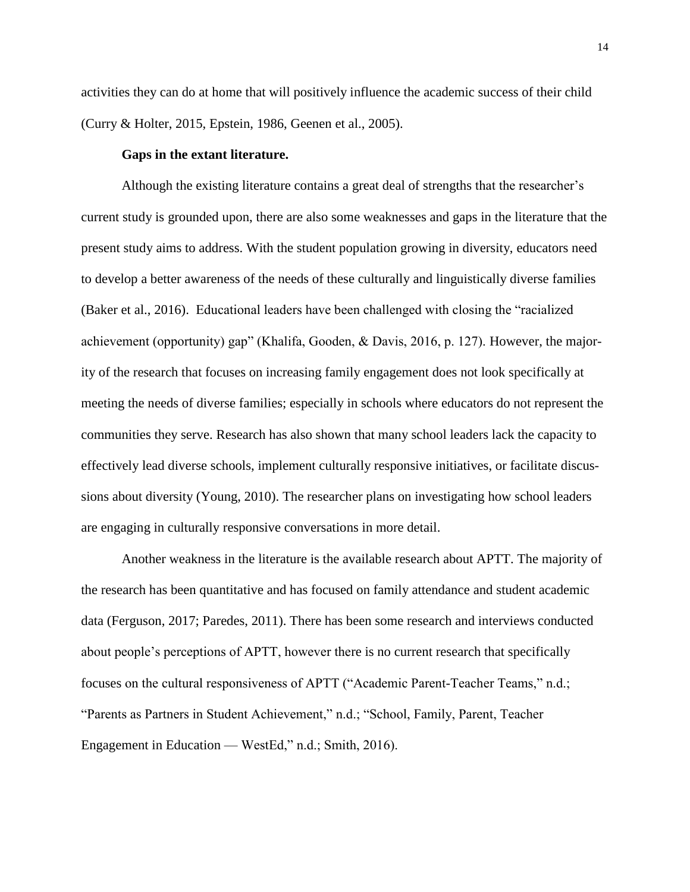activities they can do at home that will positively influence the academic success of their child (Curry & Holter, 2015, Epstein, 1986, Geenen et al., 2005).

**Gaps in the extant literature.**

Although the existing literature contains a great deal of strengths that the researcher's current study is grounded upon, there are also some weaknesses and gaps in the literature that the present study aims to address. With the student population growing in diversity, educators need to develop a better awareness of the needs of these culturally and linguistically diverse families (Baker et al., 2016). Educational leaders have been challenged with closing the "racialized achievement (opportunity) gap" (Khalifa, Gooden, & Davis, 2016, p. 127). However, the majority of the research that focuses on increasing family engagement does not look specifically at meeting the needs of diverse families; especially in schools where educators do not represent the communities they serve. Research has also shown that many school leaders lack the capacity to effectively lead diverse schools, implement culturally responsive initiatives, or facilitate discussions about diversity (Young, 2010). The researcher plans on investigating how school leaders are engaging in culturally responsive conversations in more detail.

Another weakness in the literature is the available research about APTT. The majority of the research has been quantitative and has focused on family attendance and student academic data (Ferguson, 2017; Paredes, 2011). There has been some research and interviews conducted about people's perceptions of APTT, however there is no current research that specifically focuses on the cultural responsiveness of APTT ("Academic Parent-Teacher Teams," n.d.; "Parents as Partners in Student Achievement," n.d.; "School, Family, Parent, Teacher Engagement in Education — WestEd," n.d.; Smith, 2016).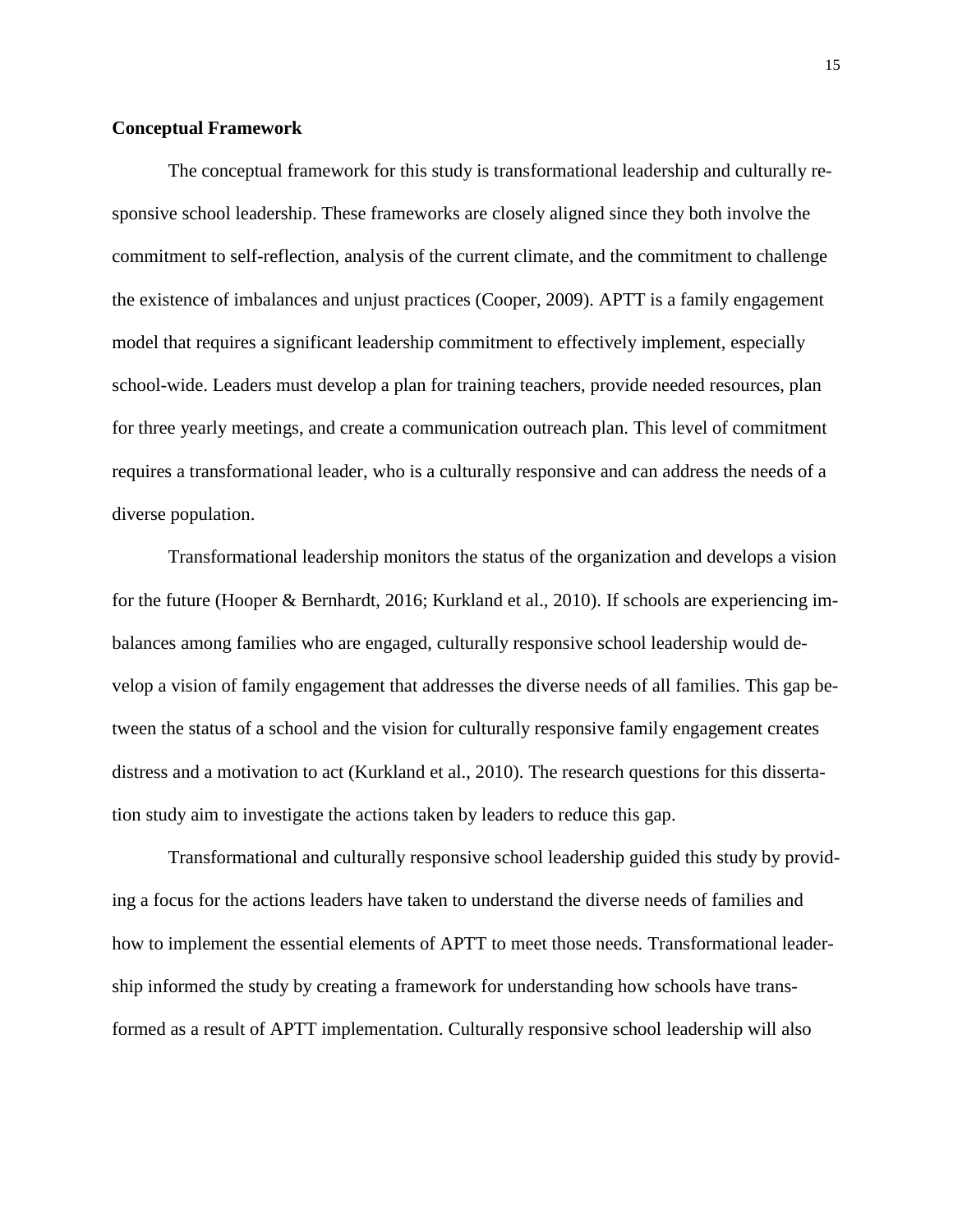### Conceptual Framework

The conceptual framework for this study is transformational leadership and culturally responsive school leadership. These frameworks are closely aligned since they both involve the commitment to self-reflection, analysis of the current climate, and the commitment to challenge the existence of imbalances and unjust practices (Cooper, 2009). APTT is a family engagement model that requires a significant leadership commitment to effectively implement, especially school-wide. Leaders must develop a plan for training teachers, provide needed resources, plan for three yearly meetings, and create a communication outreach plan. This level of commitment requires a transformational leader, who is a culturally responsive and can address the needs of a diverse population.

Transformational leadership monitors the status of the organization and develops a vision for the future (Hooper & Bernhardt, 2016; Kurkland et al., 2010). If schools are experiencing imbalances among families who are engaged, culturally responsive school leadership would develop a vision of family engagement that addresses the diverse needs of all families. This gap between the status of a school and the vision for culturally responsive family engagement creates distress and a motivation to act (Kurkland et al., 2010). The research questions for this dissertation study aim to investigate the actions taken by leaders to reduce this gap.

Transformational and culturally responsive school leadership guided this study by providing a focus for the actions leaders have taken to understand the diverse needs of families and how to implement the essential elements of APTT to meet those needs. Transformational leadership informed the study by creating a framework for understanding how schools have transformed as a result of APTT implementation. Culturally responsive school leadership will also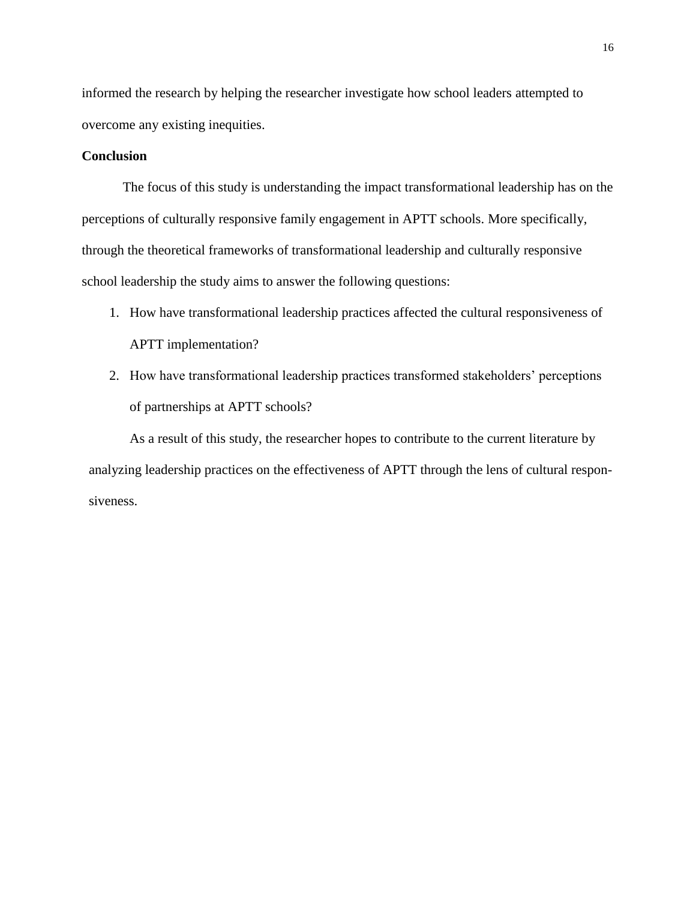informed the research by helping the researcher investigate how school leaders attempted to overcome any existing inequities.

**Conclusion**

The focus of this study is understanding the impact transformational leadership has on the perceptions of culturally responsive family engagement in APTT schools. More specifically, through the theoretical frameworks of transformational leadership and culturally responsive school leadership the study aims to answer the following questions:

1. How have transformational leadership practices affected the cultural responsiveness of APTT implementation?
2. How have transformational leadership practices transformed stakeholders' perceptions of partnerships at APTT schools?

As a result of this study, the researcher hopes to contribute to the current literature by analyzing leadership practices on the effectiveness of APTT through the lens of cultural responsiveness.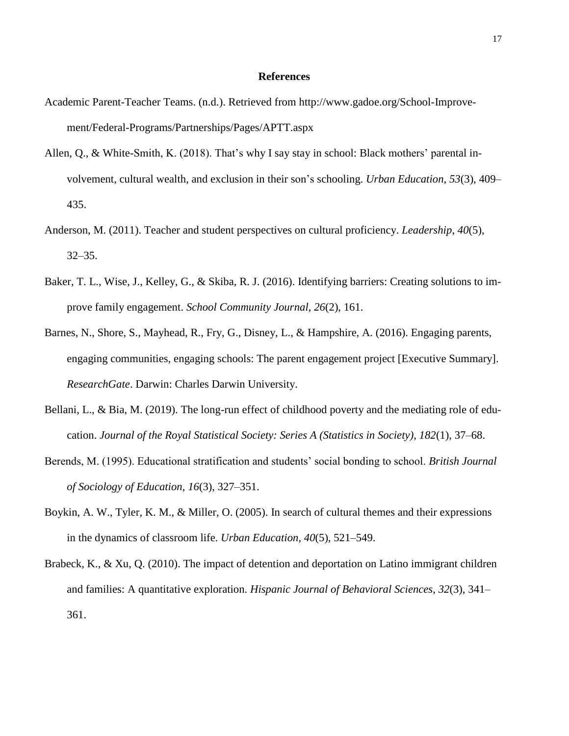## References

Academic Parent-Teacher Teams. (n.d.). Retrieved from http://www.gadoe.org/School-Improvement/Federal-Programs/Partnerships/Pages/APTT.aspx

Allen, Q., & White-Smith, K. (2018). That's why I say stay in school: Black mothers' parental involvement, cultural wealth, and exclusion in their son's schooling. *Urban Education*, *53*(3), 409–435.

Anderson, M. (2011). Teacher and student perspectives on cultural proficiency. *Leadership*, *40*(5), 32–35.

Baker, T. L., Wise, J., Kelley, G., & Skiba, R. J. (2016). Identifying barriers: Creating solutions to improve family engagement. *School Community Journal*, *26*(2), 161.

Barnes, N., Shore, S., Mayhead, R., Fry, G., Disney, L., & Hampshire, A. (2016). Engaging parents, engaging communities, engaging schools: The parent engagement project [Executive Summary]. *ResearchGate*. Darwin: Charles Darwin University.

Bellani, L., & Bia, M. (2019). The long-run effect of childhood poverty and the mediating role of education. *Journal of the Royal Statistical Society: Series A (Statistics in Society)*, *182*(1), 37–68.

Berends, M. (1995). Educational stratification and students' social bonding to school. *British Journal of Sociology of Education*, *16*(3), 327–351.

Boykin, A. W., Tyler, K. M., & Miller, O. (2005). In search of cultural themes and their expressions in the dynamics of classroom life. *Urban Education*, *40*(5), 521–549.

Brabeck, K., & Xu, Q. (2010). The impact of detention and deportation on Latino immigrant children and families: A quantitative exploration. *Hispanic Journal of Behavioral Sciences*, *32*(3), 341–361.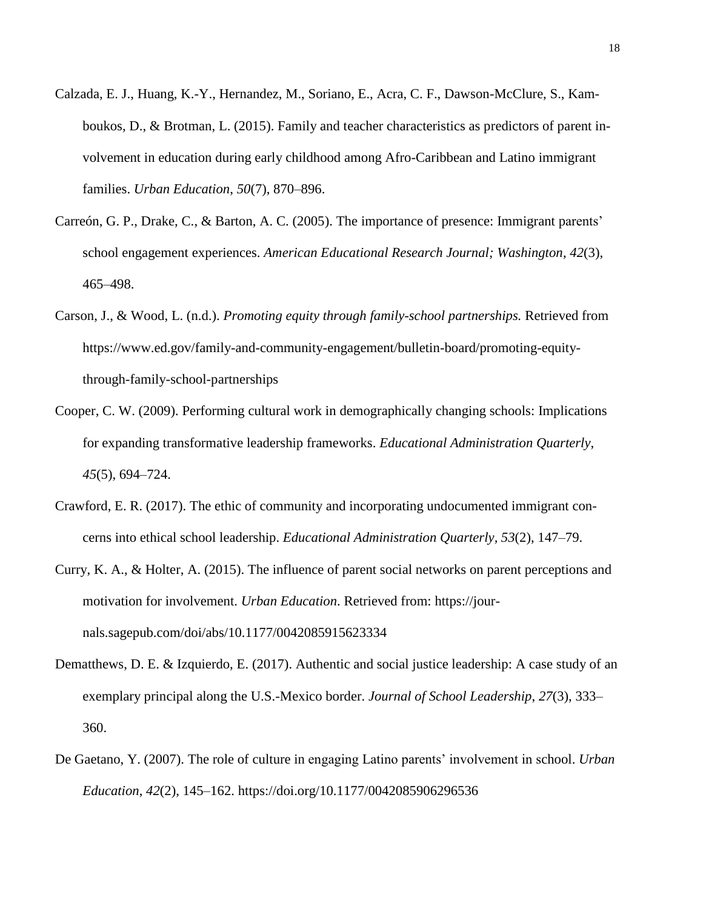Calzada, E. J., Huang, K.-Y., Hernandez, M., Soriano, E., Acra, C. F., Dawson-McClure, S., Kamboukos, D., & Brotman, L. (2015). Family and teacher characteristics as predictors of parent involvement in education during early childhood among Afro-Caribbean and Latino immigrant families. *Urban Education*, *50*(7), 870–896.

Carreón, G. P., Drake, C., & Barton, A. C. (2005). The importance of presence: Immigrant parents' school engagement experiences. *American Educational Research Journal; Washington*, *42*(3), 465–498.

Carson, J., & Wood, L. (n.d.). *Promoting equity through family-school partnerships.* Retrieved from https://www.ed.gov/family-and-community-engagement/bulletin-board/promoting-equity-through-family-school-partnerships

Cooper, C. W. (2009). Performing cultural work in demographically changing schools: Implications for expanding transformative leadership frameworks. *Educational Administration Quarterly*, *45*(5), 694–724.

Crawford, E. R. (2017). The ethic of community and incorporating undocumented immigrant concerns into ethical school leadership. *Educational Administration Quarterly*, *53*(2), 147–79.

Curry, K. A., & Holter, A. (2015). The influence of parent social networks on parent perceptions and motivation for involvement. *Urban Education*. Retrieved from: https://journals.sagepub.com/doi/abs/10.1177/0042085915623334

Dematthews, D. E. & Izquierdo, E. (2017). Authentic and social justice leadership: A case study of an exemplary principal along the U.S.-Mexico border. *Journal of School Leadership*, *27*(3), 333–360.

De Gaetano, Y. (2007). The role of culture in engaging Latino parents' involvement in school. *Urban Education*, *42*(2), 145–162. https://doi.org/10.1177/0042085906296536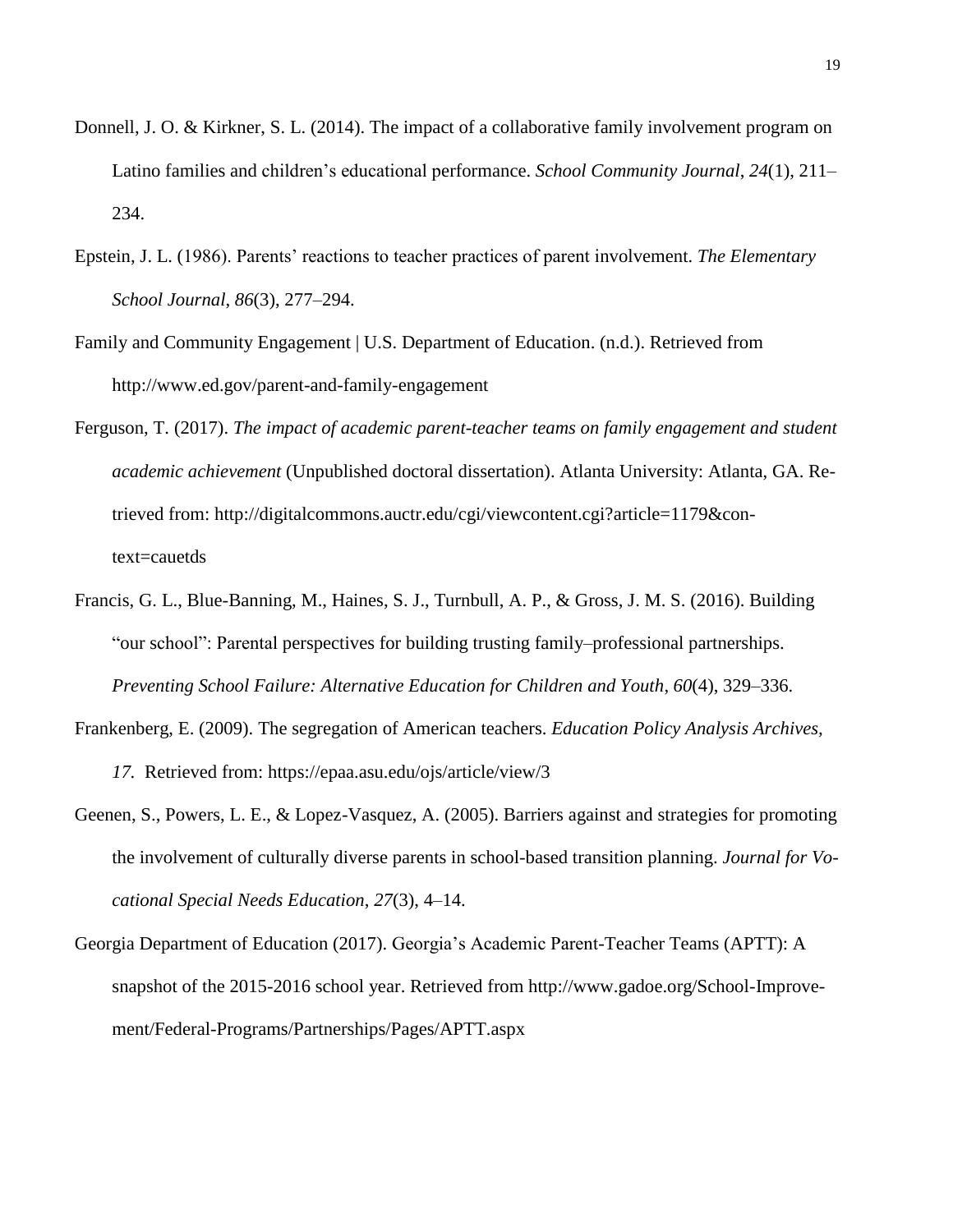Donnell, J. O. & Kirkner, S. L. (2014). The impact of a collaborative family involvement program on Latino families and children's educational performance. *School Community Journal*, *24*(1), 211–234.

Epstein, J. L. (1986). Parents' reactions to teacher practices of parent involvement. *The Elementary School Journal*, *86*(3), 277–294.

Family and Community Engagement | U.S. Department of Education. (n.d.). Retrieved from http://www.ed.gov/parent-and-family-engagement

Ferguson, T. (2017). *The impact of academic parent-teacher teams on family engagement and student academic achievement* (Unpublished doctoral dissertation). Atlanta University: Atlanta, GA. Retrieved from: http://digitalcommons.auctr.edu/cgi/viewcontent.cgi?article=1179&context=cauetds

Francis, G. L., Blue-Banning, M., Haines, S. J., Turnbull, A. P., & Gross, J. M. S. (2016). Building "our school": Parental perspectives for building trusting family–professional partnerships. *Preventing School Failure: Alternative Education for Children and Youth*, *60*(4), 329–336.

Frankenberg, E. (2009). The segregation of American teachers. *Education Policy Analysis Archives*, *17.* Retrieved from: https://epaa.asu.edu/ojs/article/view/3

Geenen, S., Powers, L. E., & Lopez-Vasquez, A. (2005). Barriers against and strategies for promoting the involvement of culturally diverse parents in school-based transition planning. *Journal for Vocational Special Needs Education*, *27*(3), 4–14.

Georgia Department of Education (2017). Georgia's Academic Parent-Teacher Teams (APTT): A snapshot of the 2015-2016 school year. Retrieved from http://www.gadoe.org/School-Improvement/Federal-Programs/Partnerships/Pages/APTT.aspx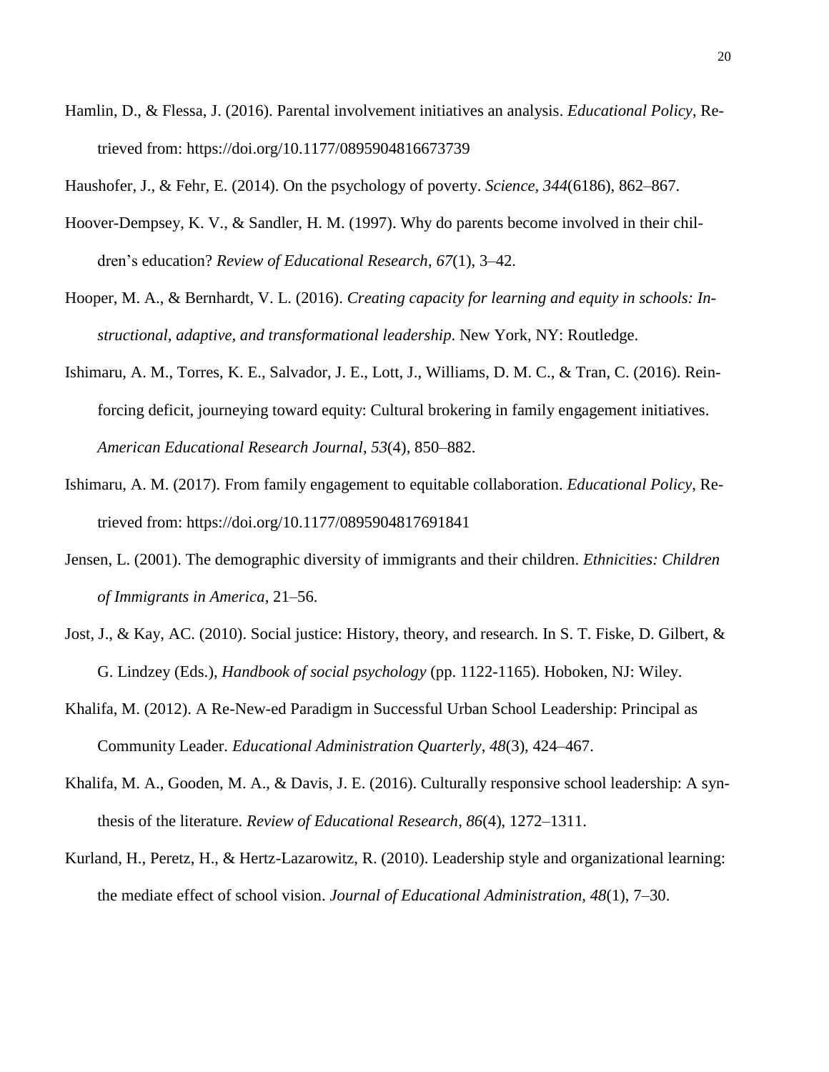Hamlin, D., & Flessa, J. (2016). Parental involvement initiatives an analysis. *Educational Policy*, Retrieved from: https://doi.org/10.1177/0895904816673739

Haushofer, J., & Fehr, E. (2014). On the psychology of poverty. *Science*, *344*(6186), 862–867.

Hoover-Dempsey, K. V., & Sandler, H. M. (1997). Why do parents become involved in their children's education? *Review of Educational Research*, *67*(1), 3–42.

Hooper, M. A., & Bernhardt, V. L. (2016). *Creating capacity for learning and equity in schools: Instructional, adaptive, and transformational leadership*. New York, NY: Routledge.

Ishimaru, A. M., Torres, K. E., Salvador, J. E., Lott, J., Williams, D. M. C., & Tran, C. (2016). Reinforcing deficit, journeying toward equity: Cultural brokering in family engagement initiatives. *American Educational Research Journal*, *53*(4), 850–882.

Ishimaru, A. M. (2017). From family engagement to equitable collaboration. *Educational Policy*, Retrieved from: https://doi.org/10.1177/0895904817691841

Jensen, L. (2001). The demographic diversity of immigrants and their children. *Ethnicities: Children of Immigrants in America*, 21–56.

Jost, J., & Kay, AC. (2010). Social justice: History, theory, and research. In S. T. Fiske, D. Gilbert, & G. Lindzey (Eds.), *Handbook of social psychology* (pp. 1122-1165). Hoboken, NJ: Wiley.

Khalifa, M. (2012). A Re-New-ed Paradigm in Successful Urban School Leadership: Principal as Community Leader. *Educational Administration Quarterly*, *48*(3), 424–467.

Khalifa, M. A., Gooden, M. A., & Davis, J. E. (2016). Culturally responsive school leadership: A synthesis of the literature. *Review of Educational Research*, *86*(4), 1272–1311.

Kurland, H., Peretz, H., & Hertz-Lazarowitz, R. (2010). Leadership style and organizational learning: the mediate effect of school vision. *Journal of Educational Administration*, *48*(1), 7–30.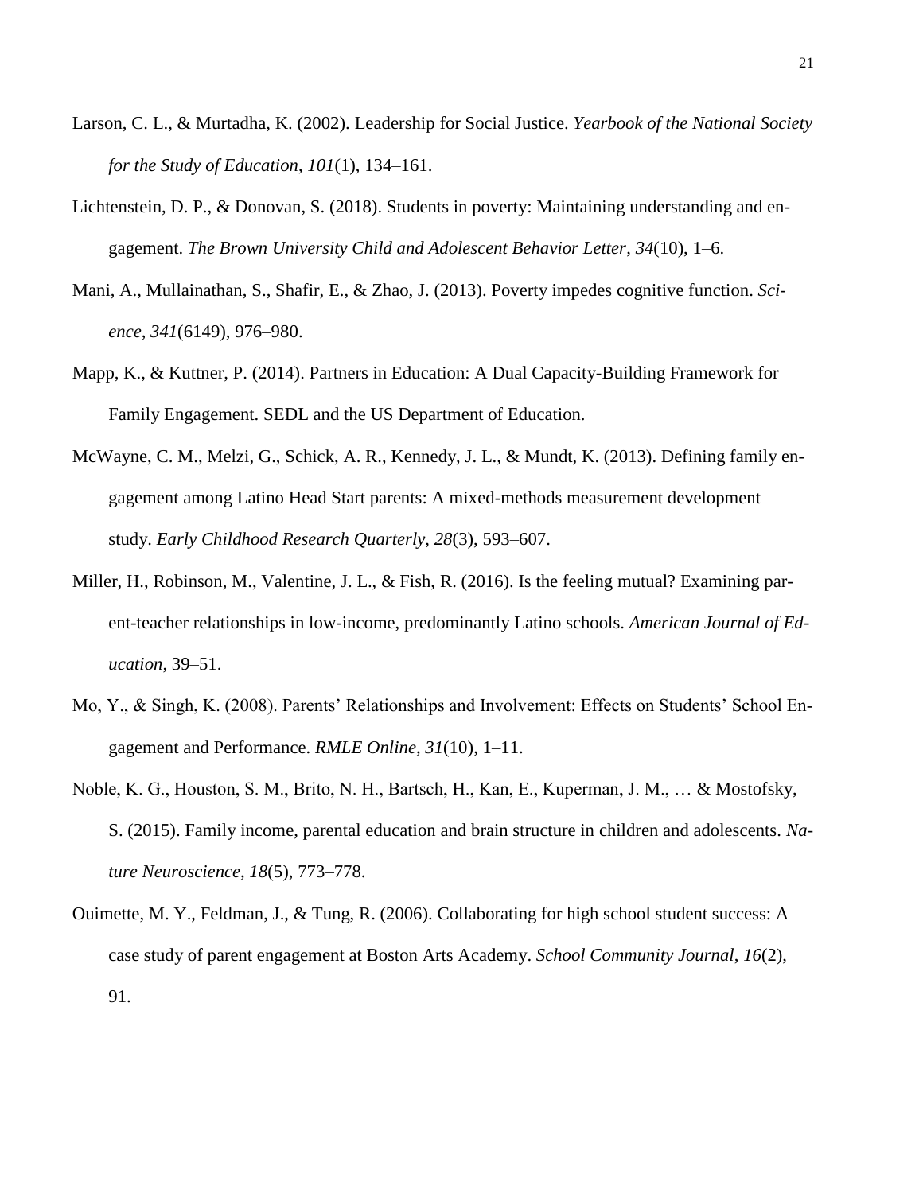Larson, C. L., & Murtadha, K. (2002). Leadership for Social Justice. *Yearbook of the National Society for the Study of Education*, *101*(1), 134–161.

Lichtenstein, D. P., & Donovan, S. (2018). Students in poverty: Maintaining understanding and engagement. *The Brown University Child and Adolescent Behavior Letter*, *34*(10), 1–6.

Mani, A., Mullainathan, S., Shafir, E., & Zhao, J. (2013). Poverty impedes cognitive function. *Science*, *341*(6149), 976–980.

Mapp, K., & Kuttner, P. (2014). Partners in Education: A Dual Capacity-Building Framework for Family Engagement. SEDL and the US Department of Education.

McWayne, C. M., Melzi, G., Schick, A. R., Kennedy, J. L., & Mundt, K. (2013). Defining family engagement among Latino Head Start parents: A mixed-methods measurement development study. *Early Childhood Research Quarterly*, *28*(3), 593–607.

Miller, H., Robinson, M., Valentine, J. L., & Fish, R. (2016). Is the feeling mutual? Examining parent-teacher relationships in low-income, predominantly Latino schools. *American Journal of Education*, 39–51.

Mo, Y., & Singh, K. (2008). Parents' Relationships and Involvement: Effects on Students' School Engagement and Performance. *RMLE Online*, *31*(10), 1–11.

Noble, K. G., Houston, S. M., Brito, N. H., Bartsch, H., Kan, E., Kuperman, J. M., … & Mostofsky, S. (2015). Family income, parental education and brain structure in children and adolescents. *Nature Neuroscience*, *18*(5), 773–778.

Ouimette, M. Y., Feldman, J., & Tung, R. (2006). Collaborating for high school student success: A case study of parent engagement at Boston Arts Academy. *School Community Journal*, *16*(2), 91.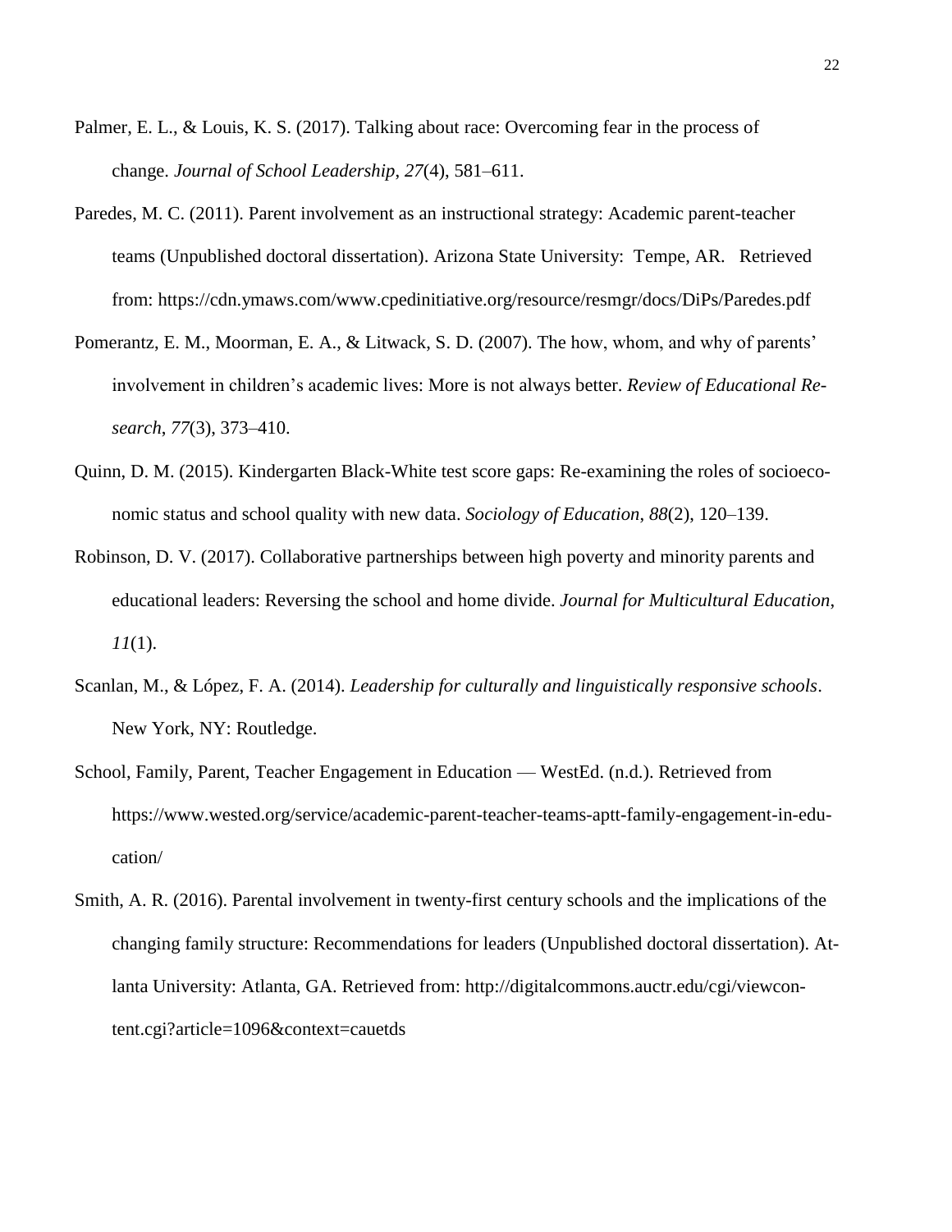Palmer, E. L., & Louis, K. S. (2017). Talking about race: Overcoming fear in the process of change. *Journal of School Leadership*, *27*(4), 581–611.

Paredes, M. C. (2011). Parent involvement as an instructional strategy: Academic parent-teacher teams (Unpublished doctoral dissertation). Arizona State University: Tempe, AR. Retrieved from: https://cdn.ymaws.com/www.cpedinitiative.org/resource/resmgr/docs/DiPs/Paredes.pdf

Pomerantz, E. M., Moorman, E. A., & Litwack, S. D. (2007). The how, whom, and why of parents' involvement in children's academic lives: More is not always better. *Review of Educational Research*, *77*(3), 373–410.

Quinn, D. M. (2015). Kindergarten Black-White test score gaps: Re-examining the roles of socioeconomic status and school quality with new data. *Sociology of Education*, *88*(2), 120–139.

Robinson, D. V. (2017). Collaborative partnerships between high poverty and minority parents and educational leaders: Reversing the school and home divide. *Journal for Multicultural Education*, *11*(1).

Scanlan, M., & López, F. A. (2014). *Leadership for culturally and linguistically responsive schools*. New York, NY: Routledge.

School, Family, Parent, Teacher Engagement in Education — WestEd. (n.d.). Retrieved from https://www.wested.org/service/academic-parent-teacher-teams-aptt-family-engagement-in-education/

Smith, A. R. (2016). Parental involvement in twenty-first century schools and the implications of the changing family structure: Recommendations for leaders (Unpublished doctoral dissertation). Atlanta University: Atlanta, GA. Retrieved from: http://digitalcommons.auctr.edu/cgi/viewcontent.cgi?article=1096&context=cauetds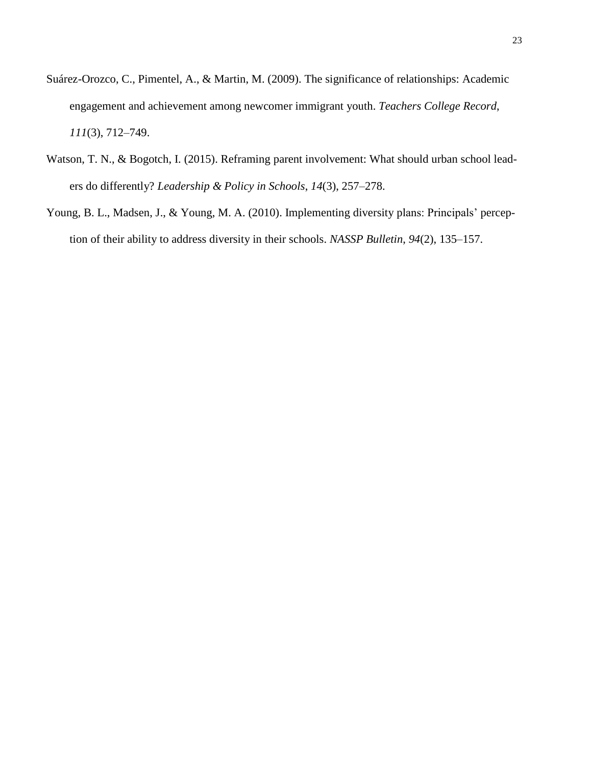Suárez-Orozco, C., Pimentel, A., & Martin, M. (2009). The significance of relationships: Academic engagement and achievement among newcomer immigrant youth. *Teachers College Record*, *111*(3), 712–749.

Watson, T. N., & Bogotch, I. (2015). Reframing parent involvement: What should urban school leaders do differently? *Leadership & Policy in Schools*, *14*(3), 257–278.

Young, B. L., Madsen, J., & Young, M. A. (2010). Implementing diversity plans: Principals' perception of their ability to address diversity in their schools. *NASSP Bulletin*, *94*(2), 135–157.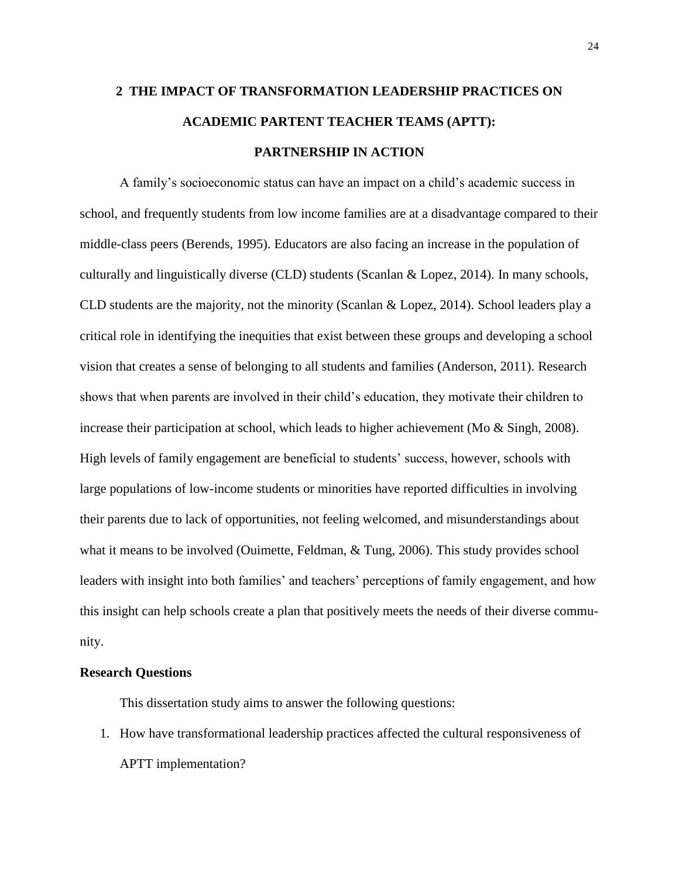# 2 THE IMPACT OF TRANSFORMATION LEADERSHIP PRACTICES ON ACADEMIC PARTENT TEACHER TEAMS (APTT): PARTNERSHIP IN ACTION

A family's socioeconomic status can have an impact on a child's academic success in school, and frequently students from low income families are at a disadvantage compared to their middle-class peers (Berends, 1995). Educators are also facing an increase in the population of culturally and linguistically diverse (CLD) students (Scanlan & Lopez, 2014). In many schools, CLD students are the majority, not the minority (Scanlan & Lopez, 2014). School leaders play a critical role in identifying the inequities that exist between these groups and developing a school vision that creates a sense of belonging to all students and families (Anderson, 2011). Research shows that when parents are involved in their child's education, they motivate their children to increase their participation at school, which leads to higher achievement (Mo & Singh, 2008). High levels of family engagement are beneficial to students' success, however, schools with large populations of low-income students or minorities have reported difficulties in involving their parents due to lack of opportunities, not feeling welcomed, and misunderstandings about what it means to be involved (Ouimette, Feldman, & Tung, 2006). This study provides school leaders with insight into both families' and teachers' perceptions of family engagement, and how this insight can help schools create a plan that positively meets the needs of their diverse community.

## Research Questions

This dissertation study aims to answer the following questions:

1. How have transformational leadership practices affected the cultural responsiveness of APTT implementation?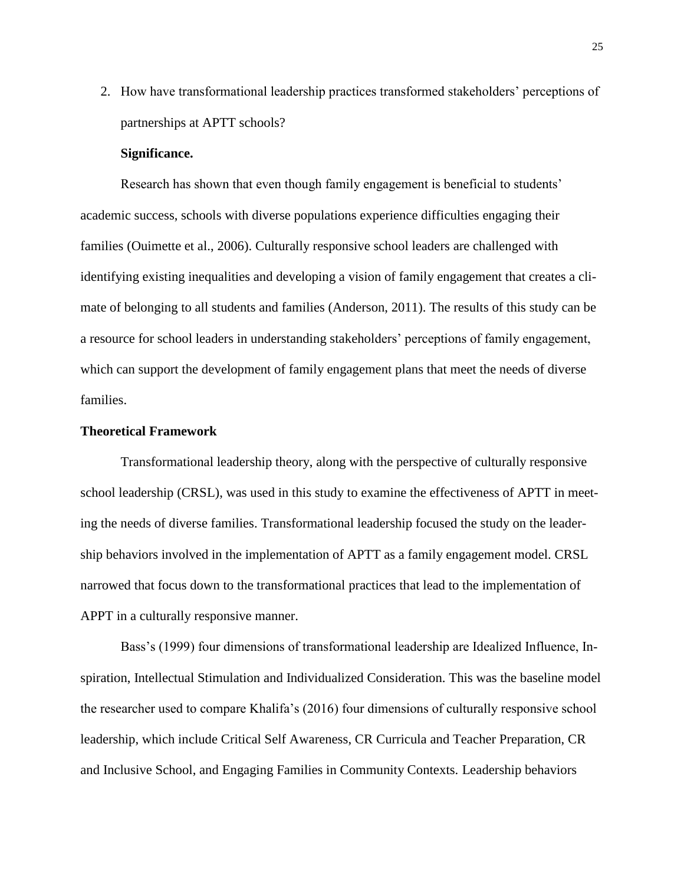2. How have transformational leadership practices transformed stakeholders' perceptions of partnerships at APTT schools?

**Significance.**

Research has shown that even though family engagement is beneficial to students' academic success, schools with diverse populations experience difficulties engaging their families (Ouimette et al., 2006). Culturally responsive school leaders are challenged with identifying existing inequalities and developing a vision of family engagement that creates a climate of belonging to all students and families (Anderson, 2011). The results of this study can be a resource for school leaders in understanding stakeholders' perceptions of family engagement, which can support the development of family engagement plans that meet the needs of diverse families.

## Theoretical Framework

Transformational leadership theory, along with the perspective of culturally responsive school leadership (CRSL), was used in this study to examine the effectiveness of APTT in meeting the needs of diverse families. Transformational leadership focused the study on the leadership behaviors involved in the implementation of APTT as a family engagement model. CRSL narrowed that focus down to the transformational practices that lead to the implementation of APPT in a culturally responsive manner.

Bass's (1999) four dimensions of transformational leadership are Idealized Influence, Inspiration, Intellectual Stimulation and Individualized Consideration. This was the baseline model the researcher used to compare Khalifa's (2016) four dimensions of culturally responsive school leadership, which include Critical Self Awareness, CR Curricula and Teacher Preparation, CR and Inclusive School, and Engaging Families in Community Contexts. Leadership behaviors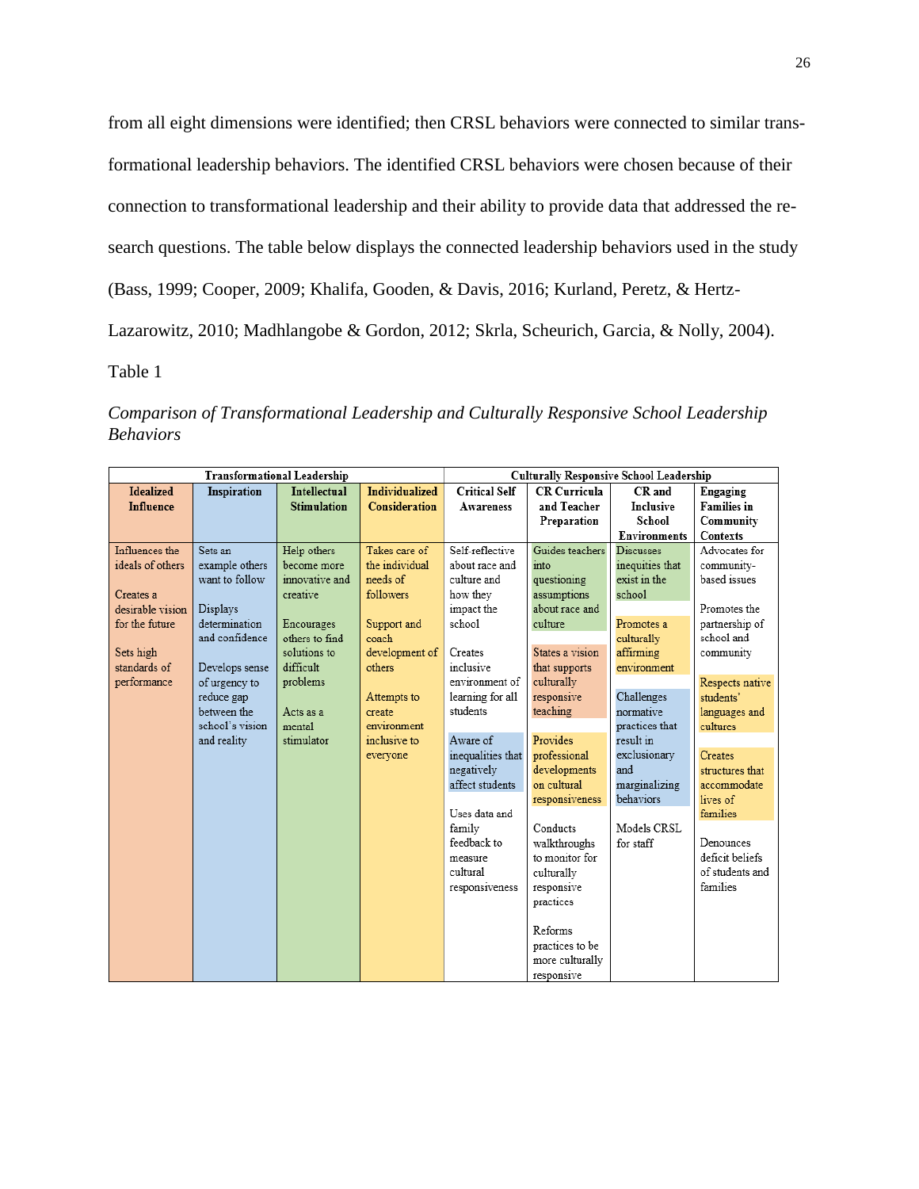from all eight dimensions were identified; then CRSL behaviors were connected to similar transformational leadership behaviors. The identified CRSL behaviors were chosen because of their connection to transformational leadership and their ability to provide data that addressed the research questions. The table below displays the connected leadership behaviors used in the study (Bass, 1999; Cooper, 2009; Khalifa, Gooden, & Davis, 2016; Kurland, Peretz, & Hertz-Lazarowitz, 2010; Madhlangobe & Gordon, 2012; Skrla, Scheurich, Garcia, & Nolly, 2004).

Table 1

*Comparison of Transformational Leadership and Culturally Responsive School Leadership Behaviors*

| Transformational Leadership | | | | Culturally Responsive School Leadership | | | |
|---|---|---|---|---|---|---|---|
| **Idealized Influence** | **Inspiration** | **Intellectual Stimulation** | **Individualized Consideration** | **Critical Self Awareness** | **CR Curricula and Teacher Preparation** | **CR and Inclusive School Environments** | **Engaging Families in Community Contexts** |
| Influences the ideals of others<br><br>Creates a desirable vision for the future<br><br>Sets high standards of performance | Sets an example others want to follow<br><br>Displays determination and confidence<br><br>Develops sense of urgency to reduce gap between the school's vision and reality | Help others become more innovative and creative<br><br>Encourages others to find solutions to difficult problems<br><br>Acts as a mental stimulator | Takes care of the individual needs of followers<br><br>Support and coach development of others<br><br>Attempts to create environment inclusive to everyone | Self-reflective about race and culture and how they impact the school<br><br>Creates inclusive environment of learning for all students<br><br>Aware of inequalities that negatively affect students<br><br>Uses data and family feedback to measure cultural responsiveness | Guides teachers into questioning assumptions about race and culture<br><br>States a vision that supports culturally responsive teaching<br><br>Provides professional developments on cultural responsiveness<br><br>Conducts walkthroughs to monitor for culturally responsive practices<br><br>Reforms practices to be more culturally responsive | Discusses inequities that exist in the school<br><br>Promotes a culturally affirming environment<br><br>Challenges normative practices that result in exclusionary and marginalizing behaviors<br><br>Models CRSL for staff | Advocates for community-based issues<br><br>Promotes the partnership of school and community<br><br>Respects native students' languages and cultures<br><br>Creates structures that accommodate lives of families<br><br>Denounces deficit beliefs of students and families |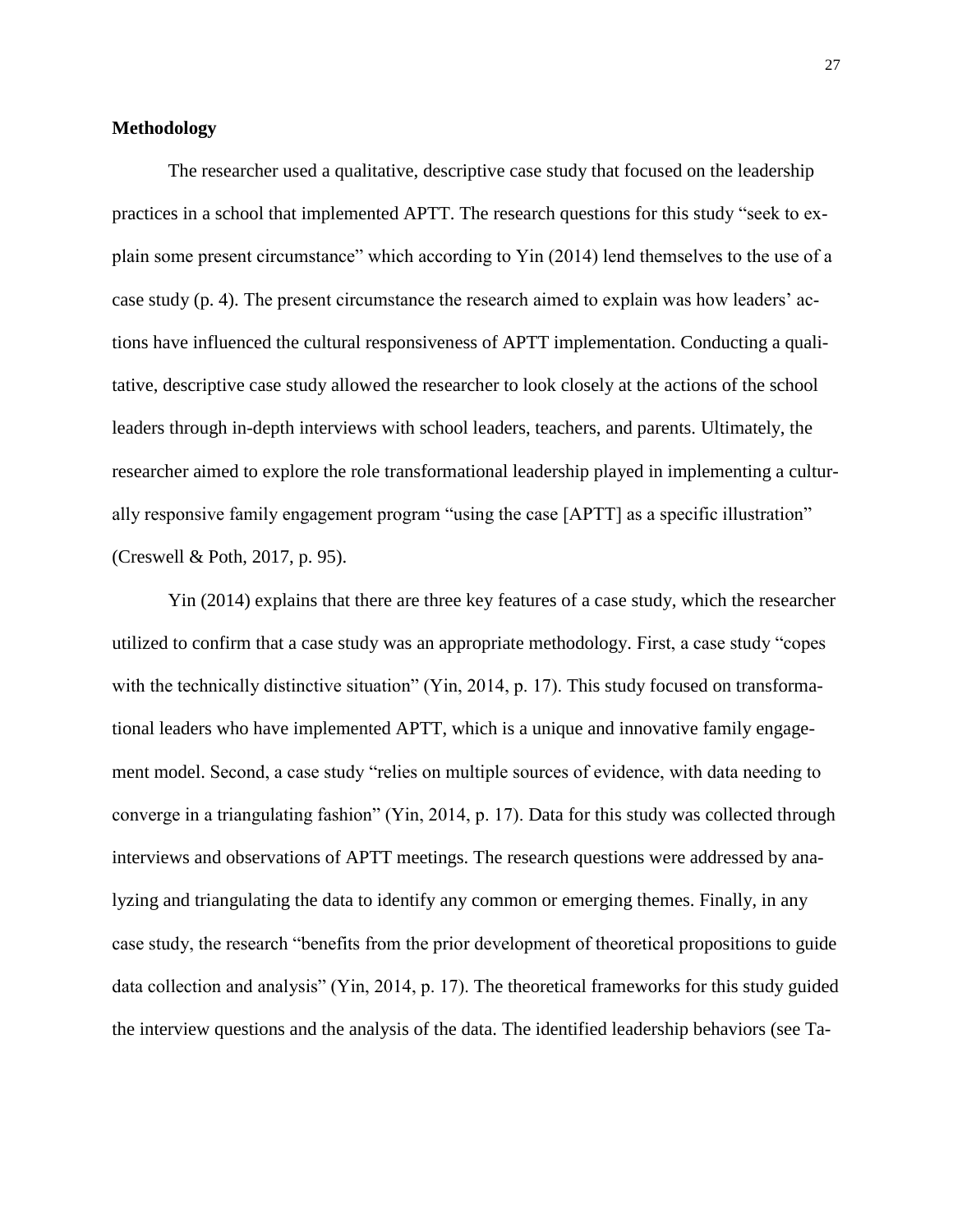**Methodology**

The researcher used a qualitative, descriptive case study that focused on the leadership practices in a school that implemented APTT. The research questions for this study "seek to explain some present circumstance" which according to Yin (2014) lend themselves to the use of a case study (p. 4). The present circumstance the research aimed to explain was how leaders' actions have influenced the cultural responsiveness of APTT implementation. Conducting a qualitative, descriptive case study allowed the researcher to look closely at the actions of the school leaders through in-depth interviews with school leaders, teachers, and parents. Ultimately, the researcher aimed to explore the role transformational leadership played in implementing a culturally responsive family engagement program "using the case [APTT] as a specific illustration" (Creswell & Poth, 2017, p. 95).

Yin (2014) explains that there are three key features of a case study, which the researcher utilized to confirm that a case study was an appropriate methodology. First, a case study "copes with the technically distinctive situation" (Yin, 2014, p. 17). This study focused on transformational leaders who have implemented APTT, which is a unique and innovative family engagement model. Second, a case study "relies on multiple sources of evidence, with data needing to converge in a triangulating fashion" (Yin, 2014, p. 17). Data for this study was collected through interviews and observations of APTT meetings. The research questions were addressed by analyzing and triangulating the data to identify any common or emerging themes. Finally, in any case study, the research "benefits from the prior development of theoretical propositions to guide data collection and analysis" (Yin, 2014, p. 17). The theoretical frameworks for this study guided the interview questions and the analysis of the data. The identified leadership behaviors (see Ta-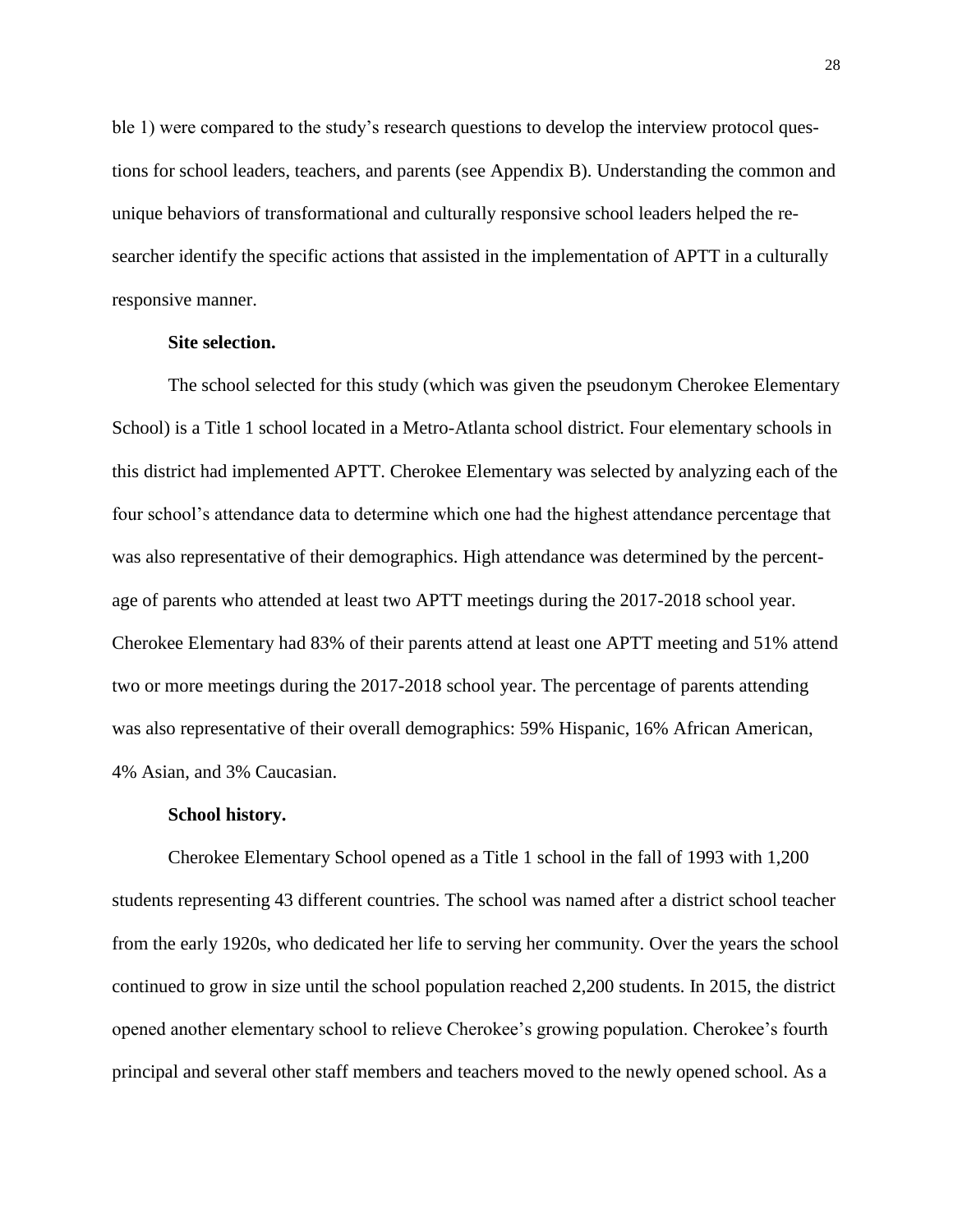ble 1) were compared to the study's research questions to develop the interview protocol questions for school leaders, teachers, and parents (see Appendix B). Understanding the common and unique behaviors of transformational and culturally responsive school leaders helped the researcher identify the specific actions that assisted in the implementation of APTT in a culturally responsive manner.

**Site selection.**

The school selected for this study (which was given the pseudonym Cherokee Elementary School) is a Title 1 school located in a Metro-Atlanta school district. Four elementary schools in this district had implemented APTT. Cherokee Elementary was selected by analyzing each of the four school's attendance data to determine which one had the highest attendance percentage that was also representative of their demographics. High attendance was determined by the percentage of parents who attended at least two APTT meetings during the 2017-2018 school year. Cherokee Elementary had 83% of their parents attend at least one APTT meeting and 51% attend two or more meetings during the 2017-2018 school year. The percentage of parents attending was also representative of their overall demographics: 59% Hispanic, 16% African American, 4% Asian, and 3% Caucasian.

**School history.**

Cherokee Elementary School opened as a Title 1 school in the fall of 1993 with 1,200 students representing 43 different countries. The school was named after a district school teacher from the early 1920s, who dedicated her life to serving her community. Over the years the school continued to grow in size until the school population reached 2,200 students. In 2015, the district opened another elementary school to relieve Cherokee's growing population. Cherokee's fourth principal and several other staff members and teachers moved to the newly opened school. As a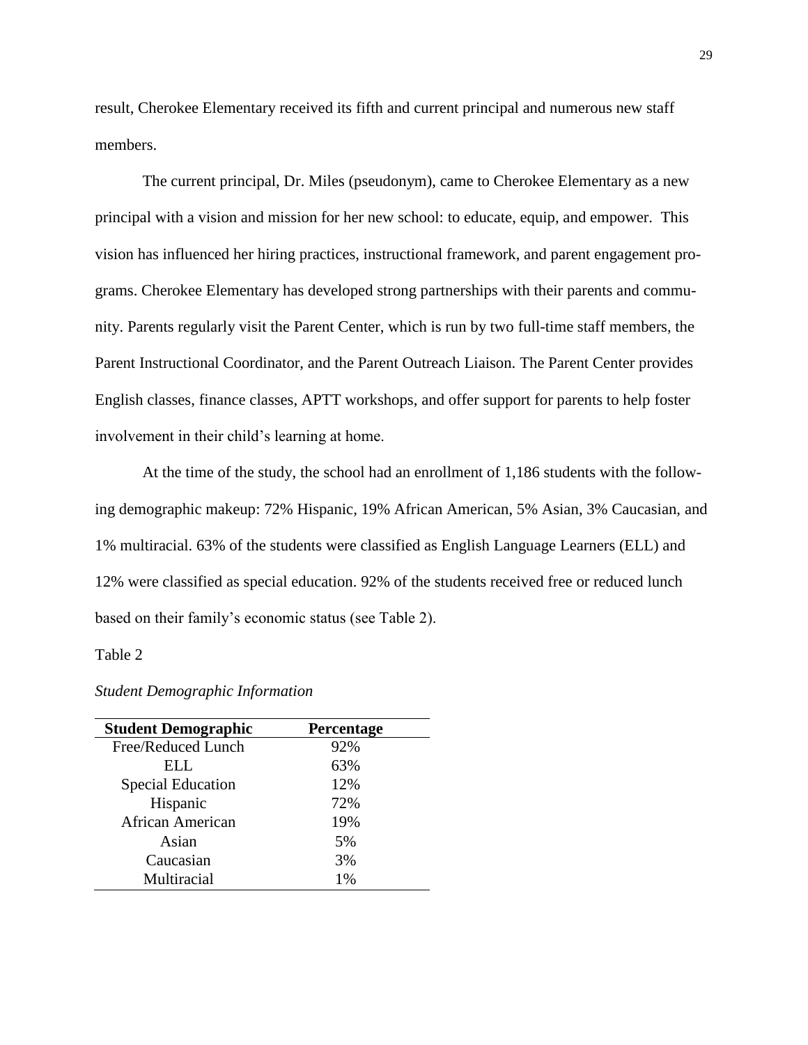result, Cherokee Elementary received its fifth and current principal and numerous new staff members.

The current principal, Dr. Miles (pseudonym), came to Cherokee Elementary as a new principal with a vision and mission for her new school: to educate, equip, and empower. This vision has influenced her hiring practices, instructional framework, and parent engagement programs. Cherokee Elementary has developed strong partnerships with their parents and community. Parents regularly visit the Parent Center, which is run by two full-time staff members, the Parent Instructional Coordinator, and the Parent Outreach Liaison. The Parent Center provides English classes, finance classes, APTT workshops, and offer support for parents to help foster involvement in their child's learning at home.

At the time of the study, the school had an enrollment of 1,186 students with the following demographic makeup: 72% Hispanic, 19% African American, 5% Asian, 3% Caucasian, and 1% multiracial. 63% of the students were classified as English Language Learners (ELL) and 12% were classified as special education. 92% of the students received free or reduced lunch based on their family's economic status (see Table 2).

Table 2

*Student Demographic Information*

| **Student Demographic** | **Percentage** |
|---|---|
| Free/Reduced Lunch | 92% |
| ELL | 63% |
| Special Education | 12% |
| Hispanic | 72% |
| African American | 19% |
| Asian | 5% |
| Caucasian | 3% |
| Multiracial | 1% |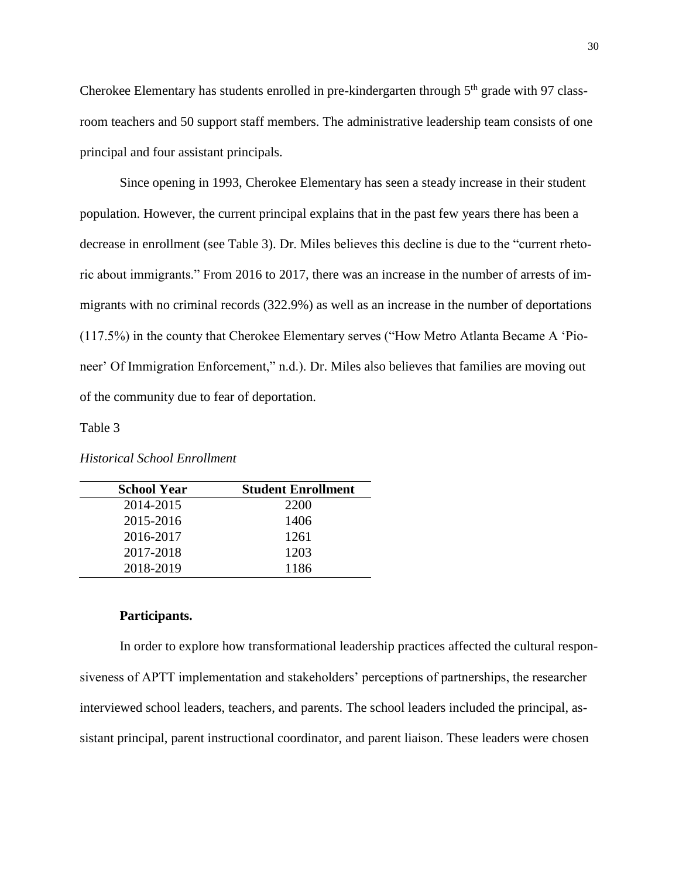Cherokee Elementary has students enrolled in pre-kindergarten through 5th grade with 97 classroom teachers and 50 support staff members. The administrative leadership team consists of one principal and four assistant principals.

Since opening in 1993, Cherokee Elementary has seen a steady increase in their student population. However, the current principal explains that in the past few years there has been a decrease in enrollment (see Table 3). Dr. Miles believes this decline is due to the "current rhetoric about immigrants." From 2016 to 2017, there was an increase in the number of arrests of immigrants with no criminal records (322.9%) as well as an increase in the number of deportations (117.5%) in the county that Cherokee Elementary serves ("How Metro Atlanta Became A 'Pioneer' Of Immigration Enforcement," n.d.). Dr. Miles also believes that families are moving out of the community due to fear of deportation.

Table 3

*Historical School Enrollment*

| School Year | Student Enrollment |
|---|---|
| 2014-2015 | 2200 |
| 2015-2016 | 1406 |
| 2016-2017 | 1261 |
| 2017-2018 | 1203 |
| 2018-2019 | 1186 |

**Participants.**

In order to explore how transformational leadership practices affected the cultural responsiveness of APTT implementation and stakeholders' perceptions of partnerships, the researcher interviewed school leaders, teachers, and parents. The school leaders included the principal, assistant principal, parent instructional coordinator, and parent liaison. These leaders were chosen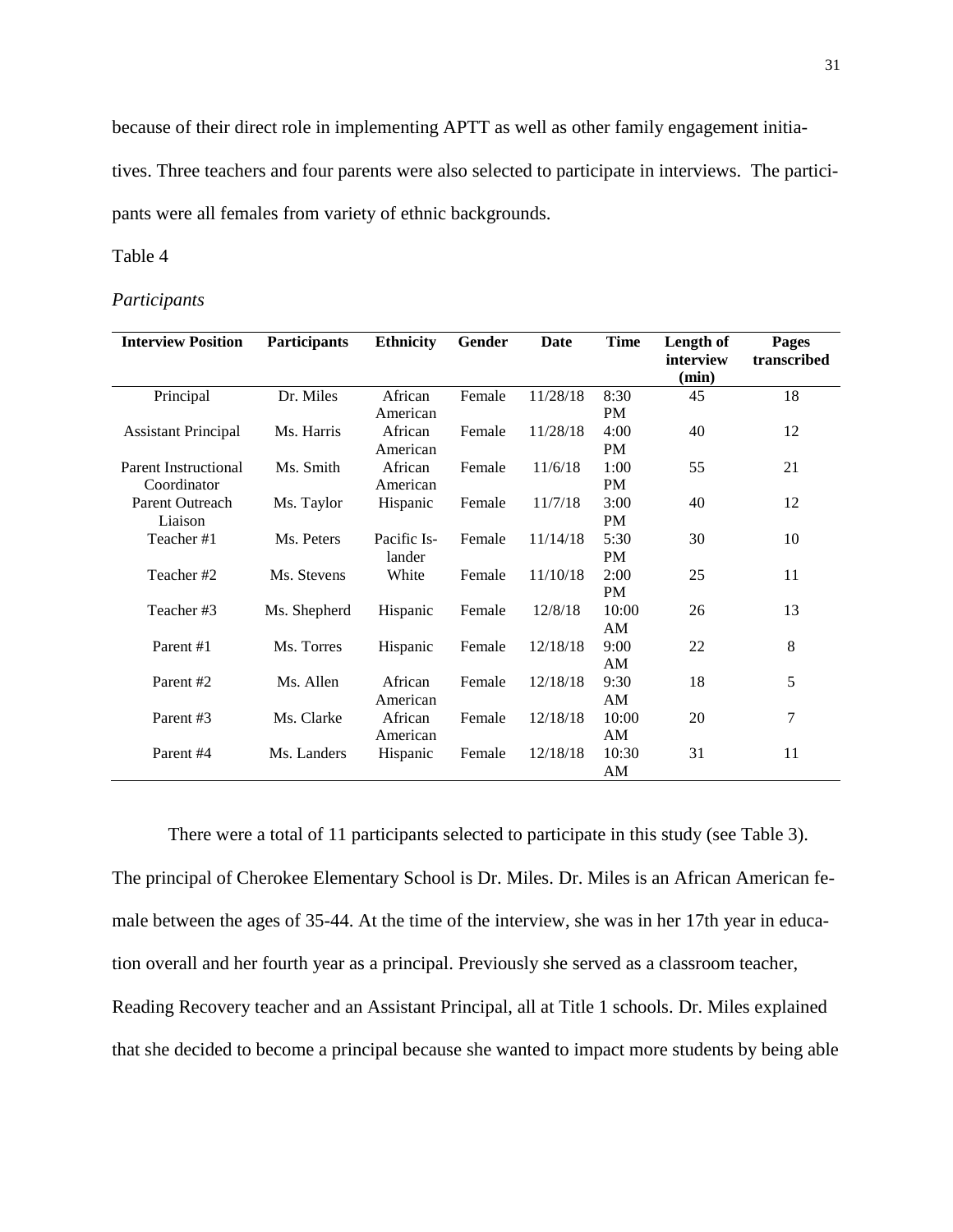because of their direct role in implementing APTT as well as other family engagement initiatives. Three teachers and four parents were also selected to participate in interviews. The participants were all females from variety of ethnic backgrounds.

Table 4

*Participants*

| Interview Position | Participants | Ethnicity | Gender | Date | Time | Length of interview (min) | Pages transcribed |
|---|---|---|---|---|---|---|---|
| Principal | Dr. Miles | African American | Female | 11/28/18 | 8:30 PM | 45 | 18 |
| Assistant Principal | Ms. Harris | African American | Female | 11/28/18 | 4:00 PM | 40 | 12 |
| Parent Instructional Coordinator | Ms. Smith | African American | Female | 11/6/18 | 1:00 PM | 55 | 21 |
| Parent Outreach Liaison | Ms. Taylor | Hispanic | Female | 11/7/18 | 3:00 PM | 40 | 12 |
| Teacher #1 | Ms. Peters | Pacific Islander | Female | 11/14/18 | 5:30 PM | 30 | 10 |
| Teacher #2 | Ms. Stevens | White | Female | 11/10/18 | 2:00 PM | 25 | 11 |
| Teacher #3 | Ms. Shepherd | Hispanic | Female | 12/8/18 | 10:00 AM | 26 | 13 |
| Parent #1 | Ms. Torres | Hispanic | Female | 12/18/18 | 9:00 AM | 22 | 8 |
| Parent #2 | Ms. Allen | African American | Female | 12/18/18 | 9:30 AM | 18 | 5 |
| Parent #3 | Ms. Clarke | African American | Female | 12/18/18 | 10:00 AM | 20 | 7 |
| Parent #4 | Ms. Landers | Hispanic | Female | 12/18/18 | 10:30 AM | 31 | 11 |

There were a total of 11 participants selected to participate in this study (see Table 3). The principal of Cherokee Elementary School is Dr. Miles. Dr. Miles is an African American female between the ages of 35-44. At the time of the interview, she was in her 17th year in education overall and her fourth year as a principal. Previously she served as a classroom teacher, Reading Recovery teacher and an Assistant Principal, all at Title 1 schools. Dr. Miles explained that she decided to become a principal because she wanted to impact more students by being able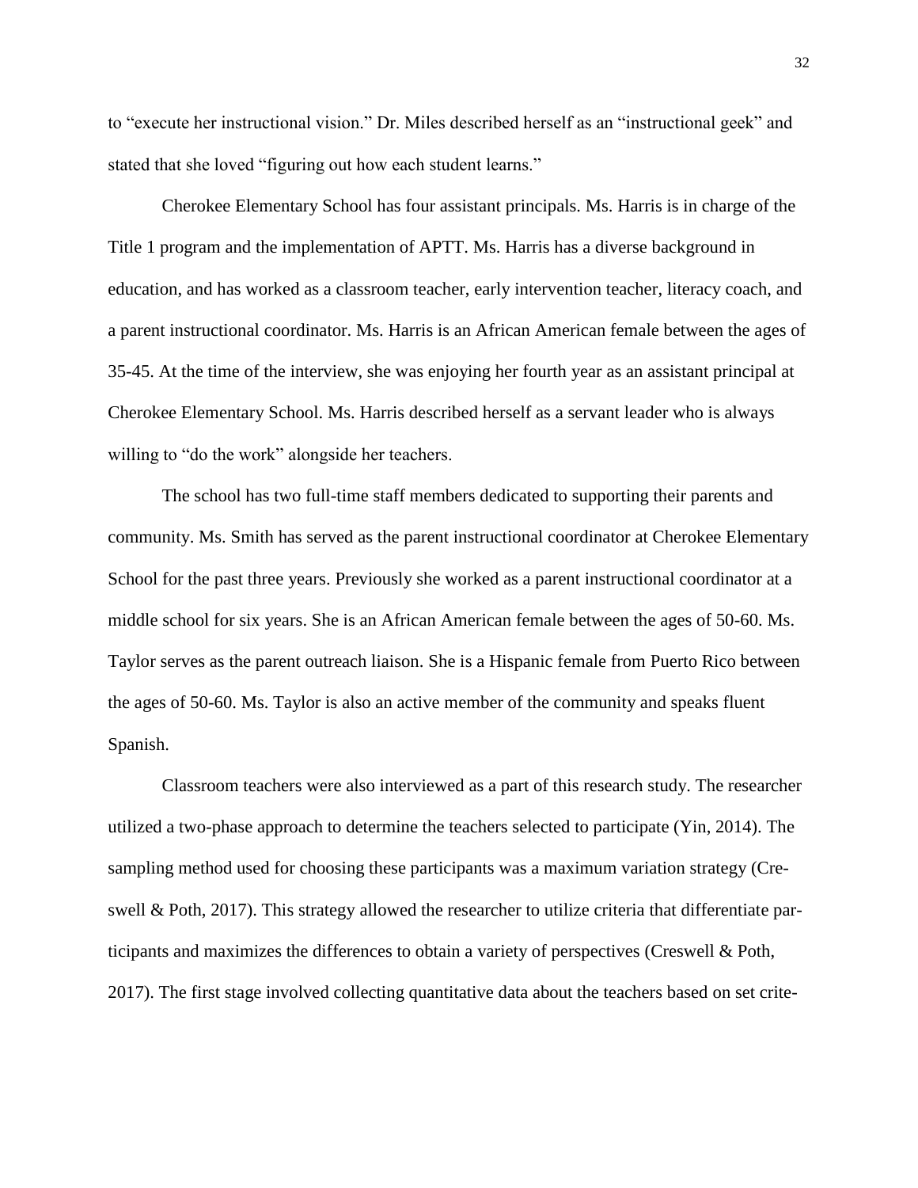to “execute her instructional vision.” Dr. Miles described herself as an “instructional geek” and stated that she loved “figuring out how each student learns.”

Cherokee Elementary School has four assistant principals. Ms. Harris is in charge of the Title 1 program and the implementation of APTT. Ms. Harris has a diverse background in education, and has worked as a classroom teacher, early intervention teacher, literacy coach, and a parent instructional coordinator. Ms. Harris is an African American female between the ages of 35-45. At the time of the interview, she was enjoying her fourth year as an assistant principal at Cherokee Elementary School. Ms. Harris described herself as a servant leader who is always willing to “do the work” alongside her teachers.

The school has two full-time staff members dedicated to supporting their parents and community. Ms. Smith has served as the parent instructional coordinator at Cherokee Elementary School for the past three years. Previously she worked as a parent instructional coordinator at a middle school for six years. She is an African American female between the ages of 50-60. Ms. Taylor serves as the parent outreach liaison. She is a Hispanic female from Puerto Rico between the ages of 50-60. Ms. Taylor is also an active member of the community and speaks fluent Spanish.

Classroom teachers were also interviewed as a part of this research study. The researcher utilized a two-phase approach to determine the teachers selected to participate (Yin, 2014). The sampling method used for choosing these participants was a maximum variation strategy (Creswell & Poth, 2017). This strategy allowed the researcher to utilize criteria that differentiate participants and maximizes the differences to obtain a variety of perspectives (Creswell & Poth, 2017). The first stage involved collecting quantitative data about the teachers based on set crite-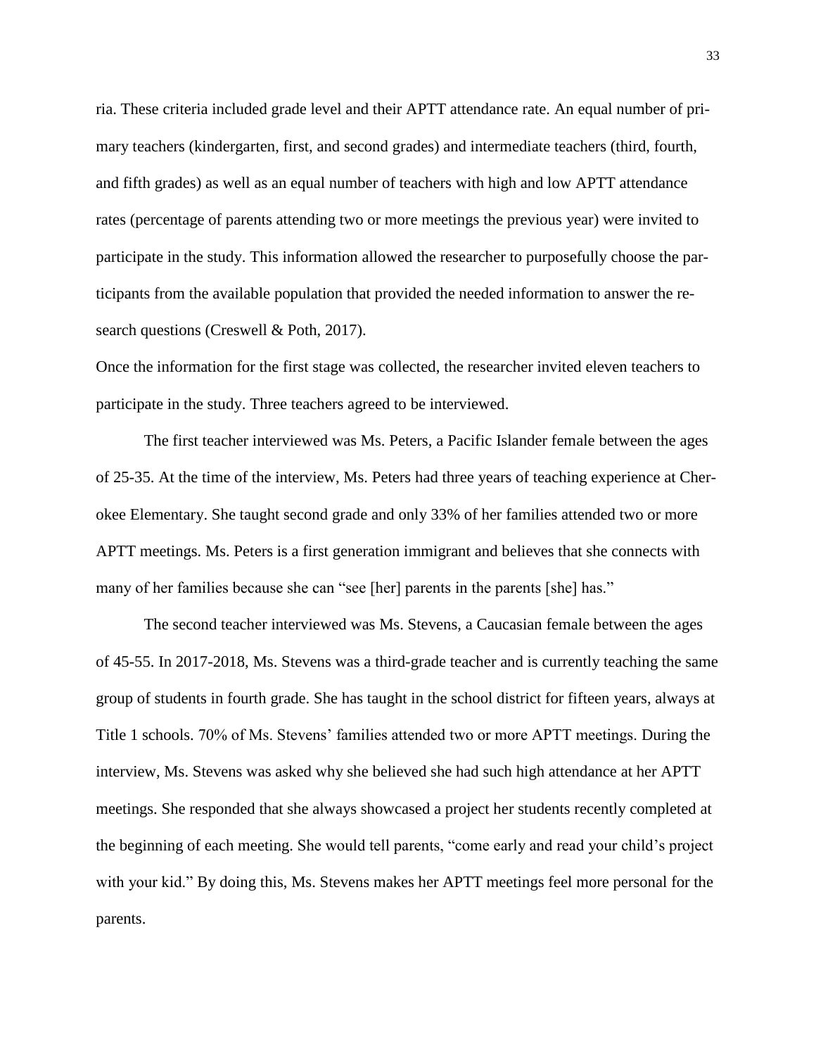ria. These criteria included grade level and their APTT attendance rate. An equal number of primary teachers (kindergarten, first, and second grades) and intermediate teachers (third, fourth, and fifth grades) as well as an equal number of teachers with high and low APTT attendance rates (percentage of parents attending two or more meetings the previous year) were invited to participate in the study. This information allowed the researcher to purposefully choose the participants from the available population that provided the needed information to answer the research questions (Creswell & Poth, 2017).

Once the information for the first stage was collected, the researcher invited eleven teachers to participate in the study. Three teachers agreed to be interviewed.

The first teacher interviewed was Ms. Peters, a Pacific Islander female between the ages of 25-35. At the time of the interview, Ms. Peters had three years of teaching experience at Cherokee Elementary. She taught second grade and only 33% of her families attended two or more APTT meetings. Ms. Peters is a first generation immigrant and believes that she connects with many of her families because she can "see [her] parents in the parents [she] has."

The second teacher interviewed was Ms. Stevens, a Caucasian female between the ages of 45-55. In 2017-2018, Ms. Stevens was a third-grade teacher and is currently teaching the same group of students in fourth grade. She has taught in the school district for fifteen years, always at Title 1 schools. 70% of Ms. Stevens' families attended two or more APTT meetings. During the interview, Ms. Stevens was asked why she believed she had such high attendance at her APTT meetings. She responded that she always showcased a project her students recently completed at the beginning of each meeting. She would tell parents, "come early and read your child's project with your kid." By doing this, Ms. Stevens makes her APTT meetings feel more personal for the parents.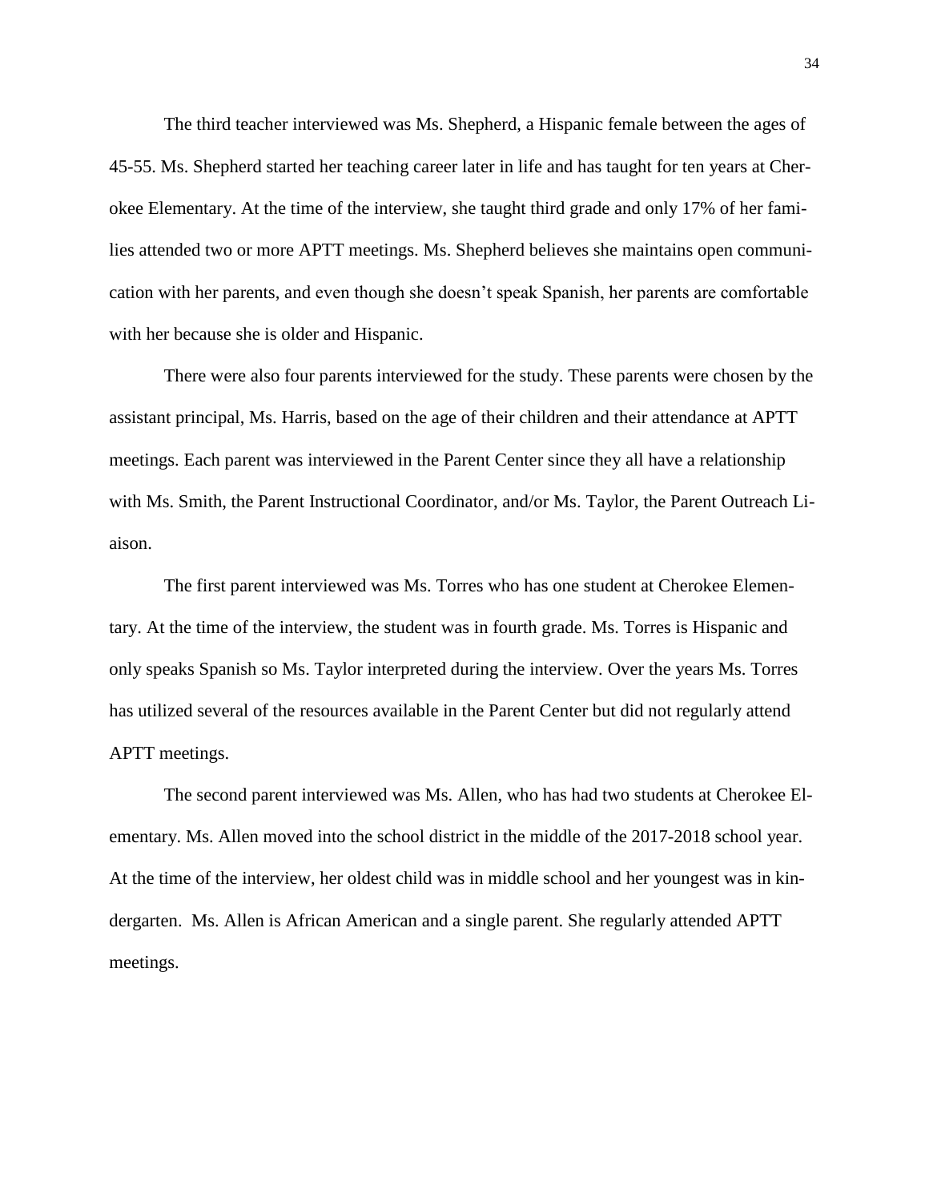The third teacher interviewed was Ms. Shepherd, a Hispanic female between the ages of 45-55. Ms. Shepherd started her teaching career later in life and has taught for ten years at Cherokee Elementary. At the time of the interview, she taught third grade and only 17% of her families attended two or more APTT meetings. Ms. Shepherd believes she maintains open communication with her parents, and even though she doesn't speak Spanish, her parents are comfortable with her because she is older and Hispanic.

There were also four parents interviewed for the study. These parents were chosen by the assistant principal, Ms. Harris, based on the age of their children and their attendance at APTT meetings. Each parent was interviewed in the Parent Center since they all have a relationship with Ms. Smith, the Parent Instructional Coordinator, and/or Ms. Taylor, the Parent Outreach Liaison.

The first parent interviewed was Ms. Torres who has one student at Cherokee Elementary. At the time of the interview, the student was in fourth grade. Ms. Torres is Hispanic and only speaks Spanish so Ms. Taylor interpreted during the interview. Over the years Ms. Torres has utilized several of the resources available in the Parent Center but did not regularly attend APTT meetings.

The second parent interviewed was Ms. Allen, who has had two students at Cherokee Elementary. Ms. Allen moved into the school district in the middle of the 2017-2018 school year. At the time of the interview, her oldest child was in middle school and her youngest was in kindergarten. Ms. Allen is African American and a single parent. She regularly attended APTT meetings.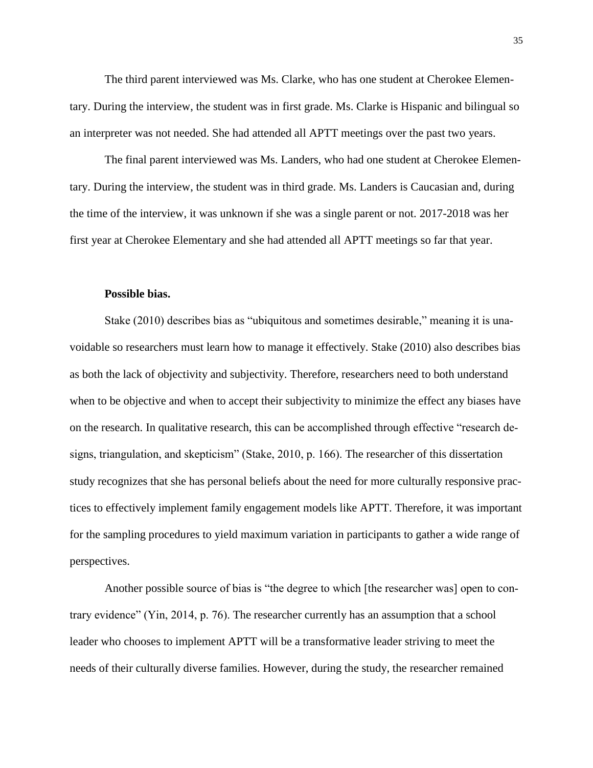The third parent interviewed was Ms. Clarke, who has one student at Cherokee Elementary. During the interview, the student was in first grade. Ms. Clarke is Hispanic and bilingual so an interpreter was not needed. She had attended all APTT meetings over the past two years.

The final parent interviewed was Ms. Landers, who had one student at Cherokee Elementary. During the interview, the student was in third grade. Ms. Landers is Caucasian and, during the time of the interview, it was unknown if she was a single parent or not. 2017-2018 was her first year at Cherokee Elementary and she had attended all APTT meetings so far that year.

**Possible bias.**

Stake (2010) describes bias as "ubiquitous and sometimes desirable," meaning it is unavoidable so researchers must learn how to manage it effectively. Stake (2010) also describes bias as both the lack of objectivity and subjectivity. Therefore, researchers need to both understand when to be objective and when to accept their subjectivity to minimize the effect any biases have on the research. In qualitative research, this can be accomplished through effective "research designs, triangulation, and skepticism" (Stake, 2010, p. 166). The researcher of this dissertation study recognizes that she has personal beliefs about the need for more culturally responsive practices to effectively implement family engagement models like APTT. Therefore, it was important for the sampling procedures to yield maximum variation in participants to gather a wide range of perspectives.

Another possible source of bias is "the degree to which [the researcher was] open to contrary evidence" (Yin, 2014, p. 76). The researcher currently has an assumption that a school leader who chooses to implement APTT will be a transformative leader striving to meet the needs of their culturally diverse families. However, during the study, the researcher remained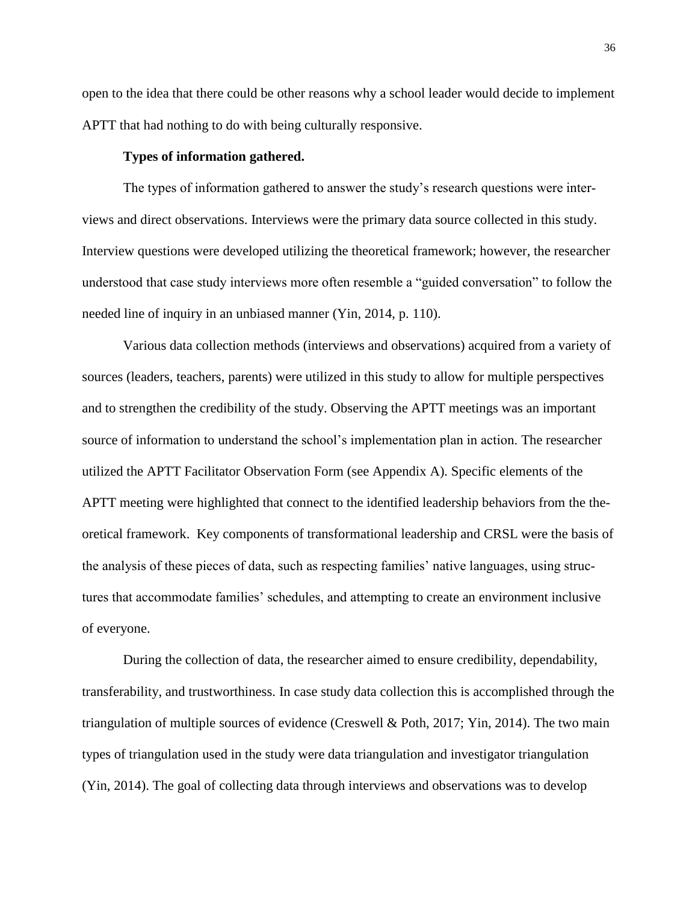open to the idea that there could be other reasons why a school leader would decide to implement APTT that had nothing to do with being culturally responsive.

**Types of information gathered.**

The types of information gathered to answer the study's research questions were interviews and direct observations. Interviews were the primary data source collected in this study. Interview questions were developed utilizing the theoretical framework; however, the researcher understood that case study interviews more often resemble a "guided conversation" to follow the needed line of inquiry in an unbiased manner (Yin, 2014, p. 110).

Various data collection methods (interviews and observations) acquired from a variety of sources (leaders, teachers, parents) were utilized in this study to allow for multiple perspectives and to strengthen the credibility of the study. Observing the APTT meetings was an important source of information to understand the school's implementation plan in action. The researcher utilized the APTT Facilitator Observation Form (see Appendix A). Specific elements of the APTT meeting were highlighted that connect to the identified leadership behaviors from the theoretical framework. Key components of transformational leadership and CRSL were the basis of the analysis of these pieces of data, such as respecting families' native languages, using structures that accommodate families' schedules, and attempting to create an environment inclusive of everyone.

During the collection of data, the researcher aimed to ensure credibility, dependability, transferability, and trustworthiness. In case study data collection this is accomplished through the triangulation of multiple sources of evidence (Creswell & Poth, 2017; Yin, 2014). The two main types of triangulation used in the study were data triangulation and investigator triangulation (Yin, 2014). The goal of collecting data through interviews and observations was to develop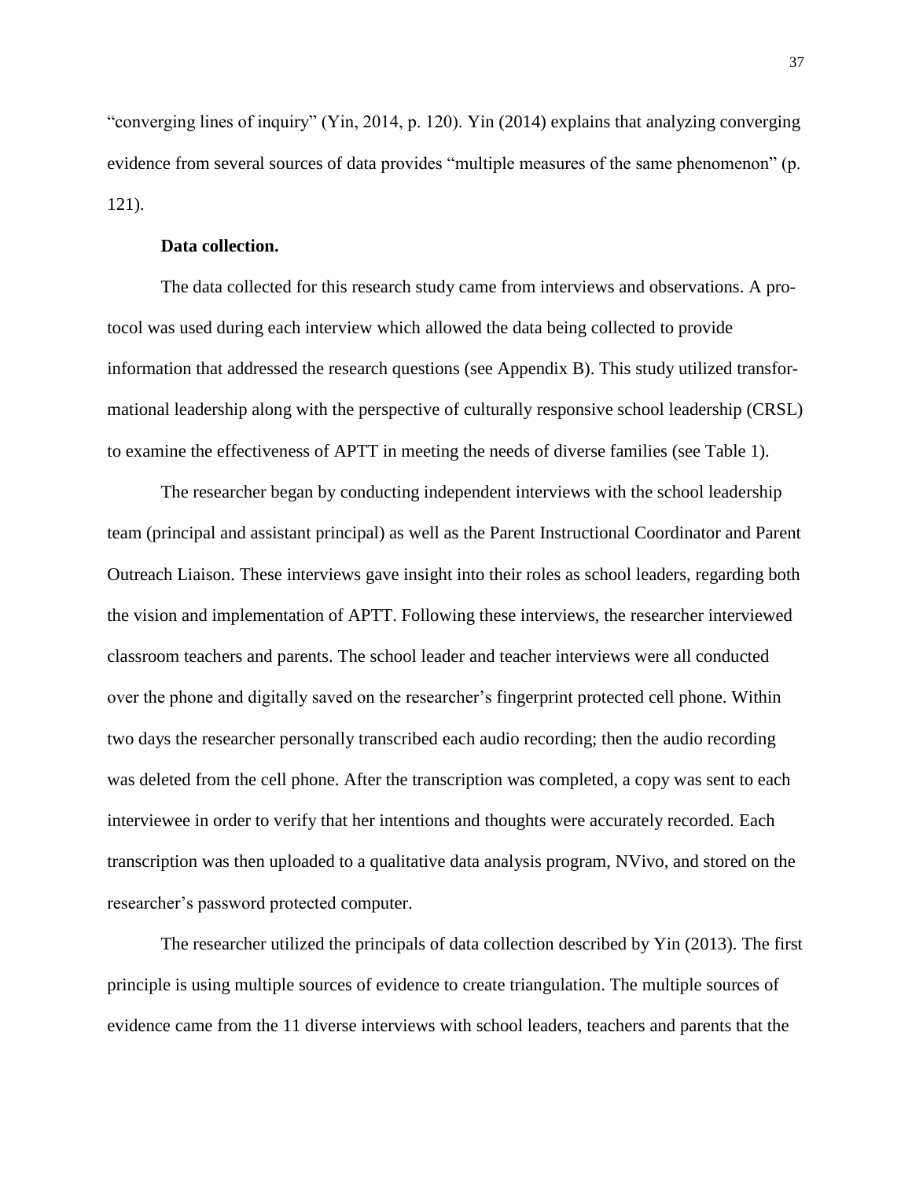"converging lines of inquiry" (Yin, 2014, p. 120). Yin (2014) explains that analyzing converging evidence from several sources of data provides "multiple measures of the same phenomenon" (p. 121).

**Data collection.**

The data collected for this research study came from interviews and observations. A protocol was used during each interview which allowed the data being collected to provide information that addressed the research questions (see Appendix B). This study utilized transformational leadership along with the perspective of culturally responsive school leadership (CRSL) to examine the effectiveness of APTT in meeting the needs of diverse families (see Table 1).

The researcher began by conducting independent interviews with the school leadership team (principal and assistant principal) as well as the Parent Instructional Coordinator and Parent Outreach Liaison. These interviews gave insight into their roles as school leaders, regarding both the vision and implementation of APTT. Following these interviews, the researcher interviewed classroom teachers and parents. The school leader and teacher interviews were all conducted over the phone and digitally saved on the researcher's fingerprint protected cell phone. Within two days the researcher personally transcribed each audio recording; then the audio recording was deleted from the cell phone. After the transcription was completed, a copy was sent to each interviewee in order to verify that her intentions and thoughts were accurately recorded. Each transcription was then uploaded to a qualitative data analysis program, NVivo, and stored on the researcher's password protected computer.

The researcher utilized the principals of data collection described by Yin (2013). The first principle is using multiple sources of evidence to create triangulation. The multiple sources of evidence came from the 11 diverse interviews with school leaders, teachers and parents that the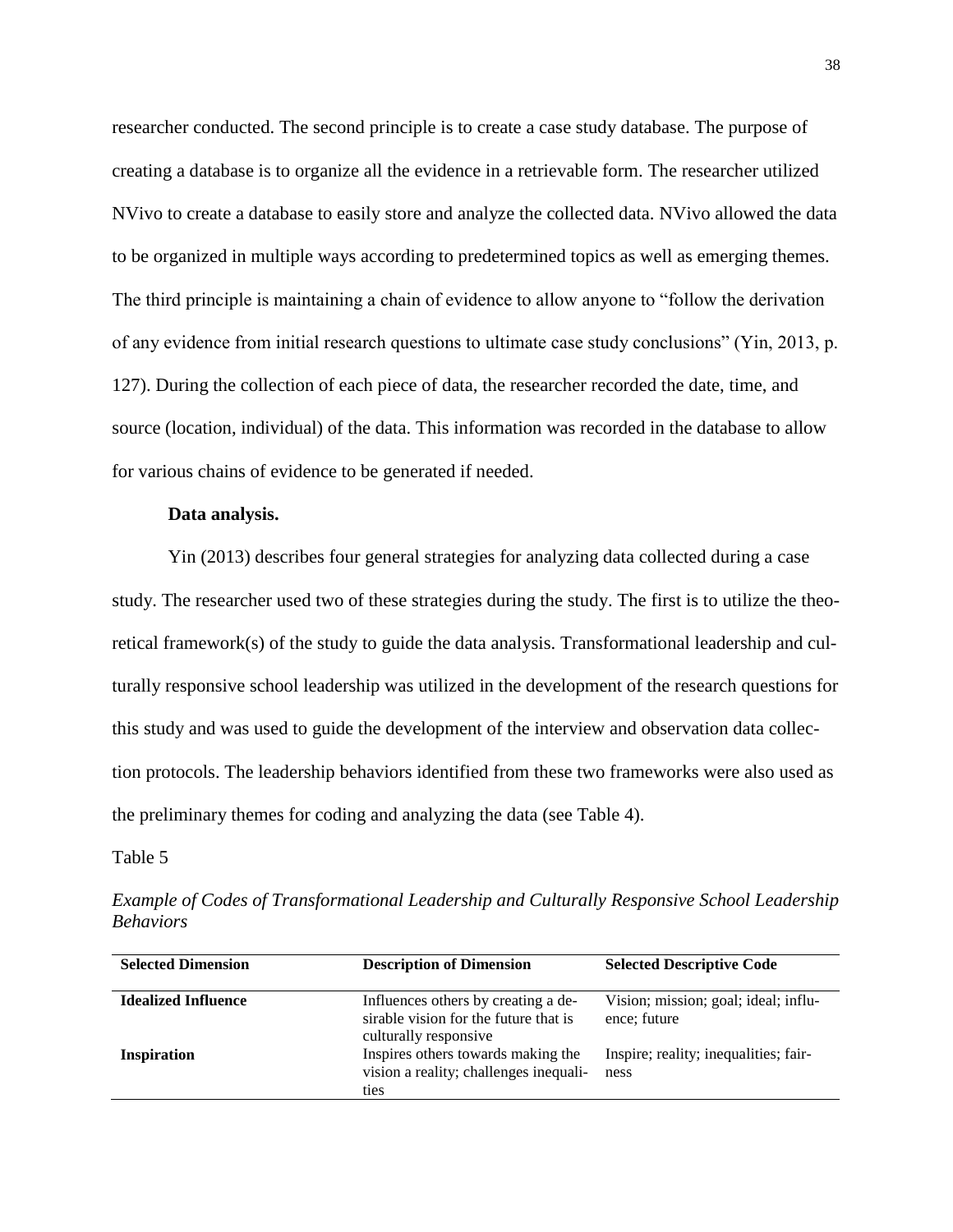researcher conducted. The second principle is to create a case study database. The purpose of creating a database is to organize all the evidence in a retrievable form. The researcher utilized NVivo to create a database to easily store and analyze the collected data. NVivo allowed the data to be organized in multiple ways according to predetermined topics as well as emerging themes. The third principle is maintaining a chain of evidence to allow anyone to "follow the derivation of any evidence from initial research questions to ultimate case study conclusions" (Yin, 2013, p. 127). During the collection of each piece of data, the researcher recorded the date, time, and source (location, individual) of the data. This information was recorded in the database to allow for various chains of evidence to be generated if needed.

**Data analysis.**

Yin (2013) describes four general strategies for analyzing data collected during a case study. The researcher used two of these strategies during the study. The first is to utilize the theoretical framework(s) of the study to guide the data analysis. Transformational leadership and culturally responsive school leadership was utilized in the development of the research questions for this study and was used to guide the development of the interview and observation data collection protocols. The leadership behaviors identified from these two frameworks were also used as the preliminary themes for coding and analyzing the data (see Table 4).

Table 5

*Example of Codes of Transformational Leadership and Culturally Responsive School Leadership Behaviors*

| Selected Dimension | Description of Dimension | Selected Descriptive Code |
|---|---|---|
| **Idealized Influence** | Influences others by creating a desirable vision for the future that is culturally responsive | Vision; mission; goal; ideal; influence; future |
| **Inspiration** | Inspires others towards making the vision a reality; challenges inequalities | Inspire; reality; inequalities; fairness |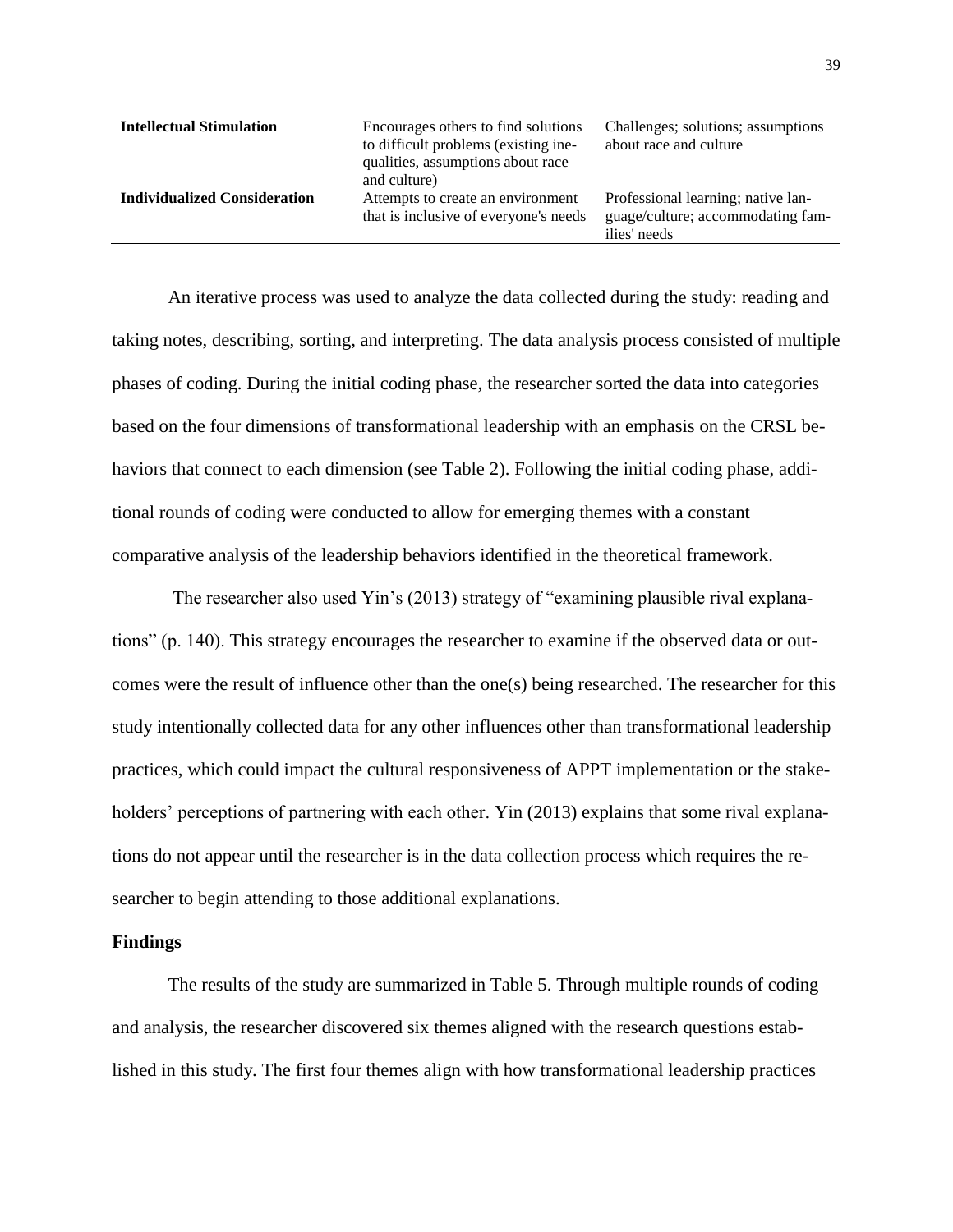| | | |
|---|---|---|
| **Intellectual Stimulation** | Encourages others to find solutions to difficult problems (existing inequalities, assumptions about race and culture) | Challenges; solutions; assumptions about race and culture |
| **Individualized Consideration** | Attempts to create an environment that is inclusive of everyone's needs | Professional learning; native language/culture; accommodating families' needs |

An iterative process was used to analyze the data collected during the study: reading and taking notes, describing, sorting, and interpreting. The data analysis process consisted of multiple phases of coding. During the initial coding phase, the researcher sorted the data into categories based on the four dimensions of transformational leadership with an emphasis on the CRSL behaviors that connect to each dimension (see Table 2). Following the initial coding phase, additional rounds of coding were conducted to allow for emerging themes with a constant comparative analysis of the leadership behaviors identified in the theoretical framework.

The researcher also used Yin's (2013) strategy of "examining plausible rival explanations" (p. 140). This strategy encourages the researcher to examine if the observed data or outcomes were the result of influence other than the one(s) being researched. The researcher for this study intentionally collected data for any other influences other than transformational leadership practices, which could impact the cultural responsiveness of APPT implementation or the stakeholders' perceptions of partnering with each other. Yin (2013) explains that some rival explanations do not appear until the researcher is in the data collection process which requires the researcher to begin attending to those additional explanations.

## Findings

The results of the study are summarized in Table 5. Through multiple rounds of coding and analysis, the researcher discovered six themes aligned with the research questions established in this study. The first four themes align with how transformational leadership practices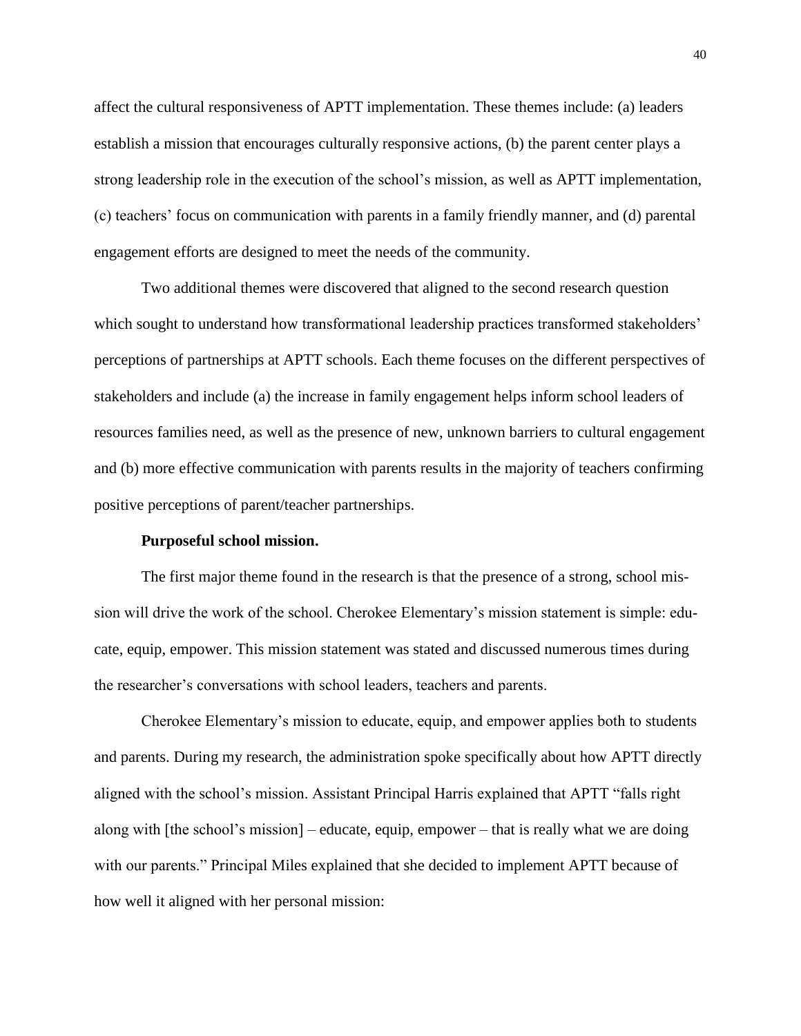affect the cultural responsiveness of APTT implementation. These themes include: (a) leaders establish a mission that encourages culturally responsive actions, (b) the parent center plays a strong leadership role in the execution of the school's mission, as well as APTT implementation, (c) teachers' focus on communication with parents in a family friendly manner, and (d) parental engagement efforts are designed to meet the needs of the community.

Two additional themes were discovered that aligned to the second research question which sought to understand how transformational leadership practices transformed stakeholders' perceptions of partnerships at APTT schools. Each theme focuses on the different perspectives of stakeholders and include (a) the increase in family engagement helps inform school leaders of resources families need, as well as the presence of new, unknown barriers to cultural engagement and (b) more effective communication with parents results in the majority of teachers confirming positive perceptions of parent/teacher partnerships.

**Purposeful school mission.**

The first major theme found in the research is that the presence of a strong, school mission will drive the work of the school. Cherokee Elementary's mission statement is simple: educate, equip, empower. This mission statement was stated and discussed numerous times during the researcher's conversations with school leaders, teachers and parents.

Cherokee Elementary's mission to educate, equip, and empower applies both to students and parents. During my research, the administration spoke specifically about how APTT directly aligned with the school's mission. Assistant Principal Harris explained that APTT "falls right along with [the school's mission] – educate, equip, empower – that is really what we are doing with our parents." Principal Miles explained that she decided to implement APTT because of how well it aligned with her personal mission: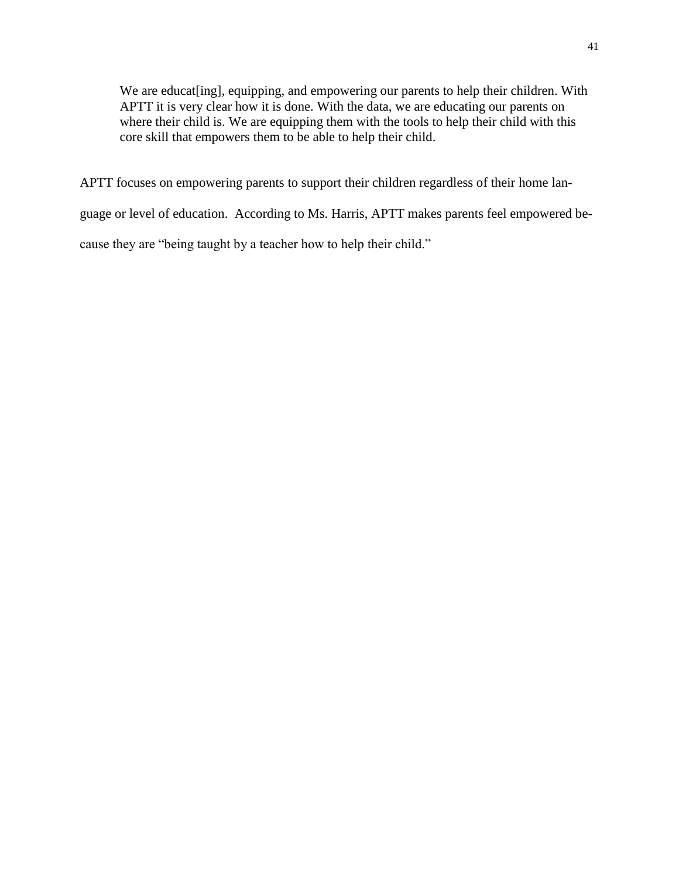> We are educat[ing], equipping, and empowering our parents to help their children. With APTT it is very clear how it is done. With the data, we are educating our parents on where their child is. We are equipping them with the tools to help their child with this core skill that empowers them to be able to help their child.

APTT focuses on empowering parents to support their children regardless of their home language or level of education. According to Ms. Harris, APTT makes parents feel empowered because they are "being taught by a teacher how to help their child."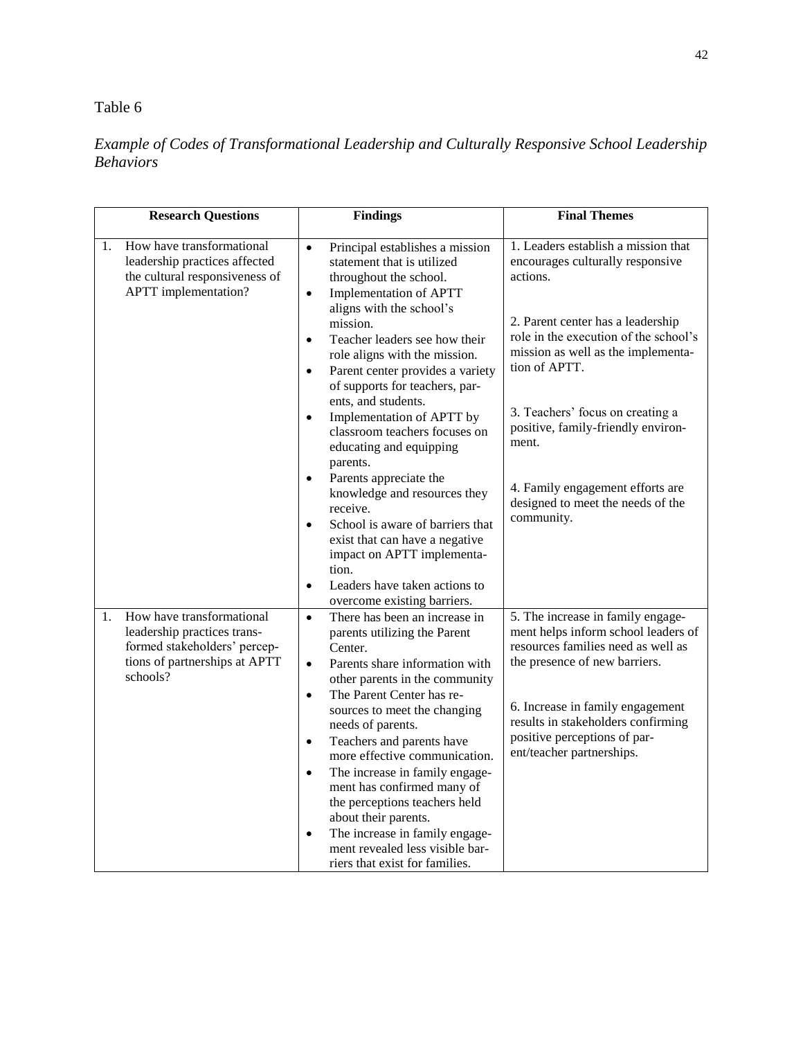Table 6

*Example of Codes of Transformational Leadership and Culturally Responsive School Leadership Behaviors*

| Research Questions | Findings | Final Themes |
|---|---|---|
| 1. How have transformational leadership practices affected the cultural responsiveness of APTT implementation? | • Principal establishes a mission statement that is utilized throughout the school.<br>• Implementation of APTT aligns with the school's mission.<br>• Teacher leaders see how their role aligns with the mission.<br>• Parent center provides a variety of supports for teachers, parents, and students.<br>• Implementation of APTT by classroom teachers focuses on educating and equipping parents.<br>• Parents appreciate the knowledge and resources they receive.<br>• School is aware of barriers that exist that can have a negative impact on APTT implementation.<br>• Leaders have taken actions to overcome existing barriers. | 1. Leaders establish a mission that encourages culturally responsive actions.<br><br>2. Parent center has a leadership role in the execution of the school's mission as well as the implementation of APTT.<br><br>3. Teachers' focus on creating a positive, family-friendly environment.<br><br>4. Family engagement efforts are designed to meet the needs of the community. |
| 1. How have transformational leadership practices transformed stakeholders' perceptions of partnerships at APTT schools? | • There has been an increase in parents utilizing the Parent Center.<br>• Parents share information with other parents in the community<br>• The Parent Center has resources to meet the changing needs of parents.<br>• Teachers and parents have more effective communication.<br>• The increase in family engagement has confirmed many of the perceptions teachers held about their parents.<br>• The increase in family engagement revealed less visible barriers that exist for families. | 5. The increase in family engagement helps inform school leaders of resources families need as well as the presence of new barriers.<br><br>6. Increase in family engagement results in stakeholders confirming positive perceptions of parent/teacher partnerships. |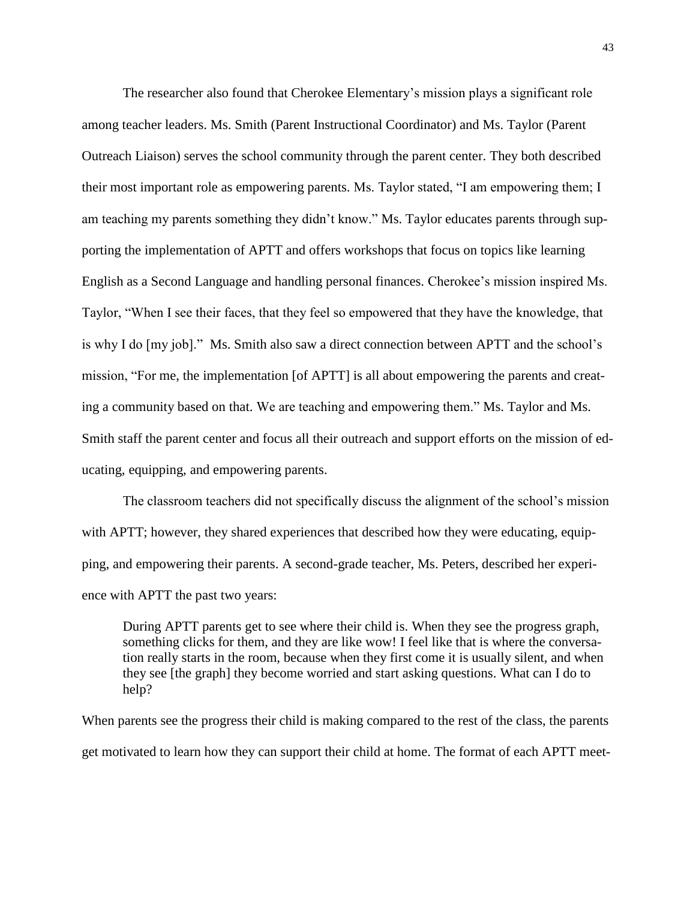The researcher also found that Cherokee Elementary's mission plays a significant role among teacher leaders. Ms. Smith (Parent Instructional Coordinator) and Ms. Taylor (Parent Outreach Liaison) serves the school community through the parent center. They both described their most important role as empowering parents. Ms. Taylor stated, "I am empowering them; I am teaching my parents something they didn't know." Ms. Taylor educates parents through supporting the implementation of APTT and offers workshops that focus on topics like learning English as a Second Language and handling personal finances. Cherokee's mission inspired Ms. Taylor, "When I see their faces, that they feel so empowered that they have the knowledge, that is why I do [my job]." Ms. Smith also saw a direct connection between APTT and the school's mission, "For me, the implementation [of APTT] is all about empowering the parents and creating a community based on that. We are teaching and empowering them." Ms. Taylor and Ms. Smith staff the parent center and focus all their outreach and support efforts on the mission of educating, equipping, and empowering parents.

The classroom teachers did not specifically discuss the alignment of the school's mission with APTT; however, they shared experiences that described how they were educating, equipping, and empowering their parents. A second-grade teacher, Ms. Peters, described her experience with APTT the past two years:

> During APTT parents get to see where their child is. When they see the progress graph, something clicks for them, and they are like wow! I feel like that is where the conversation really starts in the room, because when they first come it is usually silent, and when they see [the graph] they become worried and start asking questions. What can I do to help?

When parents see the progress their child is making compared to the rest of the class, the parents get motivated to learn how they can support their child at home. The format of each APTT meet-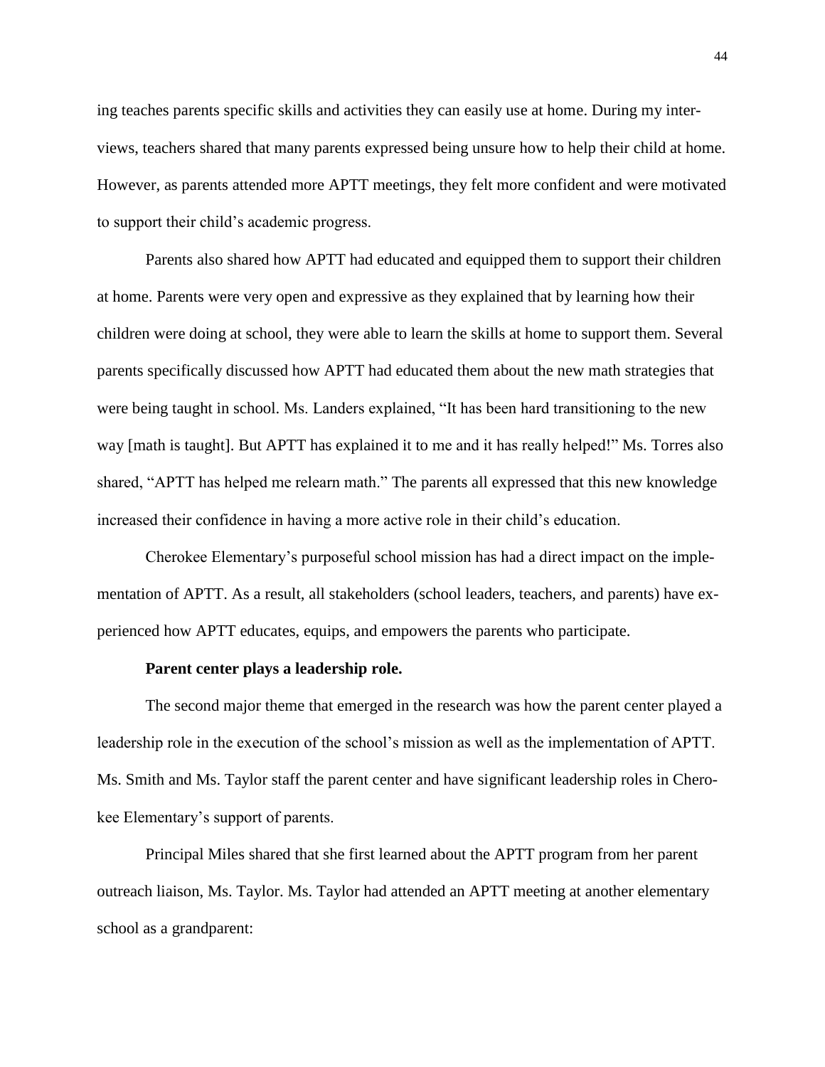ing teaches parents specific skills and activities they can easily use at home. During my interviews, teachers shared that many parents expressed being unsure how to help their child at home. However, as parents attended more APTT meetings, they felt more confident and were motivated to support their child's academic progress.

Parents also shared how APTT had educated and equipped them to support their children at home. Parents were very open and expressive as they explained that by learning how their children were doing at school, they were able to learn the skills at home to support them. Several parents specifically discussed how APTT had educated them about the new math strategies that were being taught in school. Ms. Landers explained, "It has been hard transitioning to the new way [math is taught]. But APTT has explained it to me and it has really helped!" Ms. Torres also shared, "APTT has helped me relearn math." The parents all expressed that this new knowledge increased their confidence in having a more active role in their child's education.

Cherokee Elementary's purposeful school mission has had a direct impact on the implementation of APTT. As a result, all stakeholders (school leaders, teachers, and parents) have experienced how APTT educates, equips, and empowers the parents who participate.

**Parent center plays a leadership role.**

The second major theme that emerged in the research was how the parent center played a leadership role in the execution of the school's mission as well as the implementation of APTT. Ms. Smith and Ms. Taylor staff the parent center and have significant leadership roles in Cherokee Elementary's support of parents.

Principal Miles shared that she first learned about the APTT program from her parent outreach liaison, Ms. Taylor. Ms. Taylor had attended an APTT meeting at another elementary school as a grandparent: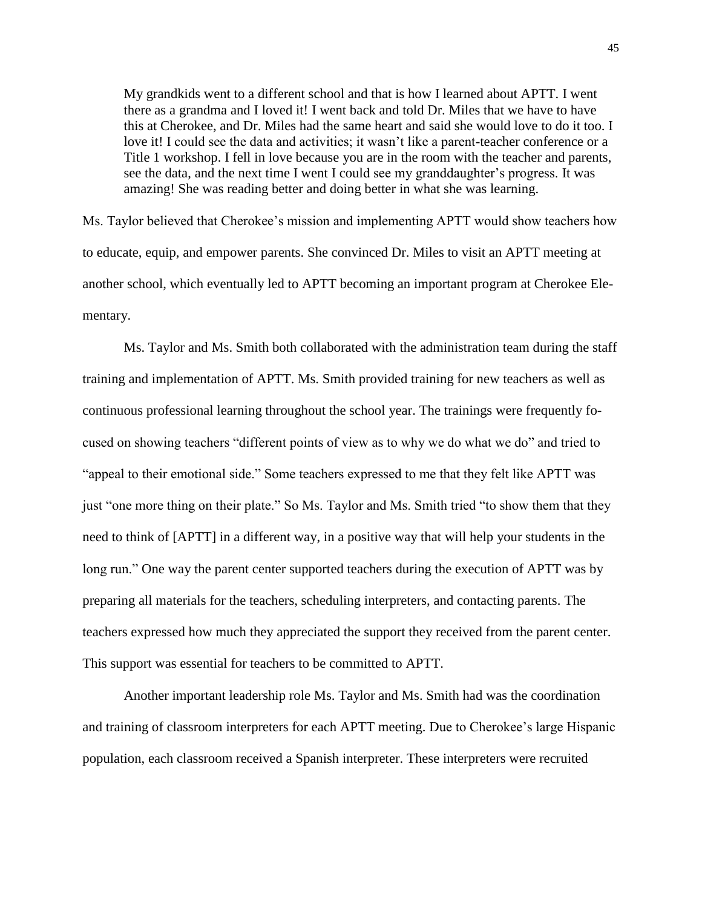> My grandkids went to a different school and that is how I learned about APTT. I went there as a grandma and I loved it! I went back and told Dr. Miles that we have to have this at Cherokee, and Dr. Miles had the same heart and said she would love to do it too. I love it! I could see the data and activities; it wasn't like a parent-teacher conference or a Title 1 workshop. I fell in love because you are in the room with the teacher and parents, see the data, and the next time I went I could see my granddaughter's progress. It was amazing! She was reading better and doing better in what she was learning.

Ms. Taylor believed that Cherokee's mission and implementing APTT would show teachers how to educate, equip, and empower parents. She convinced Dr. Miles to visit an APTT meeting at another school, which eventually led to APTT becoming an important program at Cherokee Elementary.

Ms. Taylor and Ms. Smith both collaborated with the administration team during the staff training and implementation of APTT. Ms. Smith provided training for new teachers as well as continuous professional learning throughout the school year. The trainings were frequently focused on showing teachers "different points of view as to why we do what we do" and tried to "appeal to their emotional side." Some teachers expressed to me that they felt like APTT was just "one more thing on their plate." So Ms. Taylor and Ms. Smith tried "to show them that they need to think of [APTT] in a different way, in a positive way that will help your students in the long run." One way the parent center supported teachers during the execution of APTT was by preparing all materials for the teachers, scheduling interpreters, and contacting parents. The teachers expressed how much they appreciated the support they received from the parent center. This support was essential for teachers to be committed to APTT.

Another important leadership role Ms. Taylor and Ms. Smith had was the coordination and training of classroom interpreters for each APTT meeting. Due to Cherokee's large Hispanic population, each classroom received a Spanish interpreter. These interpreters were recruited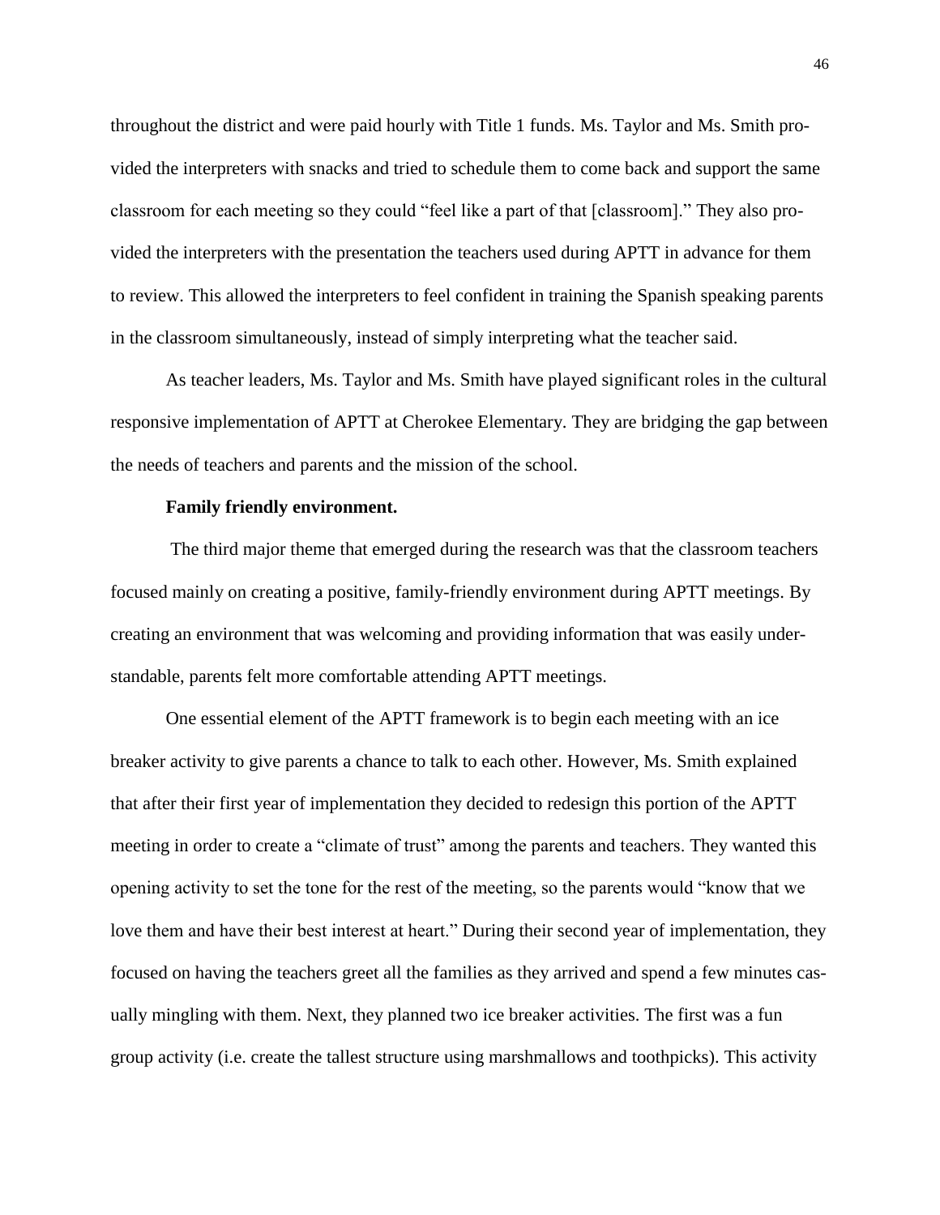throughout the district and were paid hourly with Title 1 funds. Ms. Taylor and Ms. Smith provided the interpreters with snacks and tried to schedule them to come back and support the same classroom for each meeting so they could "feel like a part of that [classroom]." They also provided the interpreters with the presentation the teachers used during APTT in advance for them to review. This allowed the interpreters to feel confident in training the Spanish speaking parents in the classroom simultaneously, instead of simply interpreting what the teacher said.

As teacher leaders, Ms. Taylor and Ms. Smith have played significant roles in the cultural responsive implementation of APTT at Cherokee Elementary. They are bridging the gap between the needs of teachers and parents and the mission of the school.

**Family friendly environment.**

The third major theme that emerged during the research was that the classroom teachers focused mainly on creating a positive, family-friendly environment during APTT meetings. By creating an environment that was welcoming and providing information that was easily understandable, parents felt more comfortable attending APTT meetings.

One essential element of the APTT framework is to begin each meeting with an ice breaker activity to give parents a chance to talk to each other. However, Ms. Smith explained that after their first year of implementation they decided to redesign this portion of the APTT meeting in order to create a "climate of trust" among the parents and teachers. They wanted this opening activity to set the tone for the rest of the meeting, so the parents would "know that we love them and have their best interest at heart." During their second year of implementation, they focused on having the teachers greet all the families as they arrived and spend a few minutes casually mingling with them. Next, they planned two ice breaker activities. The first was a fun group activity (i.e. create the tallest structure using marshmallows and toothpicks). This activity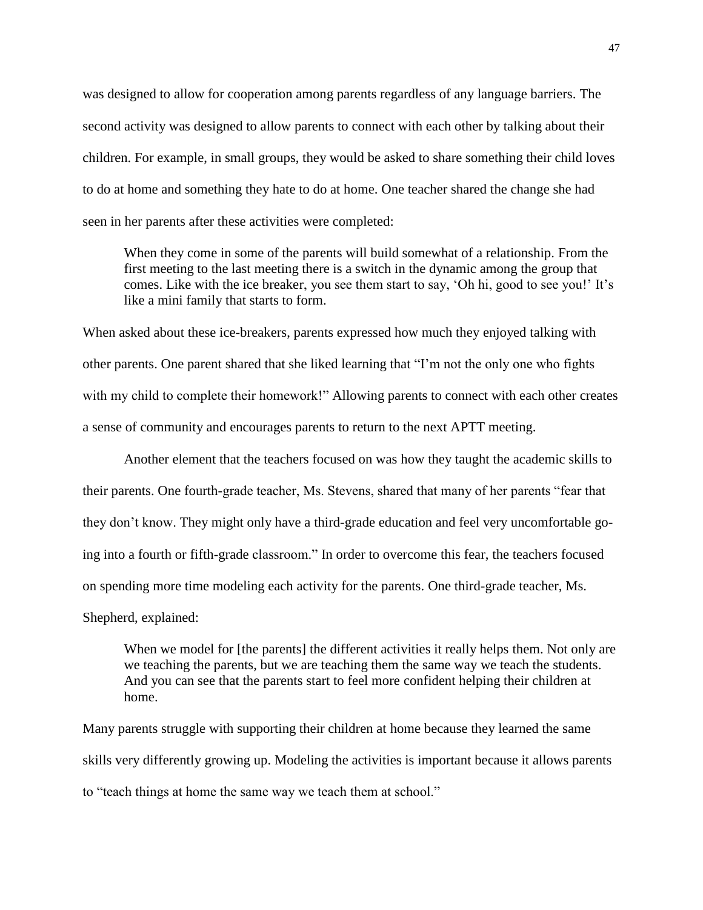was designed to allow for cooperation among parents regardless of any language barriers. The second activity was designed to allow parents to connect with each other by talking about their children. For example, in small groups, they would be asked to share something their child loves to do at home and something they hate to do at home. One teacher shared the change she had seen in her parents after these activities were completed:

> When they come in some of the parents will build somewhat of a relationship. From the first meeting to the last meeting there is a switch in the dynamic among the group that comes. Like with the ice breaker, you see them start to say, 'Oh hi, good to see you!' It's like a mini family that starts to form.

When asked about these ice-breakers, parents expressed how much they enjoyed talking with other parents. One parent shared that she liked learning that "I'm not the only one who fights with my child to complete their homework!" Allowing parents to connect with each other creates a sense of community and encourages parents to return to the next APTT meeting.

Another element that the teachers focused on was how they taught the academic skills to their parents. One fourth-grade teacher, Ms. Stevens, shared that many of her parents "fear that they don't know. They might only have a third-grade education and feel very uncomfortable going into a fourth or fifth-grade classroom." In order to overcome this fear, the teachers focused on spending more time modeling each activity for the parents. One third-grade teacher, Ms. Shepherd, explained:

> When we model for [the parents] the different activities it really helps them. Not only are we teaching the parents, but we are teaching them the same way we teach the students. And you can see that the parents start to feel more confident helping their children at home.

Many parents struggle with supporting their children at home because they learned the same skills very differently growing up. Modeling the activities is important because it allows parents to "teach things at home the same way we teach them at school."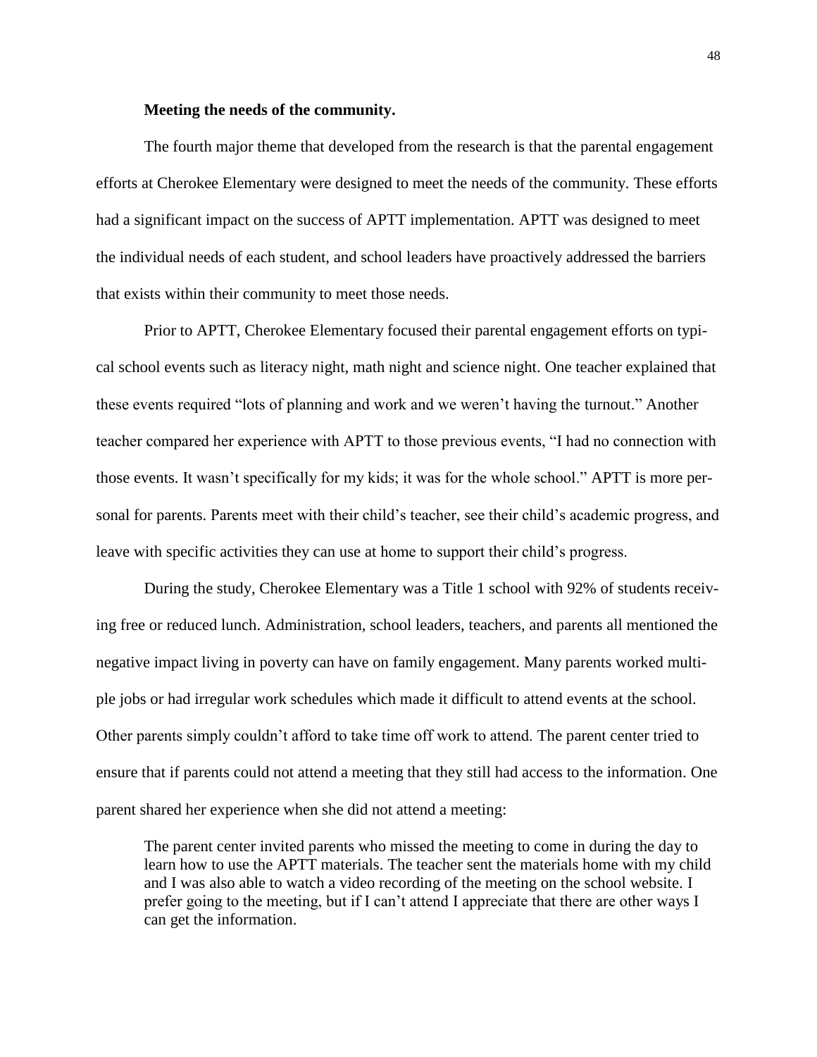**Meeting the needs of the community.**

The fourth major theme that developed from the research is that the parental engagement efforts at Cherokee Elementary were designed to meet the needs of the community. These efforts had a significant impact on the success of APTT implementation. APTT was designed to meet the individual needs of each student, and school leaders have proactively addressed the barriers that exists within their community to meet those needs.

Prior to APTT, Cherokee Elementary focused their parental engagement efforts on typical school events such as literacy night, math night and science night. One teacher explained that these events required "lots of planning and work and we weren't having the turnout." Another teacher compared her experience with APTT to those previous events, "I had no connection with those events. It wasn't specifically for my kids; it was for the whole school." APTT is more personal for parents. Parents meet with their child's teacher, see their child's academic progress, and leave with specific activities they can use at home to support their child's progress.

During the study, Cherokee Elementary was a Title 1 school with 92% of students receiving free or reduced lunch. Administration, school leaders, teachers, and parents all mentioned the negative impact living in poverty can have on family engagement. Many parents worked multiple jobs or had irregular work schedules which made it difficult to attend events at the school. Other parents simply couldn't afford to take time off work to attend. The parent center tried to ensure that if parents could not attend a meeting that they still had access to the information. One parent shared her experience when she did not attend a meeting:

> The parent center invited parents who missed the meeting to come in during the day to learn how to use the APTT materials. The teacher sent the materials home with my child and I was also able to watch a video recording of the meeting on the school website. I prefer going to the meeting, but if I can't attend I appreciate that there are other ways I can get the information.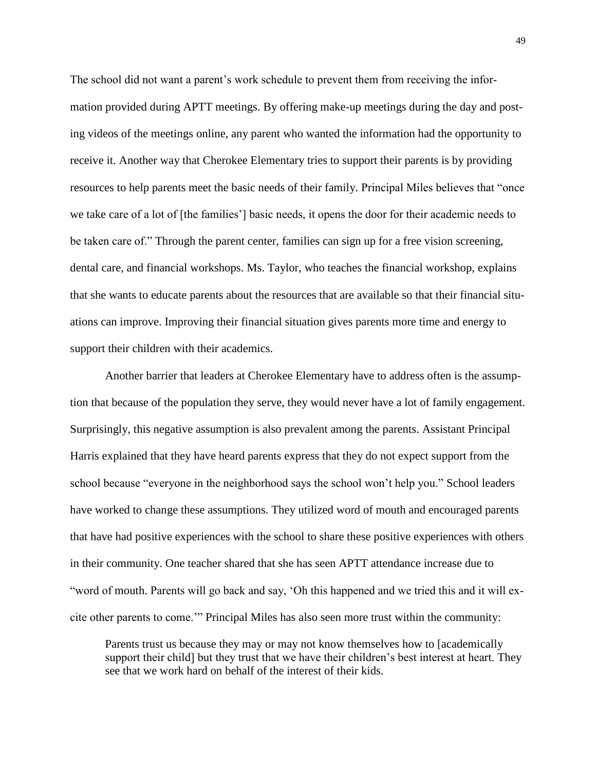The school did not want a parent's work schedule to prevent them from receiving the information provided during APTT meetings. By offering make-up meetings during the day and posting videos of the meetings online, any parent who wanted the information had the opportunity to receive it. Another way that Cherokee Elementary tries to support their parents is by providing resources to help parents meet the basic needs of their family. Principal Miles believes that "once we take care of a lot of [the families'] basic needs, it opens the door for their academic needs to be taken care of." Through the parent center, families can sign up for a free vision screening, dental care, and financial workshops. Ms. Taylor, who teaches the financial workshop, explains that she wants to educate parents about the resources that are available so that their financial situations can improve. Improving their financial situation gives parents more time and energy to support their children with their academics.

Another barrier that leaders at Cherokee Elementary have to address often is the assumption that because of the population they serve, they would never have a lot of family engagement. Surprisingly, this negative assumption is also prevalent among the parents. Assistant Principal Harris explained that they have heard parents express that they do not expect support from the school because "everyone in the neighborhood says the school won't help you." School leaders have worked to change these assumptions. They utilized word of mouth and encouraged parents that have had positive experiences with the school to share these positive experiences with others in their community. One teacher shared that she has seen APTT attendance increase due to "word of mouth. Parents will go back and say, 'Oh this happened and we tried this and it will excite other parents to come.'" Principal Miles has also seen more trust within the community:

> Parents trust us because they may or may not know themselves how to [academically support their child] but they trust that we have their children's best interest at heart. They see that we work hard on behalf of the interest of their kids.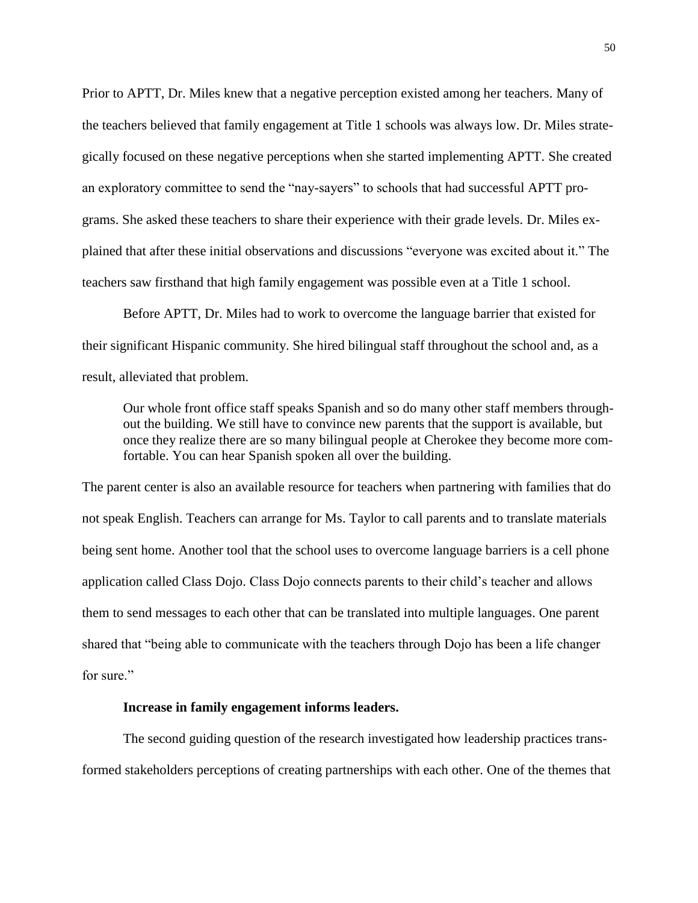Prior to APTT, Dr. Miles knew that a negative perception existed among her teachers. Many of the teachers believed that family engagement at Title 1 schools was always low. Dr. Miles strategically focused on these negative perceptions when she started implementing APTT. She created an exploratory committee to send the "nay-sayers" to schools that had successful APTT programs. She asked these teachers to share their experience with their grade levels. Dr. Miles explained that after these initial observations and discussions "everyone was excited about it." The teachers saw firsthand that high family engagement was possible even at a Title 1 school.

Before APTT, Dr. Miles had to work to overcome the language barrier that existed for their significant Hispanic community. She hired bilingual staff throughout the school and, as a result, alleviated that problem.

> Our whole front office staff speaks Spanish and so do many other staff members throughout the building. We still have to convince new parents that the support is available, but once they realize there are so many bilingual people at Cherokee they become more comfortable. You can hear Spanish spoken all over the building.

The parent center is also an available resource for teachers when partnering with families that do not speak English. Teachers can arrange for Ms. Taylor to call parents and to translate materials being sent home. Another tool that the school uses to overcome language barriers is a cell phone application called Class Dojo. Class Dojo connects parents to their child's teacher and allows them to send messages to each other that can be translated into multiple languages. One parent shared that "being able to communicate with the teachers through Dojo has been a life changer for sure."

**Increase in family engagement informs leaders.**

The second guiding question of the research investigated how leadership practices transformed stakeholders perceptions of creating partnerships with each other. One of the themes that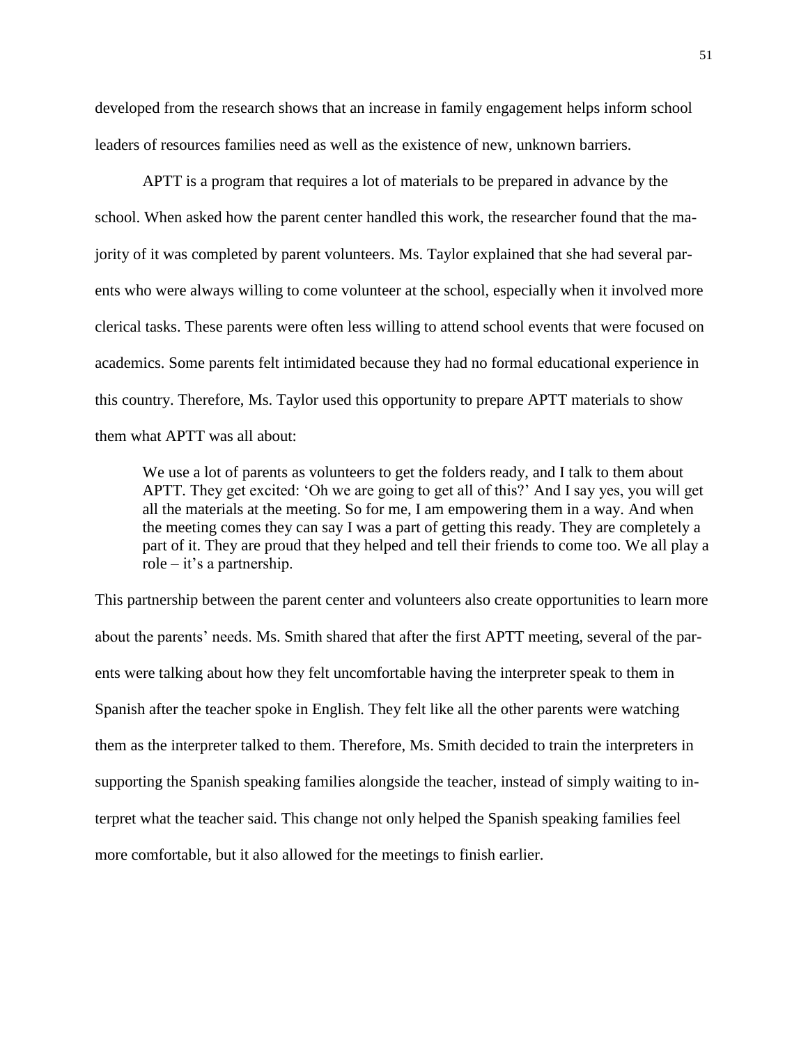developed from the research shows that an increase in family engagement helps inform school leaders of resources families need as well as the existence of new, unknown barriers.

APTT is a program that requires a lot of materials to be prepared in advance by the school. When asked how the parent center handled this work, the researcher found that the majority of it was completed by parent volunteers. Ms. Taylor explained that she had several parents who were always willing to come volunteer at the school, especially when it involved more clerical tasks. These parents were often less willing to attend school events that were focused on academics. Some parents felt intimidated because they had no formal educational experience in this country. Therefore, Ms. Taylor used this opportunity to prepare APTT materials to show them what APTT was all about:

> We use a lot of parents as volunteers to get the folders ready, and I talk to them about APTT. They get excited: 'Oh we are going to get all of this?' And I say yes, you will get all the materials at the meeting. So for me, I am empowering them in a way. And when the meeting comes they can say I was a part of getting this ready. They are completely a part of it. They are proud that they helped and tell their friends to come too. We all play a role – it's a partnership.

This partnership between the parent center and volunteers also create opportunities to learn more about the parents' needs. Ms. Smith shared that after the first APTT meeting, several of the parents were talking about how they felt uncomfortable having the interpreter speak to them in Spanish after the teacher spoke in English. They felt like all the other parents were watching them as the interpreter talked to them. Therefore, Ms. Smith decided to train the interpreters in supporting the Spanish speaking families alongside the teacher, instead of simply waiting to interpret what the teacher said. This change not only helped the Spanish speaking families feel more comfortable, but it also allowed for the meetings to finish earlier.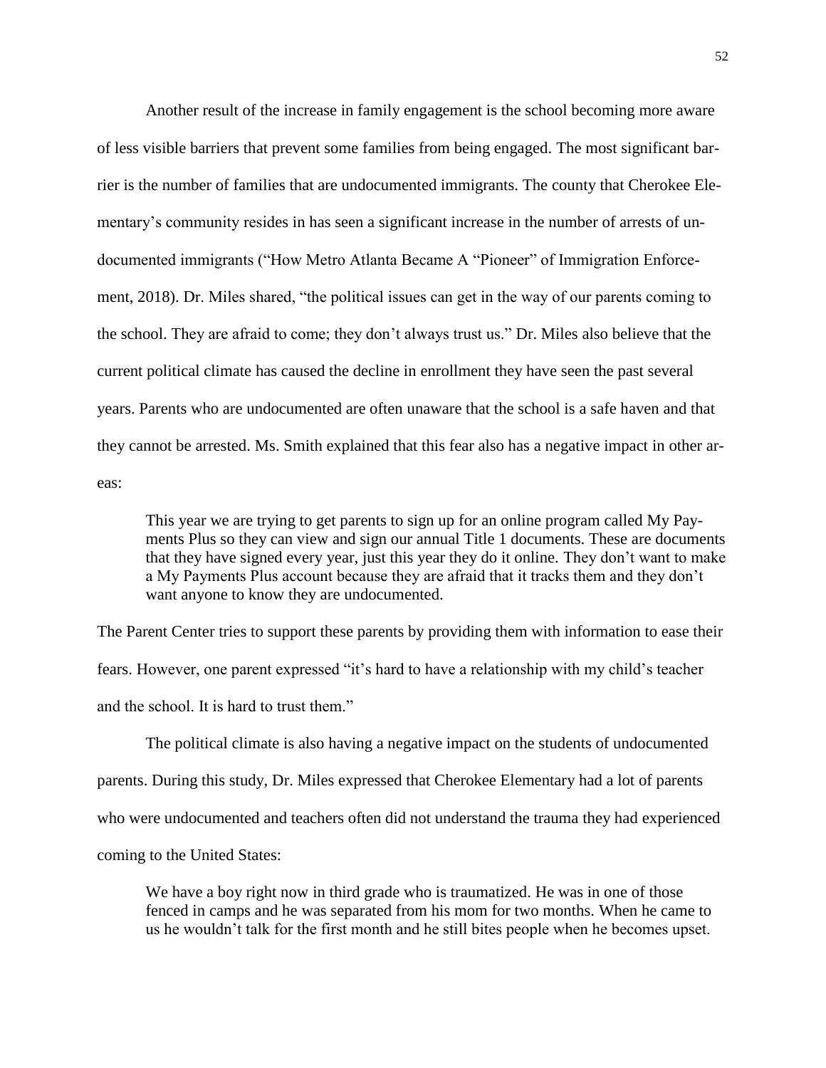Another result of the increase in family engagement is the school becoming more aware of less visible barriers that prevent some families from being engaged. The most significant barrier is the number of families that are undocumented immigrants. The county that Cherokee Elementary's community resides in has seen a significant increase in the number of arrests of undocumented immigrants ("How Metro Atlanta Became A "Pioneer" of Immigration Enforcement, 2018). Dr. Miles shared, "the political issues can get in the way of our parents coming to the school. They are afraid to come; they don't always trust us." Dr. Miles also believe that the current political climate has caused the decline in enrollment they have seen the past several years. Parents who are undocumented are often unaware that the school is a safe haven and that they cannot be arrested. Ms. Smith explained that this fear also has a negative impact in other areas:

> This year we are trying to get parents to sign up for an online program called My Payments Plus so they can view and sign our annual Title 1 documents. These are documents that they have signed every year, just this year they do it online. They don't want to make a My Payments Plus account because they are afraid that it tracks them and they don't want anyone to know they are undocumented.

The Parent Center tries to support these parents by providing them with information to ease their fears. However, one parent expressed "it's hard to have a relationship with my child's teacher and the school. It is hard to trust them."

The political climate is also having a negative impact on the students of undocumented parents. During this study, Dr. Miles expressed that Cherokee Elementary had a lot of parents who were undocumented and teachers often did not understand the trauma they had experienced coming to the United States:

> We have a boy right now in third grade who is traumatized. He was in one of those fenced in camps and he was separated from his mom for two months. When he came to us he wouldn't talk for the first month and he still bites people when he becomes upset.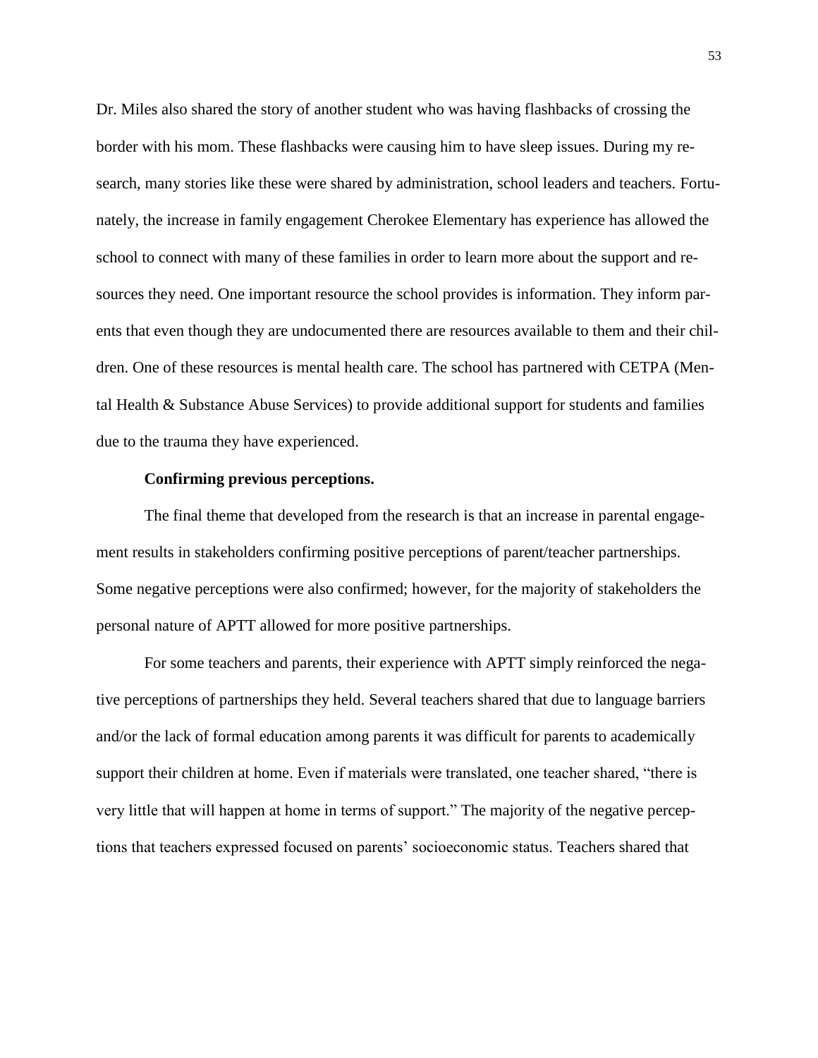Dr. Miles also shared the story of another student who was having flashbacks of crossing the border with his mom. These flashbacks were causing him to have sleep issues. During my research, many stories like these were shared by administration, school leaders and teachers. Fortunately, the increase in family engagement Cherokee Elementary has experience has allowed the school to connect with many of these families in order to learn more about the support and resources they need. One important resource the school provides is information. They inform parents that even though they are undocumented there are resources available to them and their children. One of these resources is mental health care. The school has partnered with CETPA (Mental Health & Substance Abuse Services) to provide additional support for students and families due to the trauma they have experienced.

**Confirming previous perceptions.**

The final theme that developed from the research is that an increase in parental engagement results in stakeholders confirming positive perceptions of parent/teacher partnerships. Some negative perceptions were also confirmed; however, for the majority of stakeholders the personal nature of APTT allowed for more positive partnerships.

For some teachers and parents, their experience with APTT simply reinforced the negative perceptions of partnerships they held. Several teachers shared that due to language barriers and/or the lack of formal education among parents it was difficult for parents to academically support their children at home. Even if materials were translated, one teacher shared, “there is very little that will happen at home in terms of support.” The majority of the negative perceptions that teachers expressed focused on parents’ socioeconomic status. Teachers shared that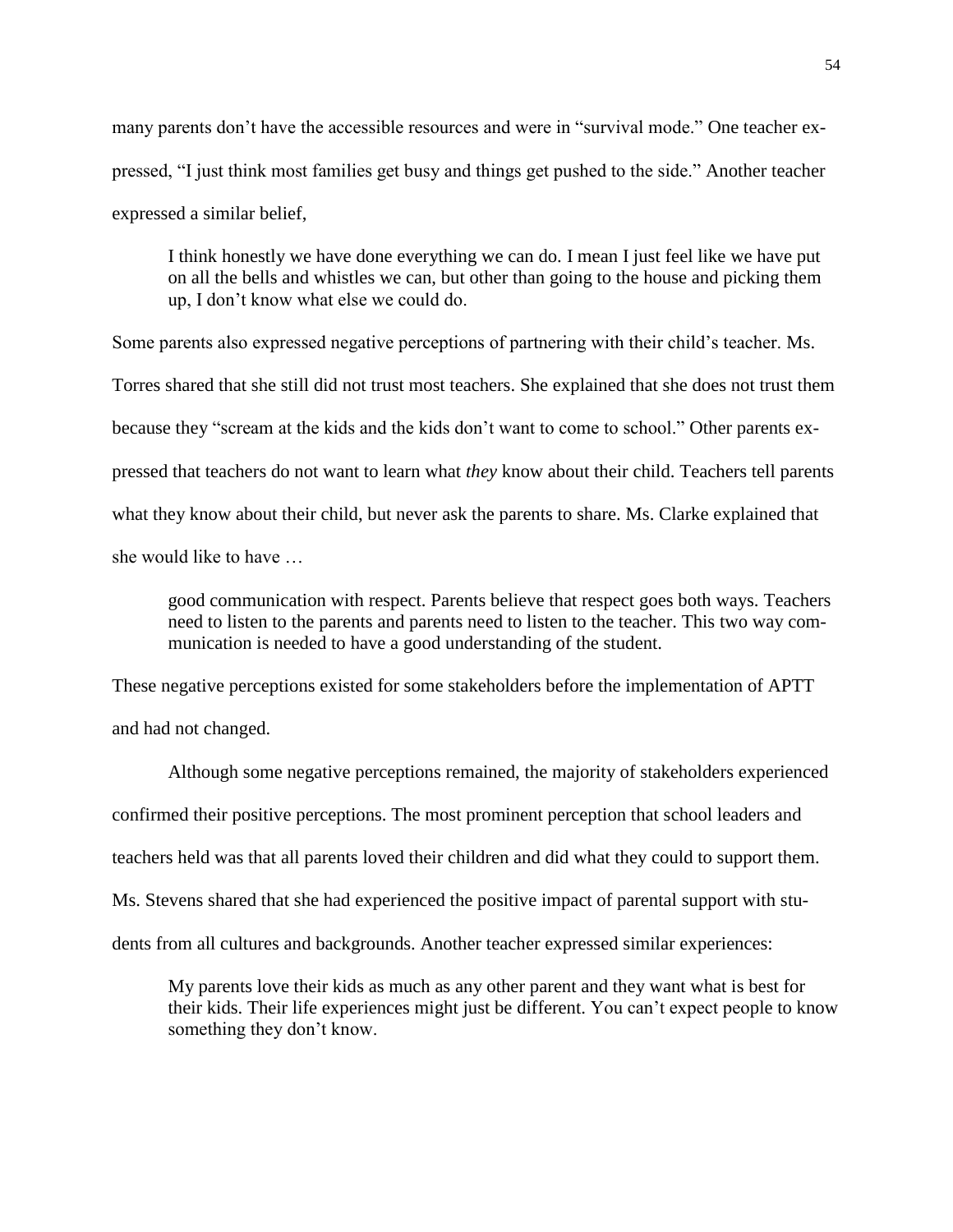many parents don't have the accessible resources and were in "survival mode." One teacher expressed, "I just think most families get busy and things get pushed to the side." Another teacher expressed a similar belief,

> I think honestly we have done everything we can do. I mean I just feel like we have put on all the bells and whistles we can, but other than going to the house and picking them up, I don't know what else we could do.

Some parents also expressed negative perceptions of partnering with their child's teacher. Ms. Torres shared that she still did not trust most teachers. She explained that she does not trust them because they "scream at the kids and the kids don't want to come to school." Other parents expressed that teachers do not want to learn what *they* know about their child. Teachers tell parents what they know about their child, but never ask the parents to share. Ms. Clarke explained that she would like to have …

> good communication with respect. Parents believe that respect goes both ways. Teachers need to listen to the parents and parents need to listen to the teacher. This two way communication is needed to have a good understanding of the student.

These negative perceptions existed for some stakeholders before the implementation of APTT and had not changed.

Although some negative perceptions remained, the majority of stakeholders experienced confirmed their positive perceptions. The most prominent perception that school leaders and teachers held was that all parents loved their children and did what they could to support them. Ms. Stevens shared that she had experienced the positive impact of parental support with students from all cultures and backgrounds. Another teacher expressed similar experiences:

> My parents love their kids as much as any other parent and they want what is best for their kids. Their life experiences might just be different. You can't expect people to know something they don't know.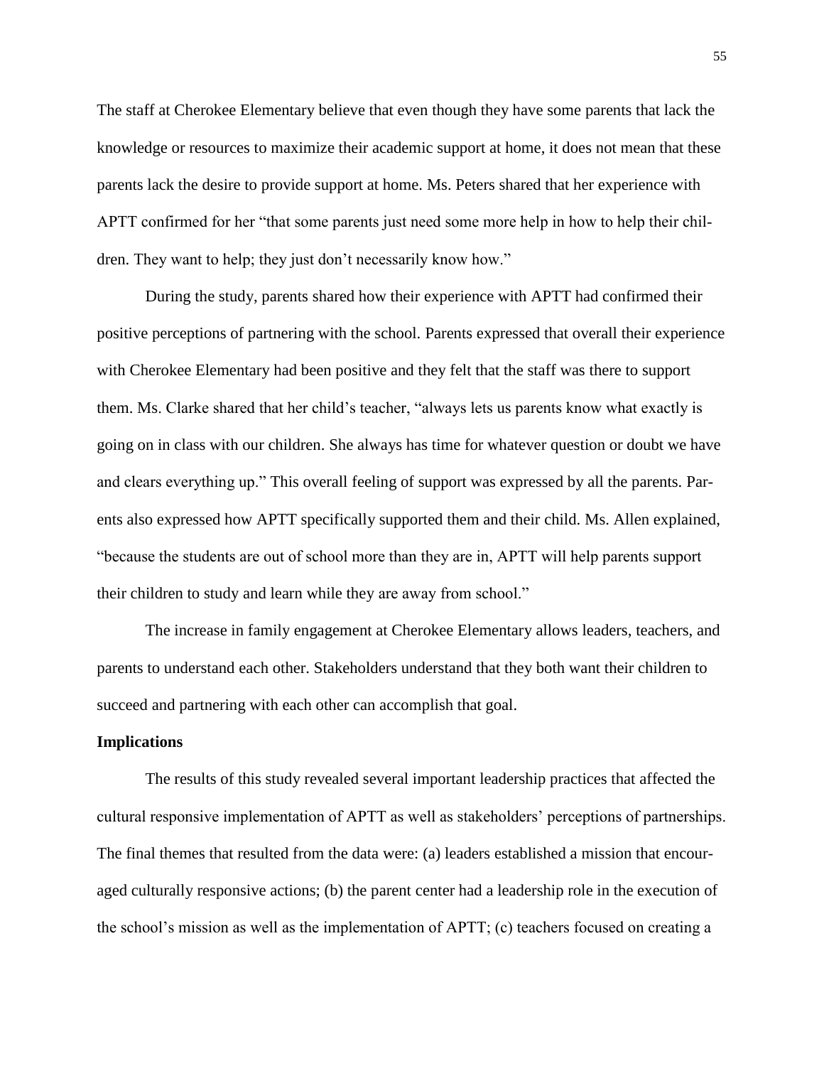The staff at Cherokee Elementary believe that even though they have some parents that lack the knowledge or resources to maximize their academic support at home, it does not mean that these parents lack the desire to provide support at home. Ms. Peters shared that her experience with APTT confirmed for her "that some parents just need some more help in how to help their children. They want to help; they just don't necessarily know how."

During the study, parents shared how their experience with APTT had confirmed their positive perceptions of partnering with the school. Parents expressed that overall their experience with Cherokee Elementary had been positive and they felt that the staff was there to support them. Ms. Clarke shared that her child's teacher, "always lets us parents know what exactly is going on in class with our children. She always has time for whatever question or doubt we have and clears everything up." This overall feeling of support was expressed by all the parents. Parents also expressed how APTT specifically supported them and their child. Ms. Allen explained, "because the students are out of school more than they are in, APTT will help parents support their children to study and learn while they are away from school."

The increase in family engagement at Cherokee Elementary allows leaders, teachers, and parents to understand each other. Stakeholders understand that they both want their children to succeed and partnering with each other can accomplish that goal.

**Implications**

The results of this study revealed several important leadership practices that affected the cultural responsive implementation of APTT as well as stakeholders' perceptions of partnerships. The final themes that resulted from the data were: (a) leaders established a mission that encouraged culturally responsive actions; (b) the parent center had a leadership role in the execution of the school's mission as well as the implementation of APTT; (c) teachers focused on creating a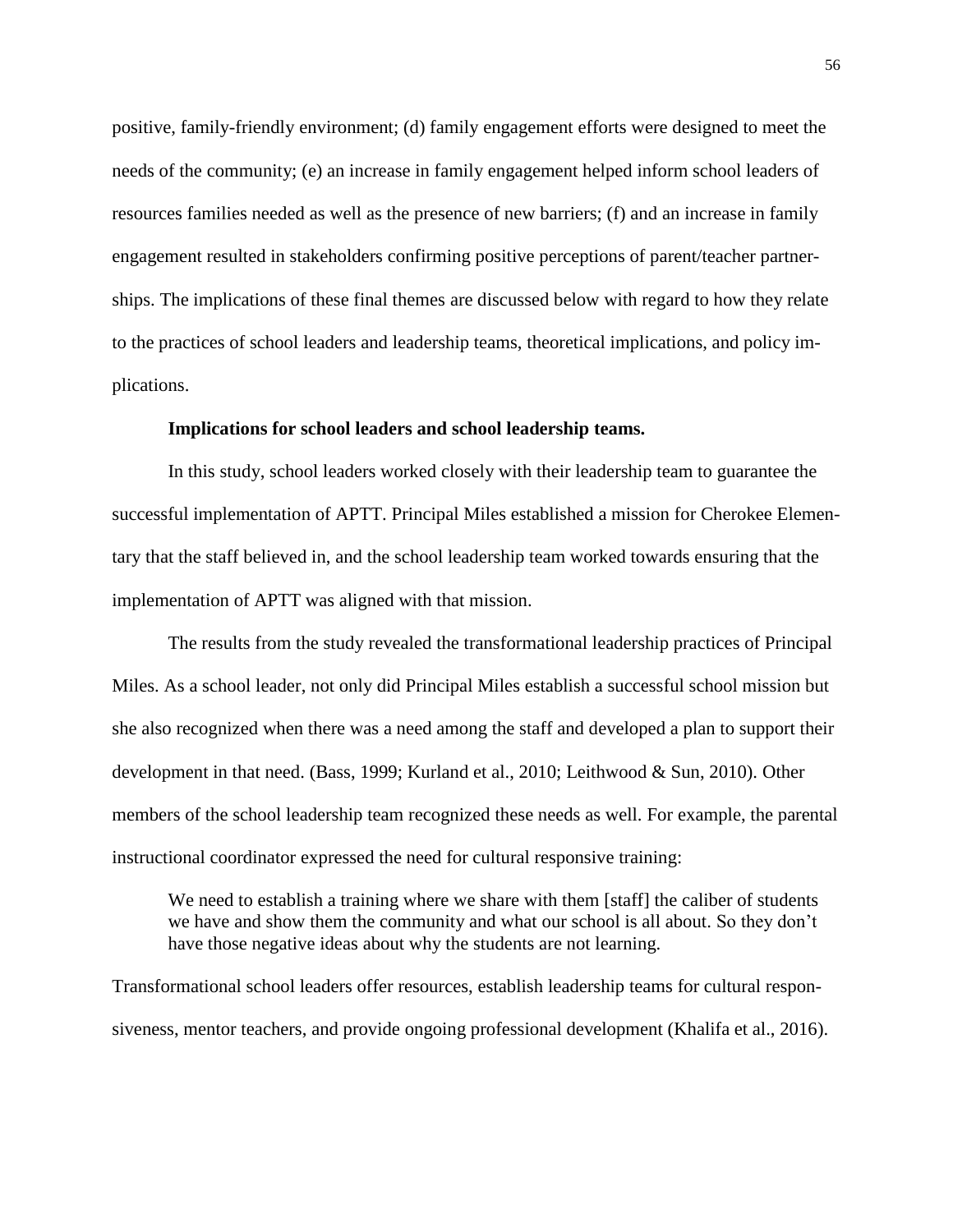positive, family-friendly environment; (d) family engagement efforts were designed to meet the needs of the community; (e) an increase in family engagement helped inform school leaders of resources families needed as well as the presence of new barriers; (f) and an increase in family engagement resulted in stakeholders confirming positive perceptions of parent/teacher partnerships. The implications of these final themes are discussed below with regard to how they relate to the practices of school leaders and leadership teams, theoretical implications, and policy implications.

**Implications for school leaders and school leadership teams.**

In this study, school leaders worked closely with their leadership team to guarantee the successful implementation of APTT. Principal Miles established a mission for Cherokee Elementary that the staff believed in, and the school leadership team worked towards ensuring that the implementation of APTT was aligned with that mission.

The results from the study revealed the transformational leadership practices of Principal Miles. As a school leader, not only did Principal Miles establish a successful school mission but she also recognized when there was a need among the staff and developed a plan to support their development in that need. (Bass, 1999; Kurland et al., 2010; Leithwood & Sun, 2010). Other members of the school leadership team recognized these needs as well. For example, the parental instructional coordinator expressed the need for cultural responsive training:

> We need to establish a training where we share with them [staff] the caliber of students we have and show them the community and what our school is all about. So they don't have those negative ideas about why the students are not learning.

Transformational school leaders offer resources, establish leadership teams for cultural responsiveness, mentor teachers, and provide ongoing professional development (Khalifa et al., 2016).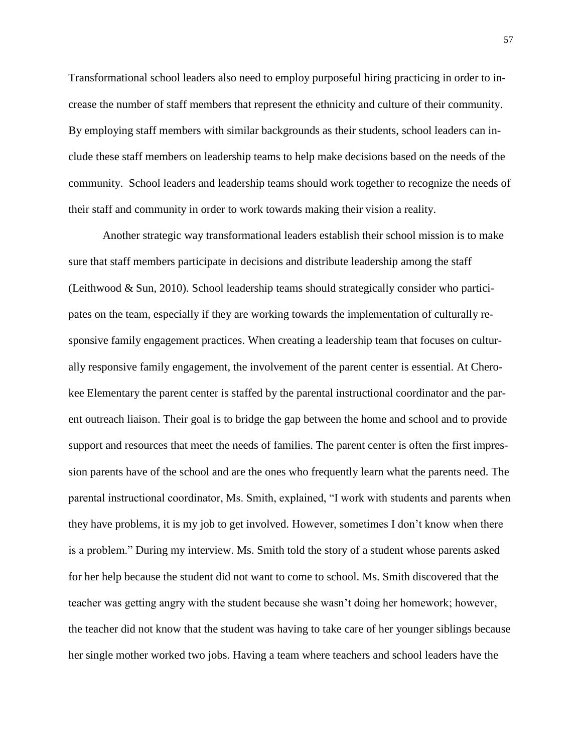Transformational school leaders also need to employ purposeful hiring practicing in order to increase the number of staff members that represent the ethnicity and culture of their community. By employing staff members with similar backgrounds as their students, school leaders can include these staff members on leadership teams to help make decisions based on the needs of the community. School leaders and leadership teams should work together to recognize the needs of their staff and community in order to work towards making their vision a reality.

Another strategic way transformational leaders establish their school mission is to make sure that staff members participate in decisions and distribute leadership among the staff (Leithwood & Sun, 2010). School leadership teams should strategically consider who participates on the team, especially if they are working towards the implementation of culturally responsive family engagement practices. When creating a leadership team that focuses on culturally responsive family engagement, the involvement of the parent center is essential. At Cherokee Elementary the parent center is staffed by the parental instructional coordinator and the parent outreach liaison. Their goal is to bridge the gap between the home and school and to provide support and resources that meet the needs of families. The parent center is often the first impression parents have of the school and are the ones who frequently learn what the parents need. The parental instructional coordinator, Ms. Smith, explained, "I work with students and parents when they have problems, it is my job to get involved. However, sometimes I don't know when there is a problem." During my interview. Ms. Smith told the story of a student whose parents asked for her help because the student did not want to come to school. Ms. Smith discovered that the teacher was getting angry with the student because she wasn't doing her homework; however, the teacher did not know that the student was having to take care of her younger siblings because her single mother worked two jobs. Having a team where teachers and school leaders have the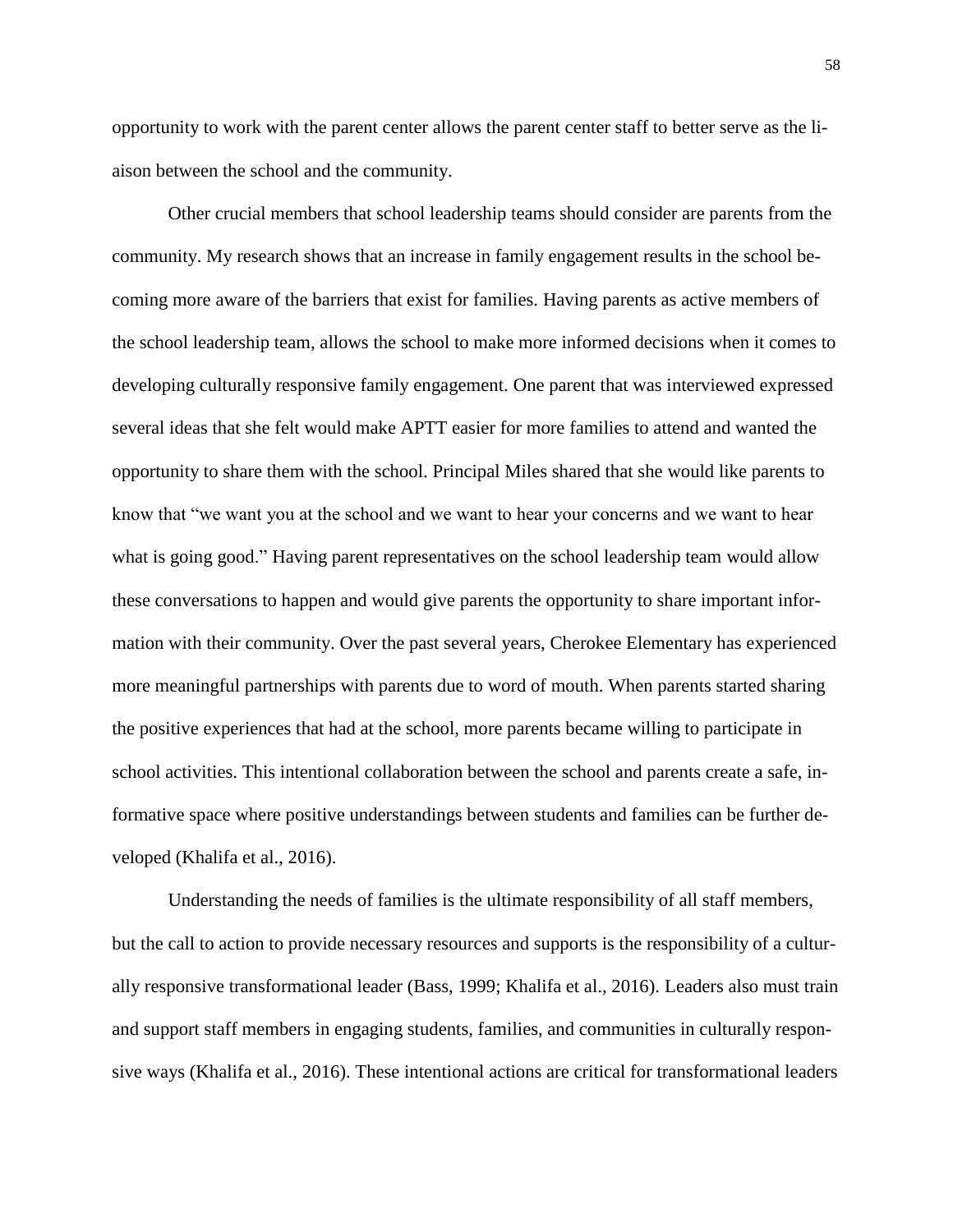opportunity to work with the parent center allows the parent center staff to better serve as the liaison between the school and the community.

Other crucial members that school leadership teams should consider are parents from the community. My research shows that an increase in family engagement results in the school becoming more aware of the barriers that exist for families. Having parents as active members of the school leadership team, allows the school to make more informed decisions when it comes to developing culturally responsive family engagement. One parent that was interviewed expressed several ideas that she felt would make APTT easier for more families to attend and wanted the opportunity to share them with the school. Principal Miles shared that she would like parents to know that "we want you at the school and we want to hear your concerns and we want to hear what is going good." Having parent representatives on the school leadership team would allow these conversations to happen and would give parents the opportunity to share important information with their community. Over the past several years, Cherokee Elementary has experienced more meaningful partnerships with parents due to word of mouth. When parents started sharing the positive experiences that had at the school, more parents became willing to participate in school activities. This intentional collaboration between the school and parents create a safe, informative space where positive understandings between students and families can be further developed (Khalifa et al., 2016).

Understanding the needs of families is the ultimate responsibility of all staff members, but the call to action to provide necessary resources and supports is the responsibility of a culturally responsive transformational leader (Bass, 1999; Khalifa et al., 2016). Leaders also must train and support staff members in engaging students, families, and communities in culturally responsive ways (Khalifa et al., 2016). These intentional actions are critical for transformational leaders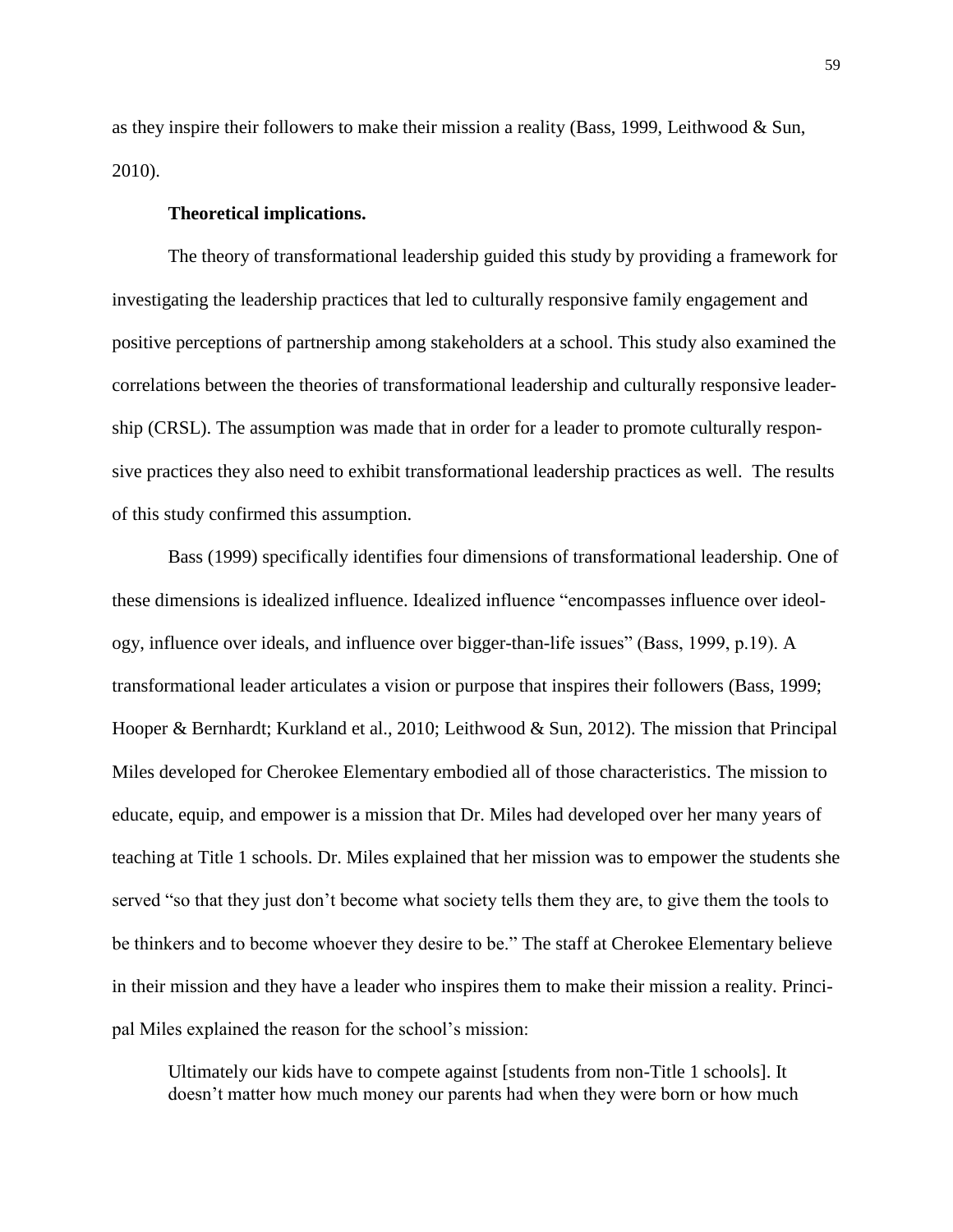as they inspire their followers to make their mission a reality (Bass, 1999, Leithwood & Sun, 2010).

**Theoretical implications.**

The theory of transformational leadership guided this study by providing a framework for investigating the leadership practices that led to culturally responsive family engagement and positive perceptions of partnership among stakeholders at a school. This study also examined the correlations between the theories of transformational leadership and culturally responsive leadership (CRSL). The assumption was made that in order for a leader to promote culturally responsive practices they also need to exhibit transformational leadership practices as well. The results of this study confirmed this assumption.

Bass (1999) specifically identifies four dimensions of transformational leadership. One of these dimensions is idealized influence. Idealized influence "encompasses influence over ideology, influence over ideals, and influence over bigger-than-life issues" (Bass, 1999, p.19). A transformational leader articulates a vision or purpose that inspires their followers (Bass, 1999; Hooper & Bernhardt; Kurkland et al., 2010; Leithwood & Sun, 2012). The mission that Principal Miles developed for Cherokee Elementary embodied all of those characteristics. The mission to educate, equip, and empower is a mission that Dr. Miles had developed over her many years of teaching at Title 1 schools. Dr. Miles explained that her mission was to empower the students she served "so that they just don't become what society tells them they are, to give them the tools to be thinkers and to become whoever they desire to be." The staff at Cherokee Elementary believe in their mission and they have a leader who inspires them to make their mission a reality. Principal Miles explained the reason for the school's mission:

> Ultimately our kids have to compete against [students from non-Title 1 schools]. It doesn't matter how much money our parents had when they were born or how much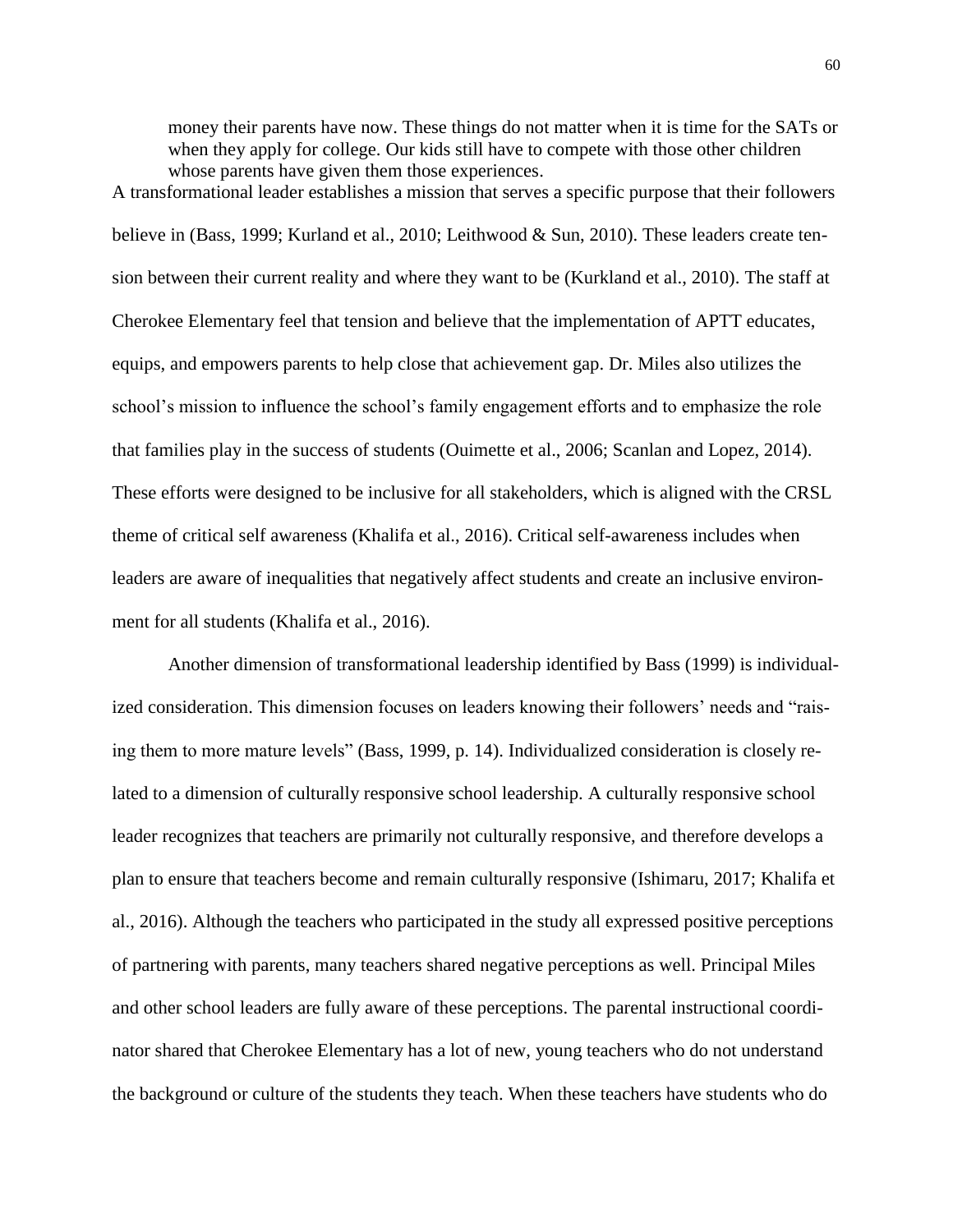> money their parents have now. These things do not matter when it is time for the SATs or when they apply for college. Our kids still have to compete with those other children whose parents have given them those experiences.

A transformational leader establishes a mission that serves a specific purpose that their followers believe in (Bass, 1999; Kurland et al., 2010; Leithwood & Sun, 2010). These leaders create tension between their current reality and where they want to be (Kurkland et al., 2010). The staff at Cherokee Elementary feel that tension and believe that the implementation of APTT educates, equips, and empowers parents to help close that achievement gap. Dr. Miles also utilizes the school's mission to influence the school's family engagement efforts and to emphasize the role that families play in the success of students (Ouimette et al., 2006; Scanlan and Lopez, 2014). These efforts were designed to be inclusive for all stakeholders, which is aligned with the CRSL theme of critical self awareness (Khalifa et al., 2016). Critical self-awareness includes when leaders are aware of inequalities that negatively affect students and create an inclusive environment for all students (Khalifa et al., 2016).

Another dimension of transformational leadership identified by Bass (1999) is individualized consideration. This dimension focuses on leaders knowing their followers' needs and "raising them to more mature levels" (Bass, 1999, p. 14). Individualized consideration is closely related to a dimension of culturally responsive school leadership. A culturally responsive school leader recognizes that teachers are primarily not culturally responsive, and therefore develops a plan to ensure that teachers become and remain culturally responsive (Ishimaru, 2017; Khalifa et al., 2016). Although the teachers who participated in the study all expressed positive perceptions of partnering with parents, many teachers shared negative perceptions as well. Principal Miles and other school leaders are fully aware of these perceptions. The parental instructional coordinator shared that Cherokee Elementary has a lot of new, young teachers who do not understand the background or culture of the students they teach. When these teachers have students who do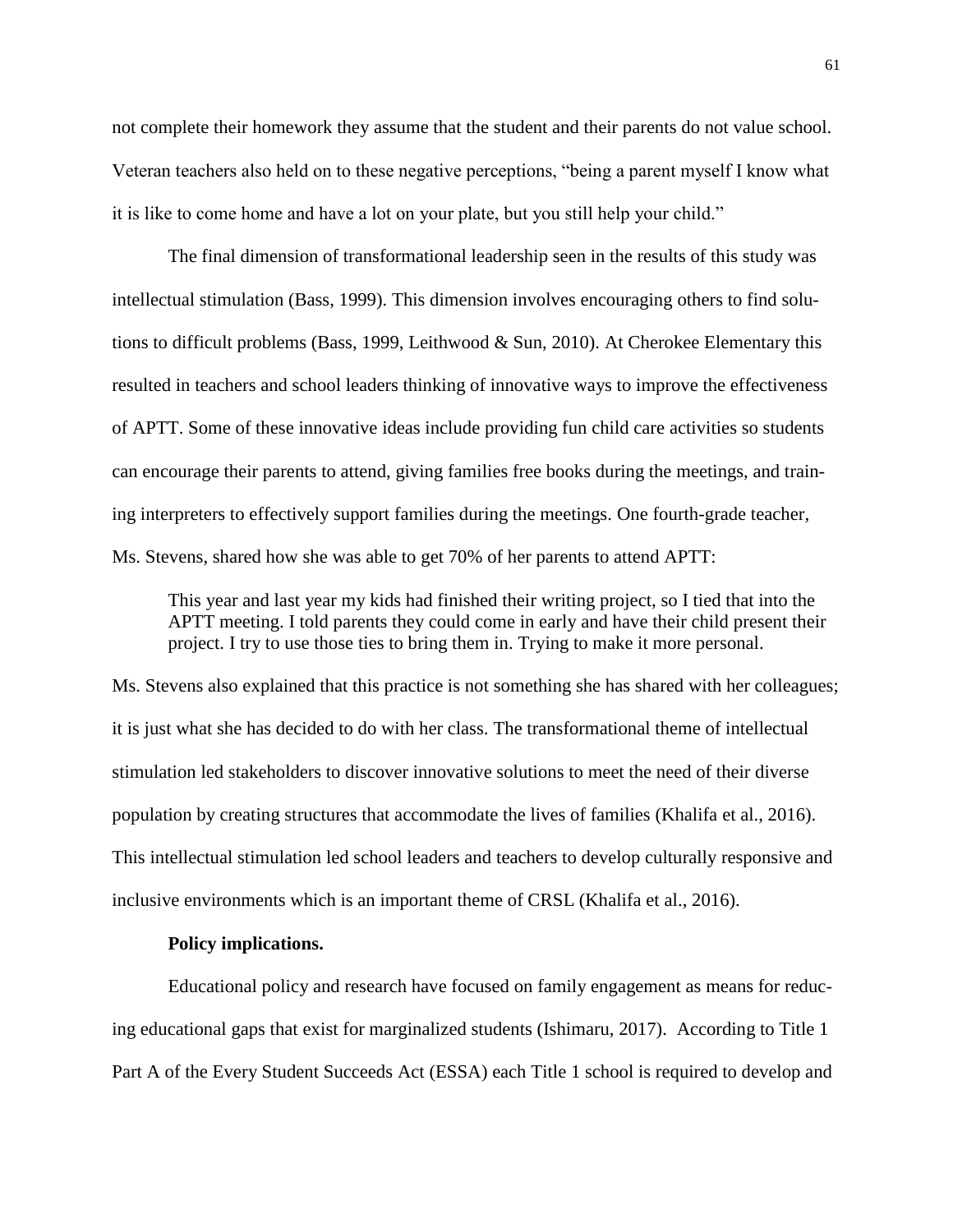not complete their homework they assume that the student and their parents do not value school. Veteran teachers also held on to these negative perceptions, “being a parent myself I know what it is like to come home and have a lot on your plate, but you still help your child.”

The final dimension of transformational leadership seen in the results of this study was intellectual stimulation (Bass, 1999). This dimension involves encouraging others to find solutions to difficult problems (Bass, 1999, Leithwood & Sun, 2010). At Cherokee Elementary this resulted in teachers and school leaders thinking of innovative ways to improve the effectiveness of APTT. Some of these innovative ideas include providing fun child care activities so students can encourage their parents to attend, giving families free books during the meetings, and training interpreters to effectively support families during the meetings. One fourth-grade teacher, Ms. Stevens, shared how she was able to get 70% of her parents to attend APTT:

> This year and last year my kids had finished their writing project, so I tied that into the APTT meeting. I told parents they could come in early and have their child present their project. I try to use those ties to bring them in. Trying to make it more personal.

Ms. Stevens also explained that this practice is not something she has shared with her colleagues; it is just what she has decided to do with her class. The transformational theme of intellectual stimulation led stakeholders to discover innovative solutions to meet the need of their diverse population by creating structures that accommodate the lives of families (Khalifa et al., 2016). This intellectual stimulation led school leaders and teachers to develop culturally responsive and inclusive environments which is an important theme of CRSL (Khalifa et al., 2016).

**Policy implications.**

Educational policy and research have focused on family engagement as means for reducing educational gaps that exist for marginalized students (Ishimaru, 2017). According to Title 1 Part A of the Every Student Succeeds Act (ESSA) each Title 1 school is required to develop and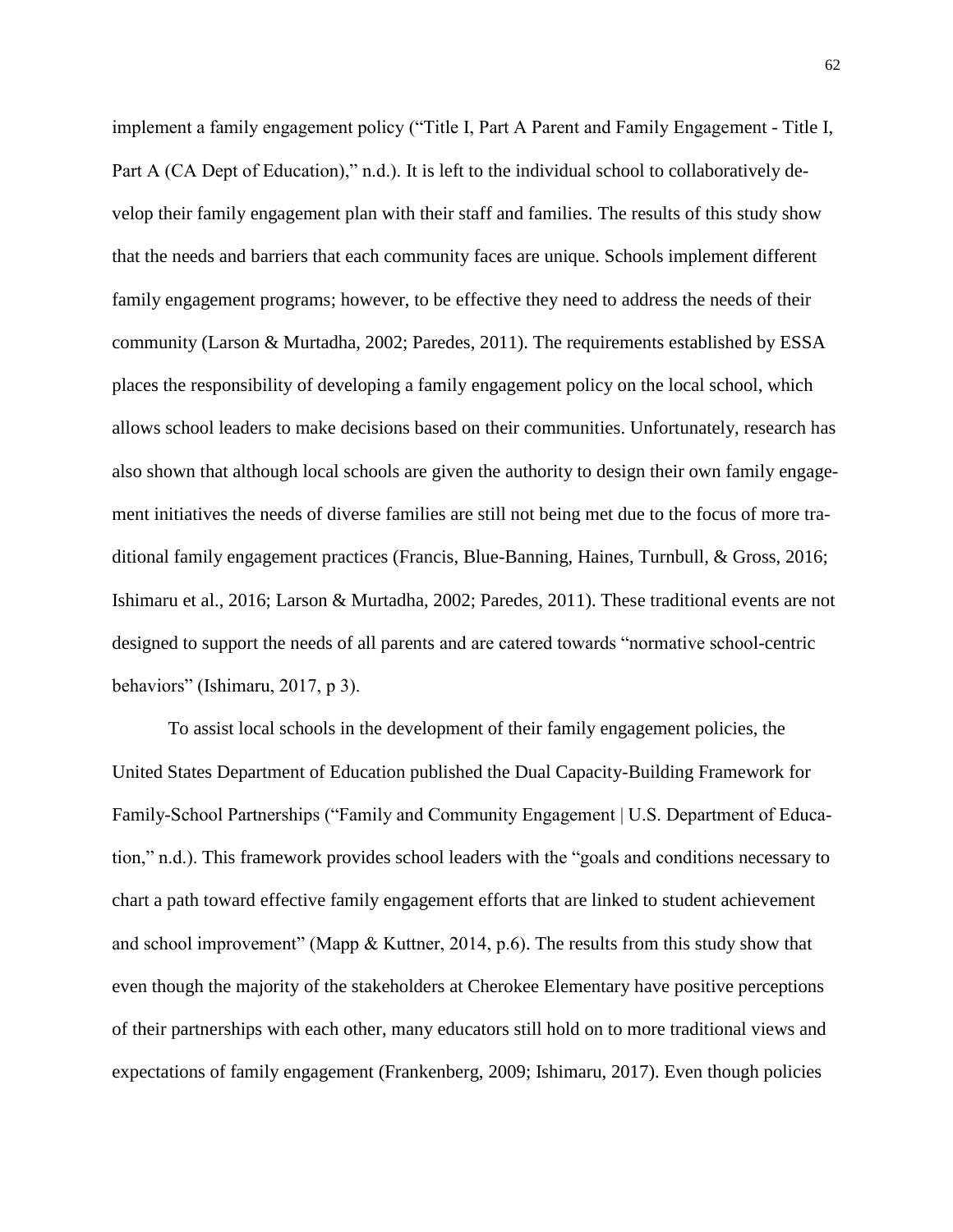implement a family engagement policy ("Title I, Part A Parent and Family Engagement - Title I, Part A (CA Dept of Education)," n.d.). It is left to the individual school to collaboratively develop their family engagement plan with their staff and families. The results of this study show that the needs and barriers that each community faces are unique. Schools implement different family engagement programs; however, to be effective they need to address the needs of their community (Larson & Murtadha, 2002; Paredes, 2011). The requirements established by ESSA places the responsibility of developing a family engagement policy on the local school, which allows school leaders to make decisions based on their communities. Unfortunately, research has also shown that although local schools are given the authority to design their own family engagement initiatives the needs of diverse families are still not being met due to the focus of more traditional family engagement practices (Francis, Blue-Banning, Haines, Turnbull, & Gross, 2016; Ishimaru et al., 2016; Larson & Murtadha, 2002; Paredes, 2011). These traditional events are not designed to support the needs of all parents and are catered towards "normative school-centric behaviors" (Ishimaru, 2017, p 3).

To assist local schools in the development of their family engagement policies, the United States Department of Education published the Dual Capacity-Building Framework for Family-School Partnerships ("Family and Community Engagement | U.S. Department of Education," n.d.). This framework provides school leaders with the "goals and conditions necessary to chart a path toward effective family engagement efforts that are linked to student achievement and school improvement" (Mapp & Kuttner, 2014, p.6). The results from this study show that even though the majority of the stakeholders at Cherokee Elementary have positive perceptions of their partnerships with each other, many educators still hold on to more traditional views and expectations of family engagement (Frankenberg, 2009; Ishimaru, 2017). Even though policies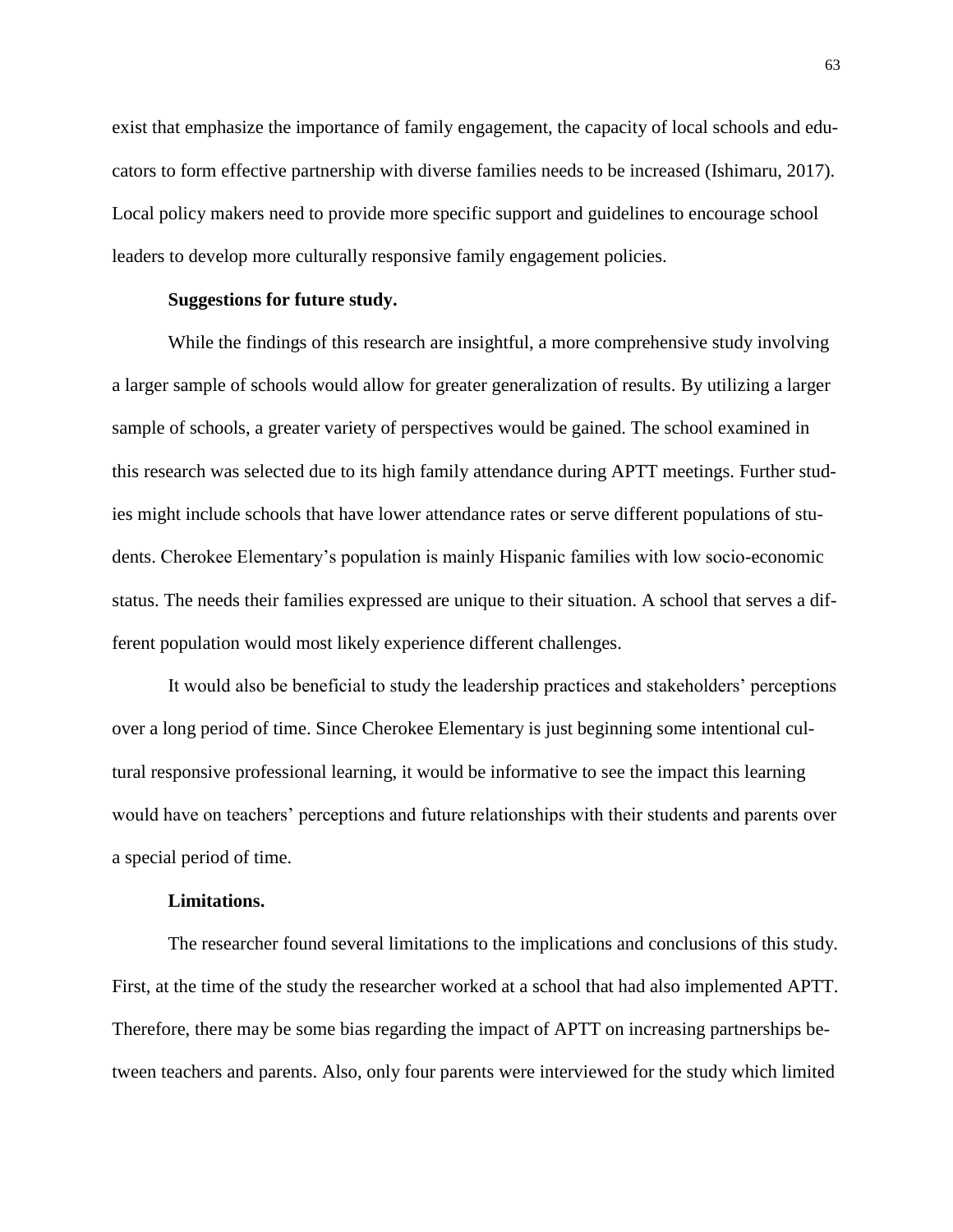exist that emphasize the importance of family engagement, the capacity of local schools and educators to form effective partnership with diverse families needs to be increased (Ishimaru, 2017). Local policy makers need to provide more specific support and guidelines to encourage school leaders to develop more culturally responsive family engagement policies.

**Suggestions for future study.**

While the findings of this research are insightful, a more comprehensive study involving a larger sample of schools would allow for greater generalization of results. By utilizing a larger sample of schools, a greater variety of perspectives would be gained. The school examined in this research was selected due to its high family attendance during APTT meetings. Further studies might include schools that have lower attendance rates or serve different populations of students. Cherokee Elementary's population is mainly Hispanic families with low socio-economic status. The needs their families expressed are unique to their situation. A school that serves a different population would most likely experience different challenges.

It would also be beneficial to study the leadership practices and stakeholders' perceptions over a long period of time. Since Cherokee Elementary is just beginning some intentional cultural responsive professional learning, it would be informative to see the impact this learning would have on teachers' perceptions and future relationships with their students and parents over a special period of time.

**Limitations.**

The researcher found several limitations to the implications and conclusions of this study. First, at the time of the study the researcher worked at a school that had also implemented APTT. Therefore, there may be some bias regarding the impact of APTT on increasing partnerships between teachers and parents. Also, only four parents were interviewed for the study which limited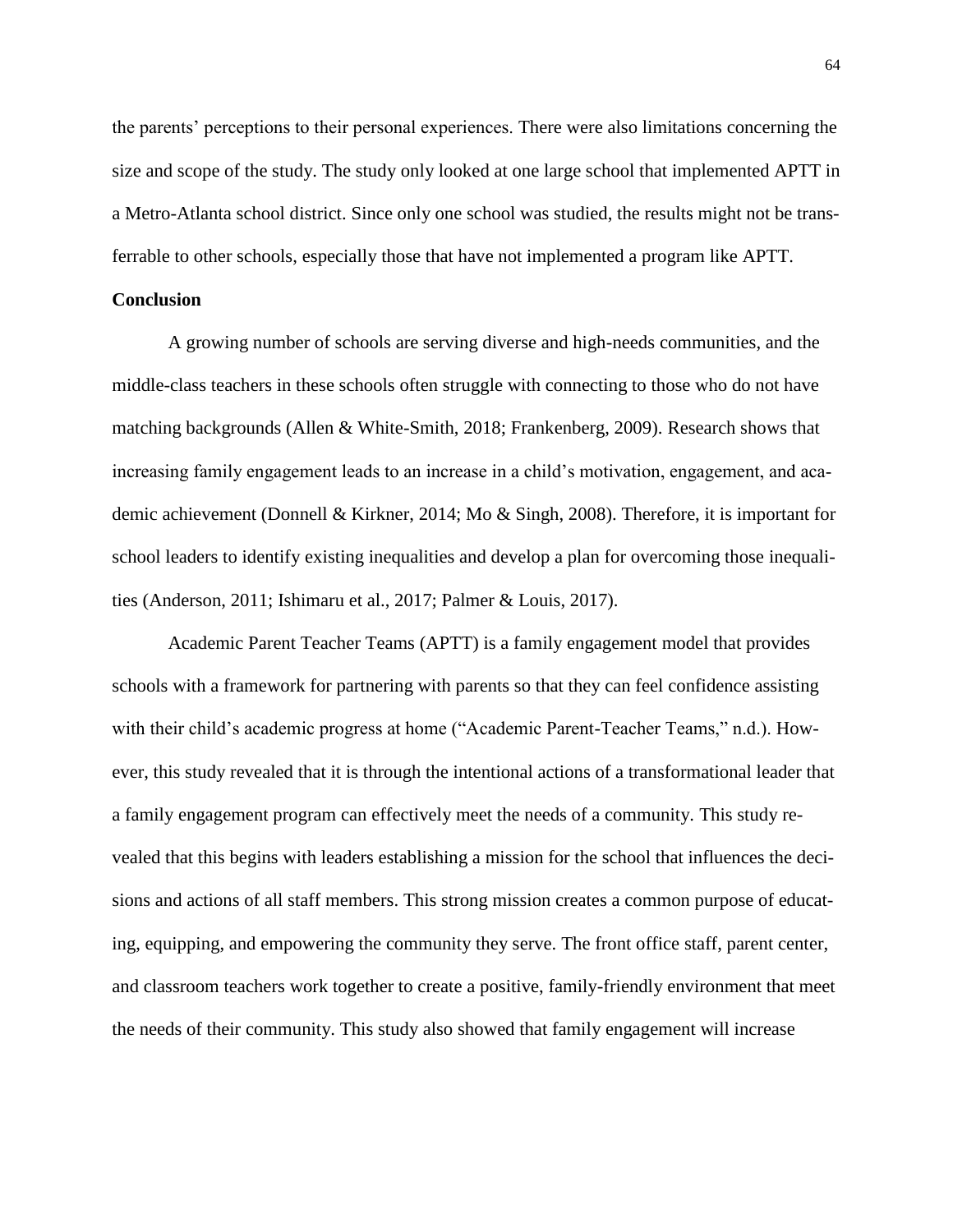the parents' perceptions to their personal experiences. There were also limitations concerning the size and scope of the study. The study only looked at one large school that implemented APTT in a Metro-Atlanta school district. Since only one school was studied, the results might not be transferrable to other schools, especially those that have not implemented a program like APTT.

## Conclusion

A growing number of schools are serving diverse and high-needs communities, and the middle-class teachers in these schools often struggle with connecting to those who do not have matching backgrounds (Allen & White-Smith, 2018; Frankenberg, 2009). Research shows that increasing family engagement leads to an increase in a child's motivation, engagement, and academic achievement (Donnell & Kirkner, 2014; Mo & Singh, 2008). Therefore, it is important for school leaders to identify existing inequalities and develop a plan for overcoming those inequalities (Anderson, 2011; Ishimaru et al., 2017; Palmer & Louis, 2017).

Academic Parent Teacher Teams (APTT) is a family engagement model that provides schools with a framework for partnering with parents so that they can feel confidence assisting with their child's academic progress at home ("Academic Parent-Teacher Teams," n.d.). However, this study revealed that it is through the intentional actions of a transformational leader that a family engagement program can effectively meet the needs of a community. This study revealed that this begins with leaders establishing a mission for the school that influences the decisions and actions of all staff members. This strong mission creates a common purpose of educating, equipping, and empowering the community they serve. The front office staff, parent center, and classroom teachers work together to create a positive, family-friendly environment that meet the needs of their community. This study also showed that family engagement will increase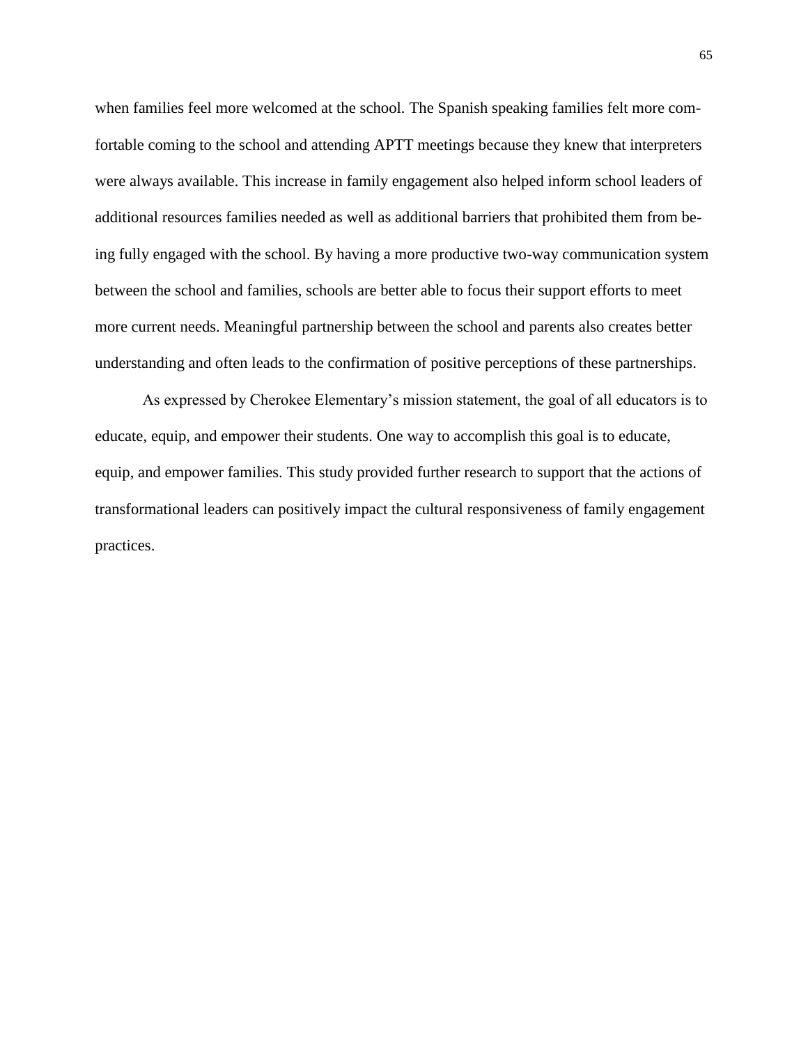when families feel more welcomed at the school. The Spanish speaking families felt more comfortable coming to the school and attending APTT meetings because they knew that interpreters were always available. This increase in family engagement also helped inform school leaders of additional resources families needed as well as additional barriers that prohibited them from being fully engaged with the school. By having a more productive two-way communication system between the school and families, schools are better able to focus their support efforts to meet more current needs. Meaningful partnership between the school and parents also creates better understanding and often leads to the confirmation of positive perceptions of these partnerships.

As expressed by Cherokee Elementary's mission statement, the goal of all educators is to educate, equip, and empower their students. One way to accomplish this goal is to educate, equip, and empower families. This study provided further research to support that the actions of transformational leaders can positively impact the cultural responsiveness of family engagement practices.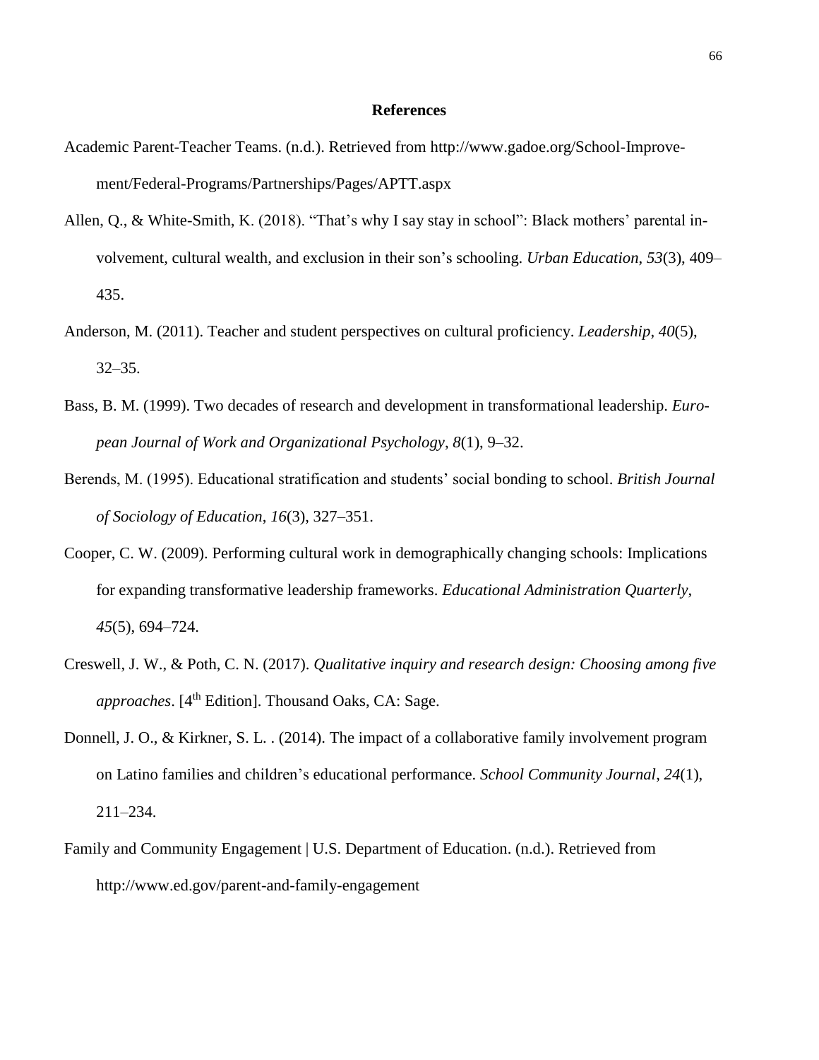# References

Academic Parent-Teacher Teams. (n.d.). Retrieved from http://www.gadoe.org/School-Improvement/Federal-Programs/Partnerships/Pages/APTT.aspx

Allen, Q., & White-Smith, K. (2018). "That's why I say stay in school": Black mothers' parental involvement, cultural wealth, and exclusion in their son's schooling. *Urban Education*, *53*(3), 409–435.

Anderson, M. (2011). Teacher and student perspectives on cultural proficiency. *Leadership*, *40*(5), 32–35.

Bass, B. M. (1999). Two decades of research and development in transformational leadership. *European Journal of Work and Organizational Psychology*, *8*(1), 9–32.

Berends, M. (1995). Educational stratification and students' social bonding to school. *British Journal of Sociology of Education*, *16*(3), 327–351.

Cooper, C. W. (2009). Performing cultural work in demographically changing schools: Implications for expanding transformative leadership frameworks. *Educational Administration Quarterly*, *45*(5), 694–724.

Creswell, J. W., & Poth, C. N. (2017). *Qualitative inquiry and research design: Choosing among five approaches*. [4th Edition]. Thousand Oaks, CA: Sage.

Donnell, J. O., & Kirkner, S. L. . (2014). The impact of a collaborative family involvement program on Latino families and children's educational performance. *School Community Journal*, *24*(1), 211–234.

Family and Community Engagement | U.S. Department of Education. (n.d.). Retrieved from http://www.ed.gov/parent-and-family-engagement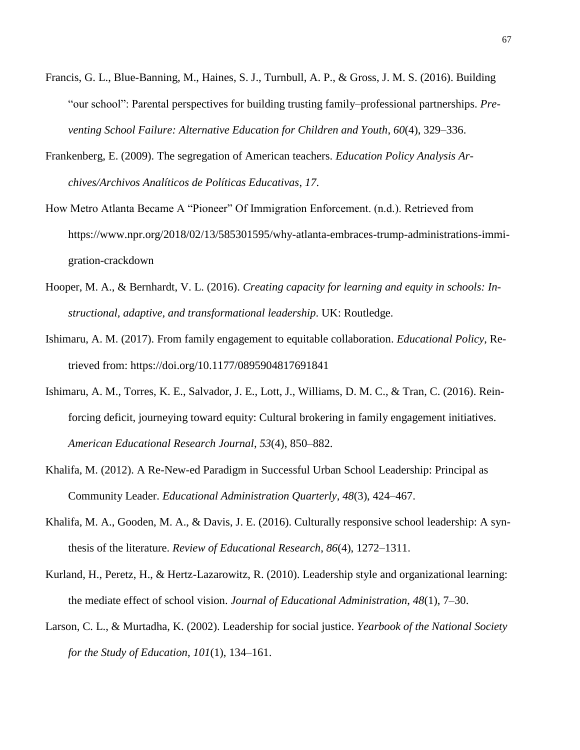Francis, G. L., Blue-Banning, M., Haines, S. J., Turnbull, A. P., & Gross, J. M. S. (2016). Building "our school": Parental perspectives for building trusting family–professional partnerships. *Preventing School Failure: Alternative Education for Children and Youth*, *60*(4), 329–336.

Frankenberg, E. (2009). The segregation of American teachers. *Education Policy Analysis Archives/Archivos Analíticos de Políticas Educativas*, *17*.

How Metro Atlanta Became A "Pioneer" Of Immigration Enforcement. (n.d.). Retrieved from https://www.npr.org/2018/02/13/585301595/why-atlanta-embraces-trump-administrations-immigration-crackdown

Hooper, M. A., & Bernhardt, V. L. (2016). *Creating capacity for learning and equity in schools: Instructional, adaptive, and transformational leadership*. UK: Routledge.

Ishimaru, A. M. (2017). From family engagement to equitable collaboration. *Educational Policy*, Retrieved from: https://doi.org/10.1177/0895904817691841

Ishimaru, A. M., Torres, K. E., Salvador, J. E., Lott, J., Williams, D. M. C., & Tran, C. (2016). Reinforcing deficit, journeying toward equity: Cultural brokering in family engagement initiatives. *American Educational Research Journal*, *53*(4), 850–882.

Khalifa, M. (2012). A Re-New-ed Paradigm in Successful Urban School Leadership: Principal as Community Leader. *Educational Administration Quarterly*, *48*(3), 424–467.

Khalifa, M. A., Gooden, M. A., & Davis, J. E. (2016). Culturally responsive school leadership: A synthesis of the literature. *Review of Educational Research*, *86*(4), 1272–1311.

Kurland, H., Peretz, H., & Hertz-Lazarowitz, R. (2010). Leadership style and organizational learning: the mediate effect of school vision. *Journal of Educational Administration*, *48*(1), 7–30.

Larson, C. L., & Murtadha, K. (2002). Leadership for social justice. *Yearbook of the National Society for the Study of Education*, *101*(1), 134–161.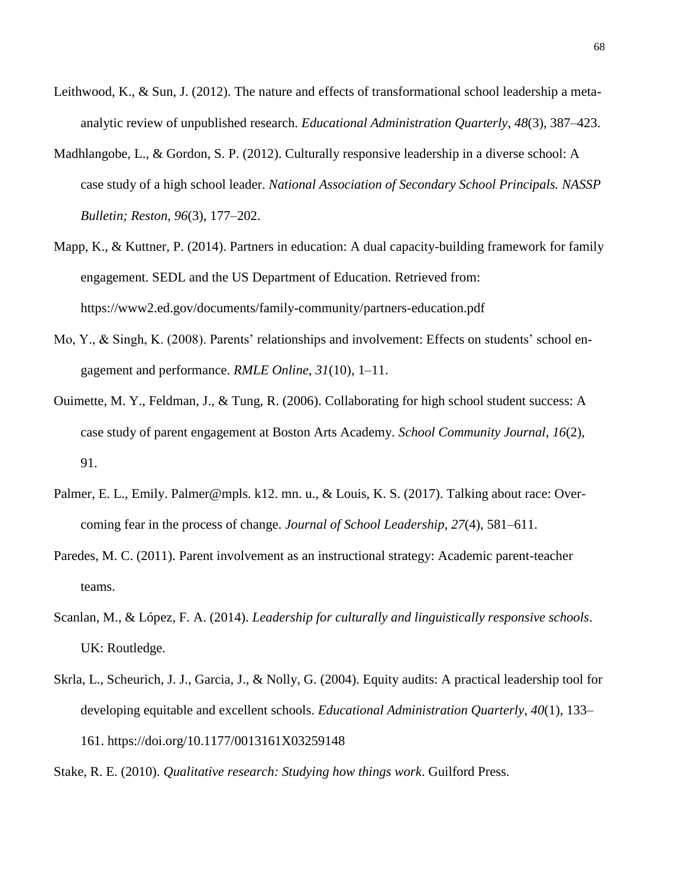Leithwood, K., & Sun, J. (2012). The nature and effects of transformational school leadership a meta-analytic review of unpublished research. *Educational Administration Quarterly*, *48*(3), 387–423.

Madhlangobe, L., & Gordon, S. P. (2012). Culturally responsive leadership in a diverse school: A case study of a high school leader. *National Association of Secondary School Principals. NASSP Bulletin; Reston*, *96*(3), 177–202.

Mapp, K., & Kuttner, P. (2014). Partners in education: A dual capacity-building framework for family engagement. SEDL and the US Department of Education. Retrieved from: https://www2.ed.gov/documents/family-community/partners-education.pdf

Mo, Y., & Singh, K. (2008). Parents' relationships and involvement: Effects on students' school engagement and performance. *RMLE Online*, *31*(10), 1–11.

Ouimette, M. Y., Feldman, J., & Tung, R. (2006). Collaborating for high school student success: A case study of parent engagement at Boston Arts Academy. *School Community Journal*, *16*(2), 91.

Palmer, E. L., Emily. Palmer@mpls. k12. mn. u., & Louis, K. S. (2017). Talking about race: Overcoming fear in the process of change. *Journal of School Leadership*, *27*(4), 581–611.

Paredes, M. C. (2011). Parent involvement as an instructional strategy: Academic parent-teacher teams.

Scanlan, M., & López, F. A. (2014). *Leadership for culturally and linguistically responsive schools*. UK: Routledge.

Skrla, L., Scheurich, J. J., Garcia, J., & Nolly, G. (2004). Equity audits: A practical leadership tool for developing equitable and excellent schools. *Educational Administration Quarterly*, *40*(1), 133–161. https://doi.org/10.1177/0013161X03259148

Stake, R. E. (2010). *Qualitative research: Studying how things work*. Guilford Press.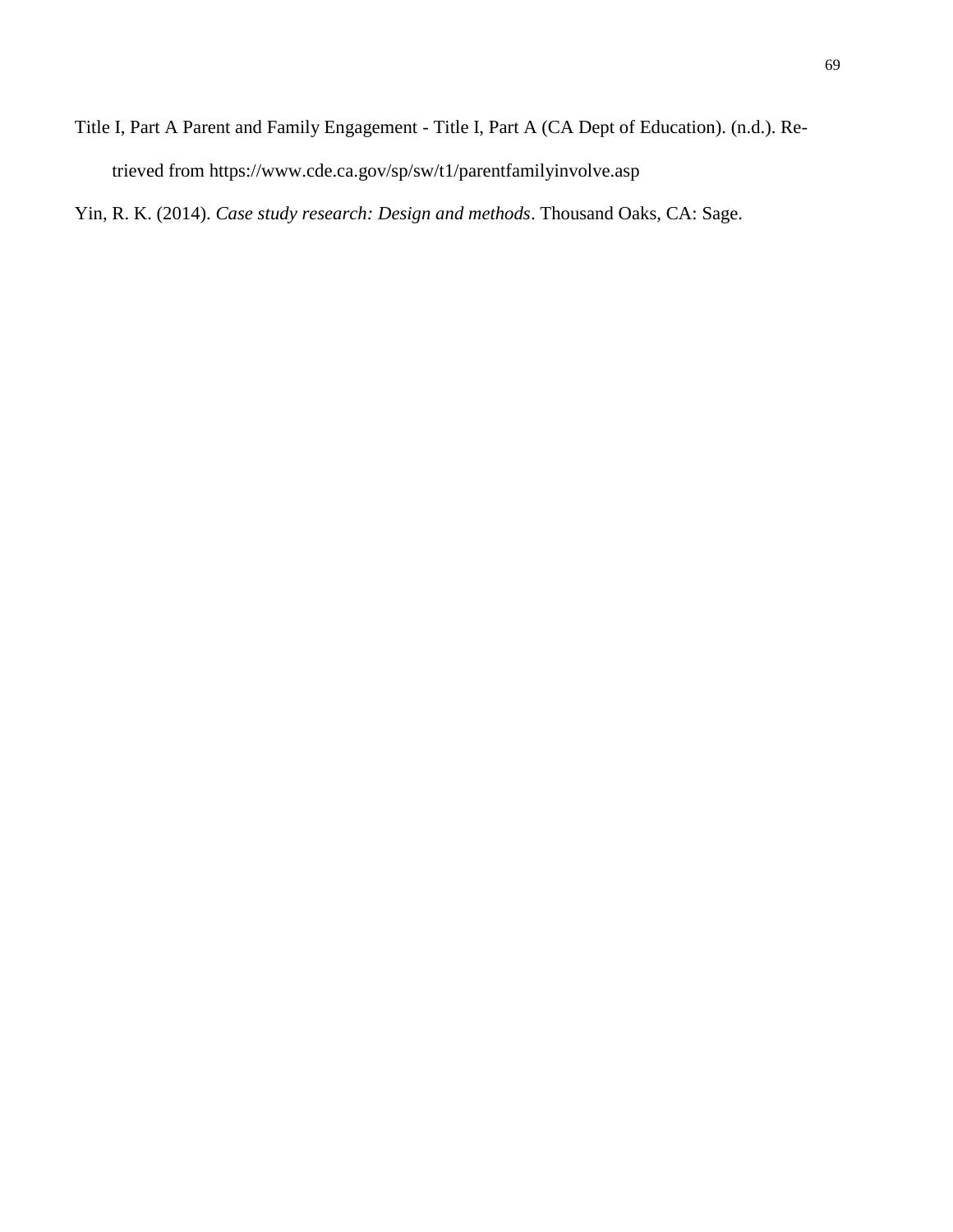Title I, Part A Parent and Family Engagement - Title I, Part A (CA Dept of Education). (n.d.). Retrieved from https://www.cde.ca.gov/sp/sw/t1/parentfamilyinvolve.asp

Yin, R. K. (2014). *Case study research: Design and methods*. Thousand Oaks, CA: Sage.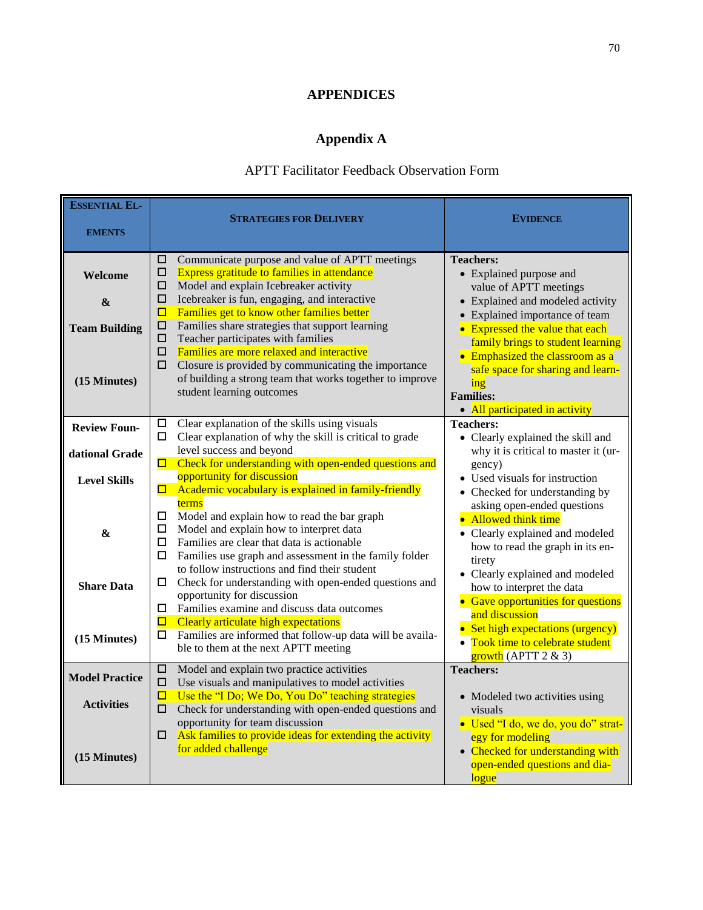# APPENDICES

## Appendix A

APTT Facilitator Feedback Observation Form

| ESSENTIAL ELEMENTS | STRATEGIES FOR DELIVERY | EVIDENCE |
|---|---|---|
| **Welcome & Team Building (15 Minutes)** | ☐ Communicate purpose and value of APTT meetings<br>☐ Express gratitude to families in attendance<br>☐ Model and explain Icebreaker activity<br>☐ Icebreaker is fun, engaging, and interactive<br>☐ Families get to know other families better<br>☐ Families share strategies that support learning<br>☐ Teacher participates with families<br>☐ Families are more relaxed and interactive<br>☐ Closure is provided by communicating the importance of building a strong team that works together to improve student learning outcomes | **Teachers:**<br>• Explained purpose and value of APTT meetings<br>• Explained and modeled activity<br>• Explained importance of team<br>• Expressed the value that each family brings to student learning<br>• Emphasized the classroom as a safe space for sharing and learning<br>**Families:**<br>• All participated in activity |
| **Review Foundational Grade Level Skills & Share Data (15 Minutes)** | ☐ Clear explanation of the skills using visuals<br>☐ Clear explanation of why the skill is critical to grade level success and beyond<br>☐ Check for understanding with open-ended questions and opportunity for discussion<br>☐ Academic vocabulary is explained in family-friendly terms<br>☐ Model and explain how to read the bar graph<br>☐ Model and explain how to interpret data<br>☐ Families are clear that data is actionable<br>☐ Families use graph and assessment in the family folder to follow instructions and find their student<br>☐ Check for understanding with open-ended questions and opportunity for discussion<br>☐ Families examine and discuss data outcomes<br>☐ Clearly articulate high expectations<br>☐ Families are informed that follow-up data will be available to them at the next APTT meeting | **Teachers:**<br>• Clearly explained the skill and why it is critical to master it (urgency)<br>• Used visuals for instruction<br>• Checked for understanding by asking open-ended questions<br>• Allowed think time<br>• Clearly explained and modeled how to read the graph in its entirety<br>• Clearly explained and modeled how to interpret the data<br>• Gave opportunities for questions and discussion<br>• Set high expectations (urgency)<br>• Took time to celebrate student growth (APTT 2 & 3) |
| **Model Practice Activities (15 Minutes)** | ☐ Model and explain two practice activities<br>☐ Use visuals and manipulatives to model activities<br>☐ Use the "I Do; We Do, You Do" teaching strategies<br>☐ Check for understanding with open-ended questions and opportunity for team discussion<br>☐ Ask families to provide ideas for extending the activity for added challenge | **Teachers:**<br>• Modeled two activities using visuals<br>• Used "I do, we do, you do" strategy for modeling<br>• Checked for understanding with open-ended questions and dialogue |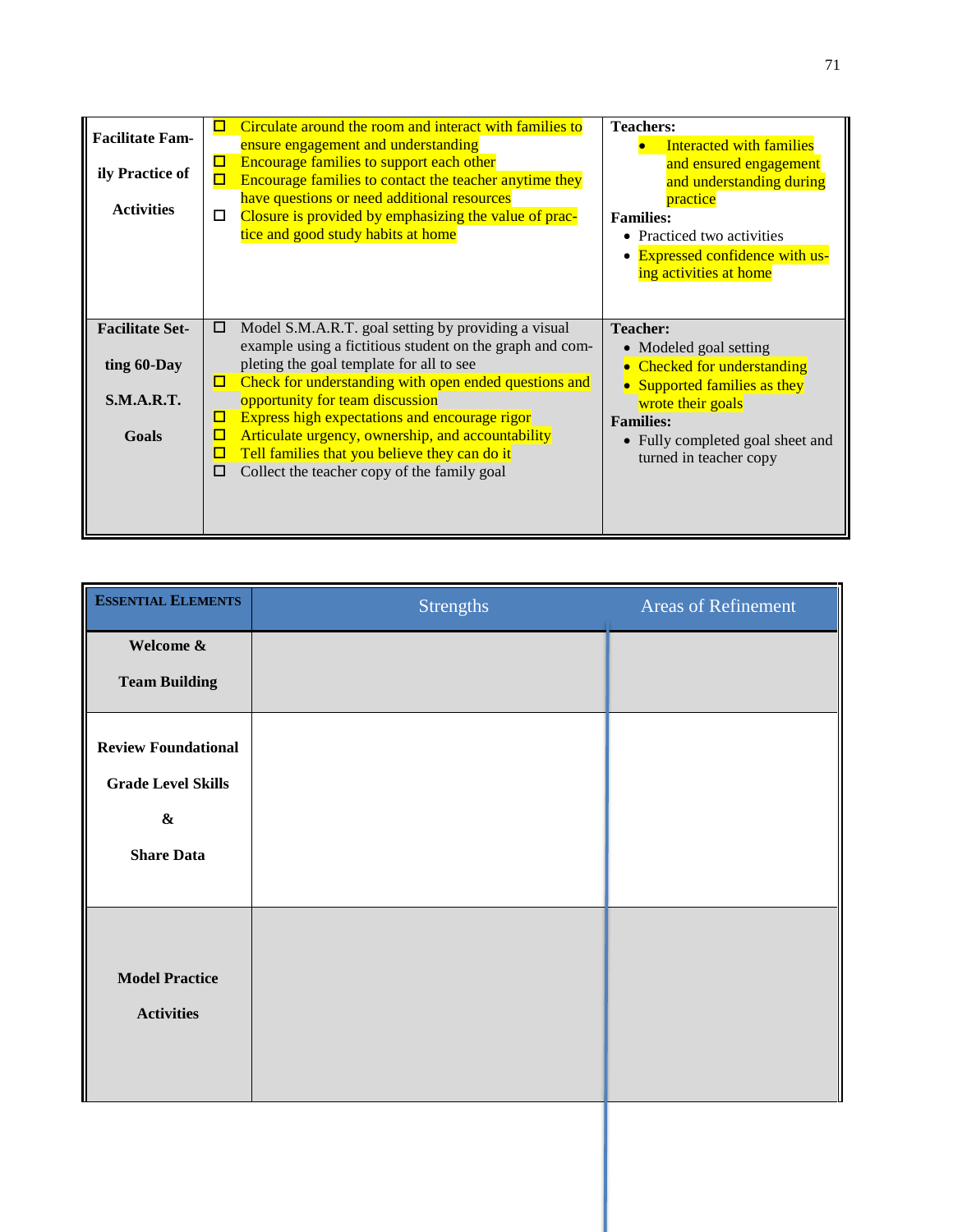| | | |
|---|---|---|
| **Facilitate Family Practice of Activities** | ☐ Circulate around the room and interact with families to ensure engagement and understanding<br>☐ Encourage families to support each other<br>☐ Encourage families to contact the teacher anytime they have questions or need additional resources<br>☐ Closure is provided by emphasizing the value of practice and good study habits at home | **Teachers:**<br>• Interacted with families and ensured engagement and understanding during practice<br>**Families:**<br>• Practiced two activities<br>• Expressed confidence with using activities at home |
| **Facilitate Setting 60-Day S.M.A.R.T. Goals** | ☐ Model S.M.A.R.T. goal setting by providing a visual example using a fictitious student on the graph and completing the goal template for all to see<br>☐ Check for understanding with open ended questions and opportunity for team discussion<br>☐ Express high expectations and encourage rigor<br>☐ Articulate urgency, ownership, and accountability<br>☐ Tell families that you believe they can do it<br>☐ Collect the teacher copy of the family goal | **Teacher:**<br>• Modeled goal setting<br>• Checked for understanding<br>• Supported families as they wrote their goals<br>**Families:**<br>• Fully completed goal sheet and turned in teacher copy |

| ESSENTIAL ELEMENTS | Strengths | Areas of Refinement |
|---|---|---|
| **Welcome & Team Building** | | |
| **Review Foundational Grade Level Skills & Share Data** | | |
| **Model Practice Activities** | | |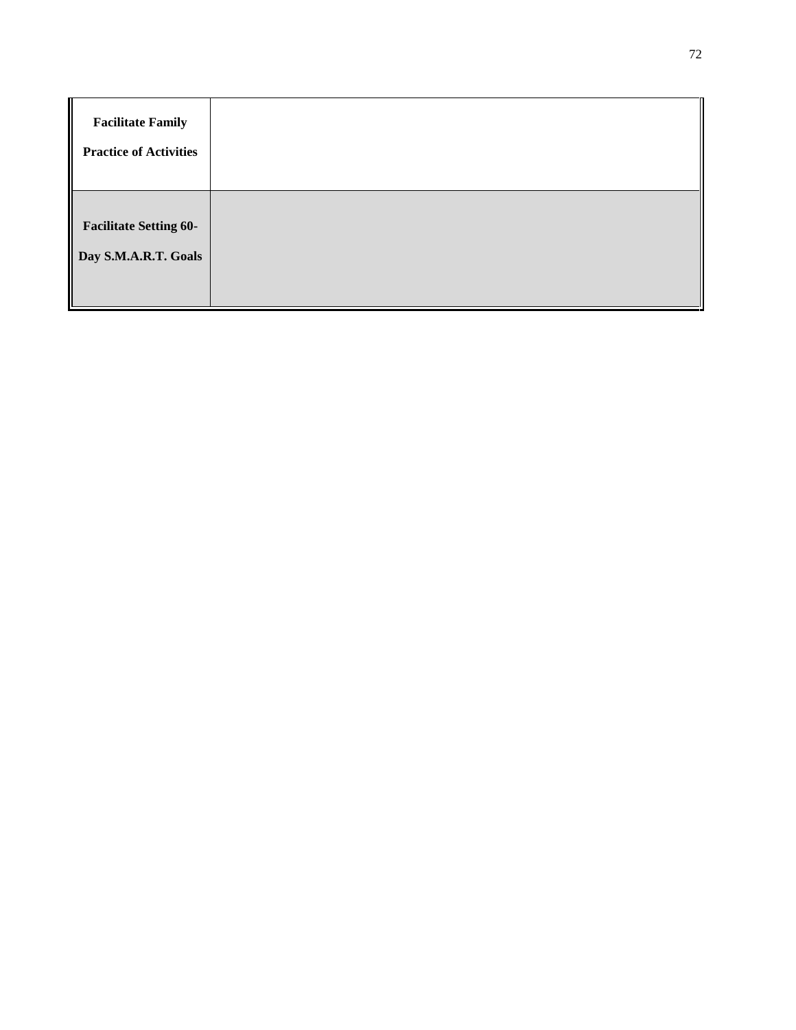| | |
|---|---|
| **Facilitate Family Practice of Activities** | |
| **Facilitate Setting 60-Day S.M.A.R.T. Goals** | |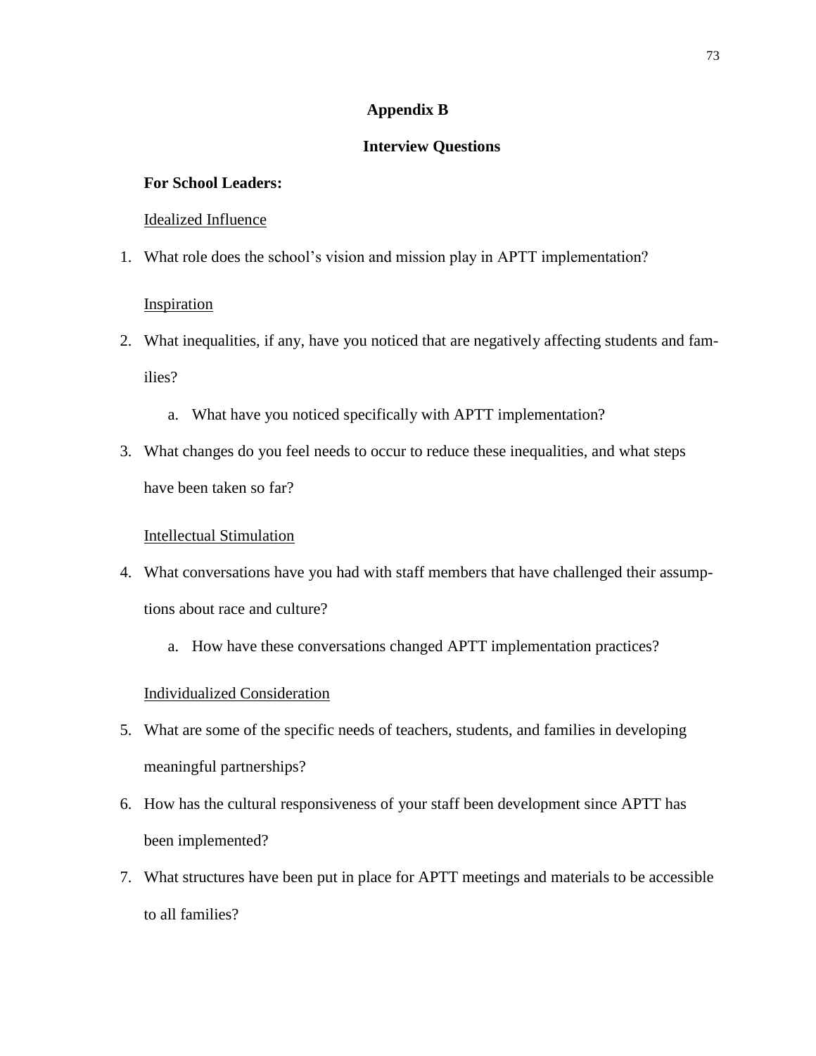## Appendix B

## Interview Questions

**For School Leaders:**

Idealized Influence

1. What role does the school's vision and mission play in APTT implementation?

Inspiration

2. What inequalities, if any, have you noticed that are negatively affecting students and families?
    a. What have you noticed specifically with APTT implementation?
3. What changes do you feel needs to occur to reduce these inequalities, and what steps have been taken so far?

Intellectual Stimulation

4. What conversations have you had with staff members that have challenged their assumptions about race and culture?
    a. How have these conversations changed APTT implementation practices?

Individualized Consideration

5. What are some of the specific needs of teachers, students, and families in developing meaningful partnerships?
6. How has the cultural responsiveness of your staff been development since APTT has been implemented?
7. What structures have been put in place for APTT meetings and materials to be accessible to all families?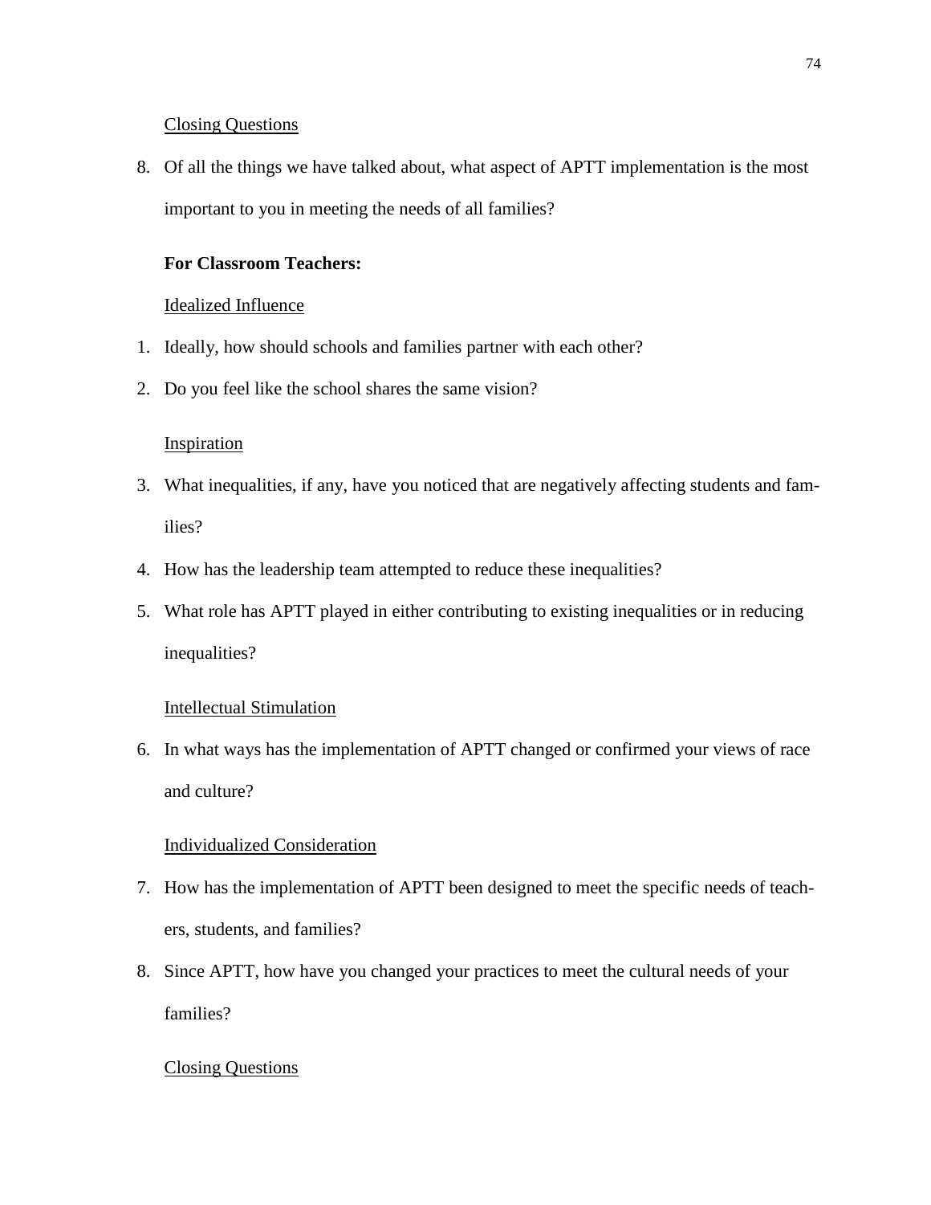Closing Questions

8. Of all the things we have talked about, what aspect of APTT implementation is the most important to you in meeting the needs of all families?

**For Classroom Teachers:**

Idealized Influence

1. Ideally, how should schools and families partner with each other?
2. Do you feel like the school shares the same vision?

Inspiration

3. What inequalities, if any, have you noticed that are negatively affecting students and families?
4. How has the leadership team attempted to reduce these inequalities?
5. What role has APTT played in either contributing to existing inequalities or in reducing inequalities?

Intellectual Stimulation

6. In what ways has the implementation of APTT changed or confirmed your views of race and culture?

Individualized Consideration

7. How has the implementation of APTT been designed to meet the specific needs of teachers, students, and families?
8. Since APTT, how have you changed your practices to meet the cultural needs of your families?

Closing Questions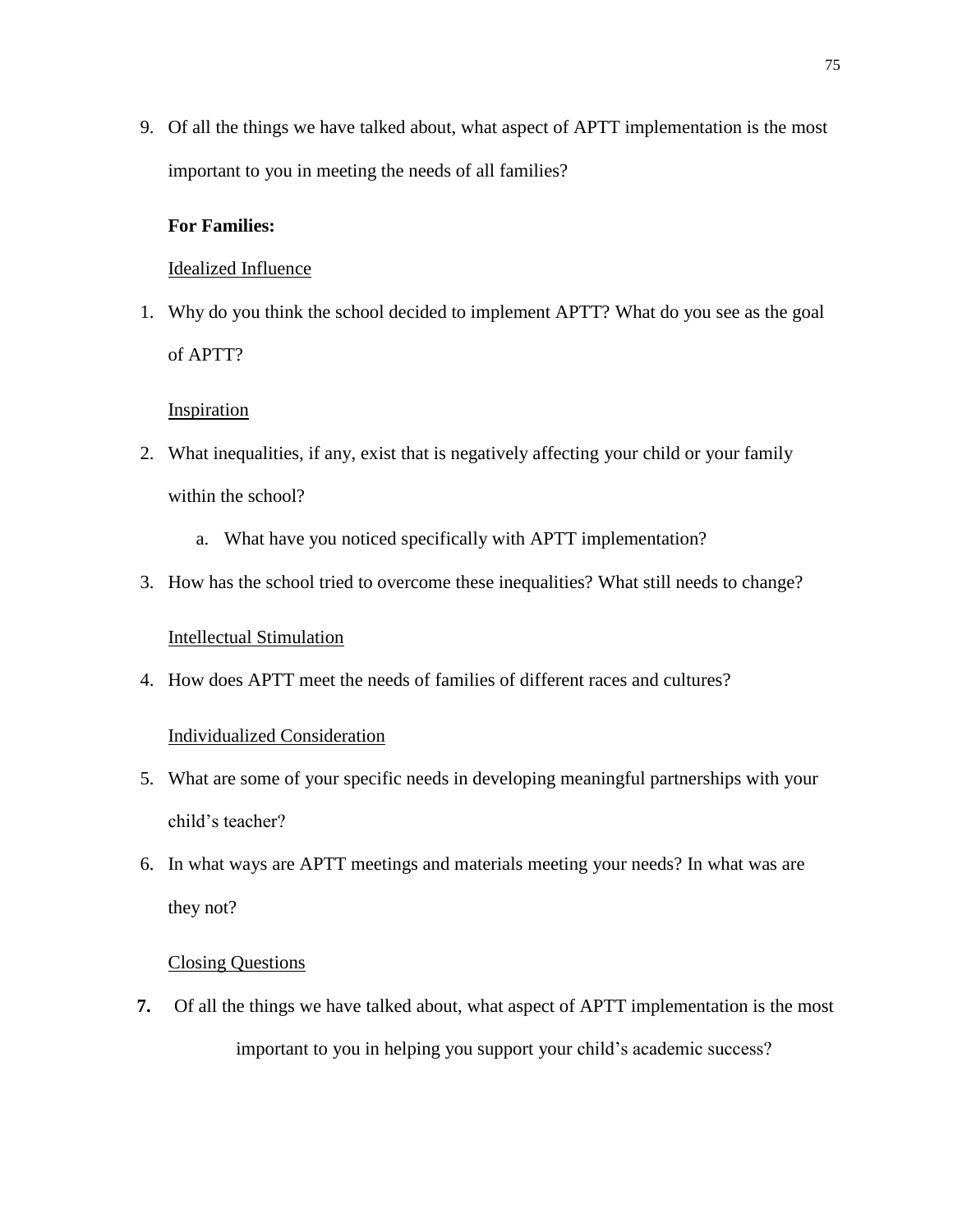9. Of all the things we have talked about, what aspect of APTT implementation is the most important to you in meeting the needs of all families?

**For Families:**

Idealized Influence

1. Why do you think the school decided to implement APTT? What do you see as the goal of APTT?

Inspiration

2. What inequalities, if any, exist that is negatively affecting your child or your family within the school?
    a. What have you noticed specifically with APTT implementation?
3. How has the school tried to overcome these inequalities? What still needs to change?

Intellectual Stimulation

4. How does APTT meet the needs of families of different races and cultures?

Individualized Consideration

5. What are some of your specific needs in developing meaningful partnerships with your child's teacher?
6. In what ways are APTT meetings and materials meeting your needs? In what was are they not?

Closing Questions

**7.** Of all the things we have talked about, what aspect of APTT implementation is the most important to you in helping you support your child's academic success?